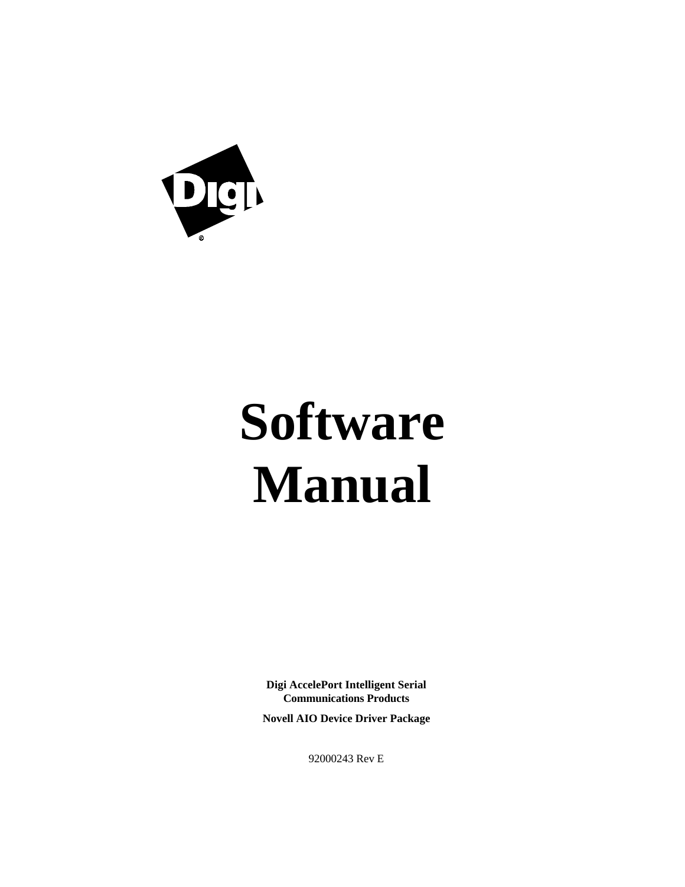# Software Manual

**Digi AccelePort Intelligent Serial Communications Products**

**Novell AIO Device Driver Package**

92000243 Rev E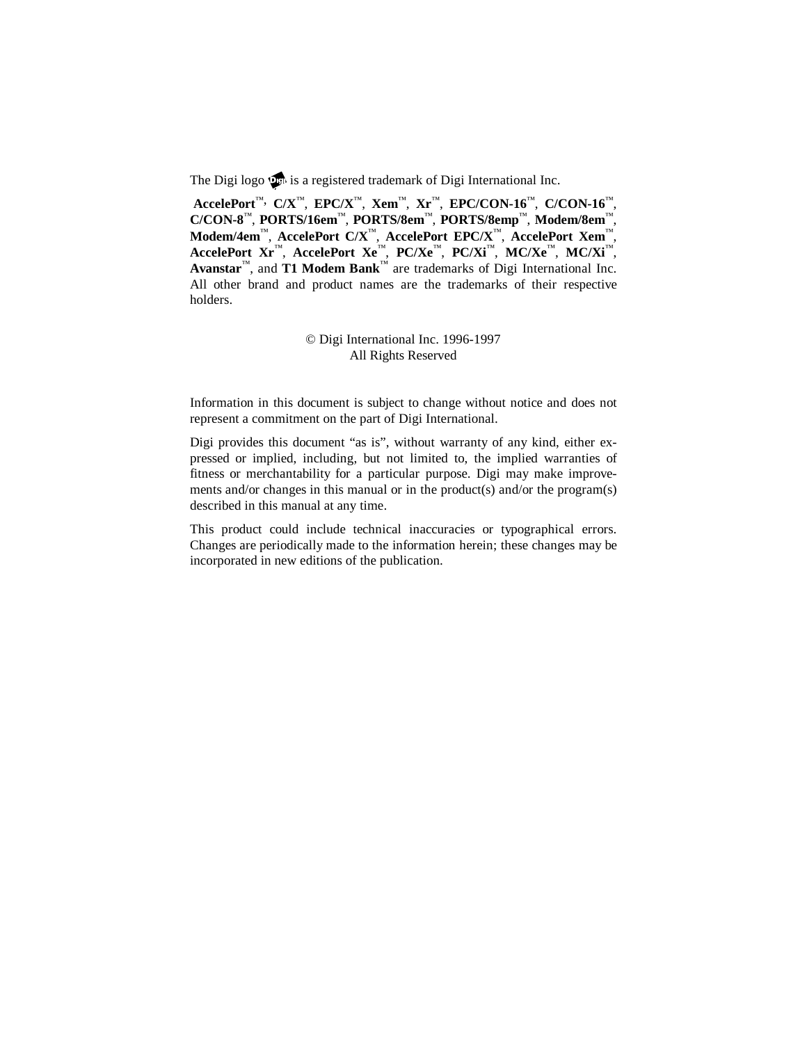The Digi logo is a registered trademark of Digi International Inc.

**AccelePort**™, **C/X**™, **EPC/X**™, **Xem**™, **Xr**™, **EPC/CON-16**™, **C/CON-16**™, **C/CON-8**™, **PORTS/16em**™, **PORTS/8em**™, **PORTS/8emp**™, **Modem/8em**™, **Modem/4em**™, **AccelePort C/X**™, **AccelePort EPC/X**™, **AccelePort Xem**™, **AccelePort Xr**™, **AccelePort Xe**™, **PC/Xe**™, **PC/Xi**™, **MC/Xe**™, **MC/Xi**™, **Avanstar**™, and **T1 Modem Bank**™ are trademarks of Digi International Inc. All other brand and product names are the trademarks of their respective holders.

© Digi International Inc. 1996-1997
All Rights Reserved

Information in this document is subject to change without notice and does not represent a commitment on the part of Digi International.

Digi provides this document "as is", without warranty of any kind, either expressed or implied, including, but not limited to, the implied warranties of fitness or merchantability for a particular purpose. Digi may make improvements and/or changes in this manual or in the product(s) and/or the program(s) described in this manual at any time.

This product could include technical inaccuracies or typographical errors. Changes are periodically made to the information herein; these changes may be incorporated in new editions of the publication.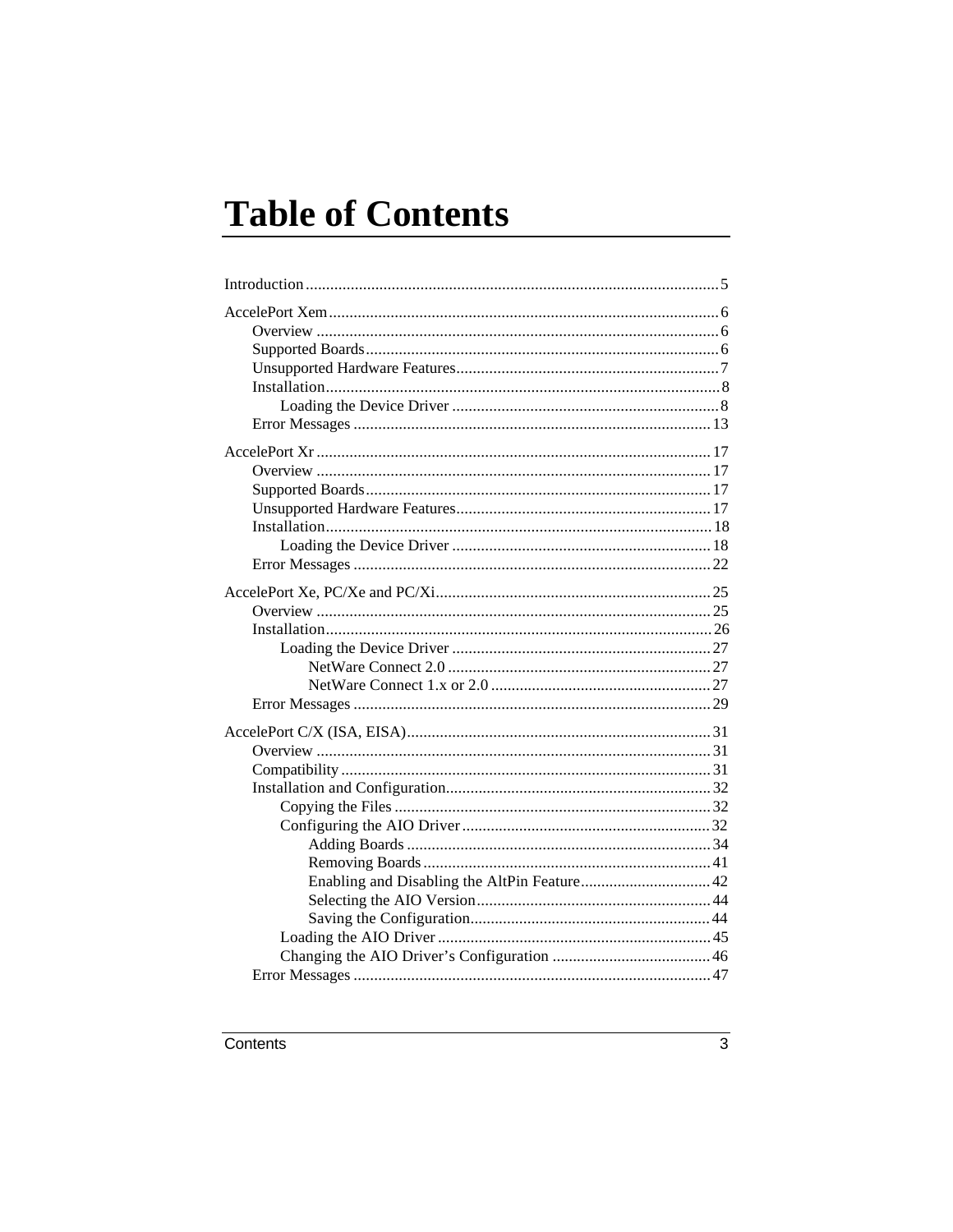# Table of Contents

Introduction .................................................................................................... 5

AccelePort Xem .............................................................................................. 6
- Overview ................................................................................................. 6
- Supported Boards ..................................................................................... 6
- Unsupported Hardware Features ............................................................... 7
- Installation ............................................................................................... 8
  - Loading the Device Driver ................................................................ 8
- Error Messages ...................................................................................... 13

AccelePort Xr ............................................................................................... 17
- Overview ............................................................................................... 17
- Supported Boards ................................................................................... 17
- Unsupported Hardware Features ............................................................. 17
- Installation ............................................................................................. 18
  - Loading the Device Driver .............................................................. 18
- Error Messages ...................................................................................... 22

AccelePort Xe, PC/Xe and PC/Xi .................................................................. 25
- Overview ............................................................................................... 25
- Installation ............................................................................................. 26
  - Loading the Device Driver .............................................................. 27
    - NetWare Connect 2.0 ............................................................... 27
    - NetWare Connect 1.x or 2.0 ..................................................... 27
- Error Messages ...................................................................................... 29

AccelePort C/X (ISA, EISA) .......................................................................... 31
- Overview ............................................................................................... 31
- Compatibility ......................................................................................... 31
- Installation and Configuration ................................................................ 32
  - Copying the Files ............................................................................ 32
  - Configuring the AIO Driver ............................................................ 32
    - Adding Boards ......................................................................... 34
    - Removing Boards ..................................................................... 41
    - Enabling and Disabling the AltPin Feature ................................ 42
    - Selecting the AIO Version ........................................................ 44
    - Saving the Configuration .......................................................... 44
  - Loading the AIO Driver .................................................................. 45
  - Changing the AIO Driver's Configuration ...................................... 46
- Error Messages ...................................................................................... 47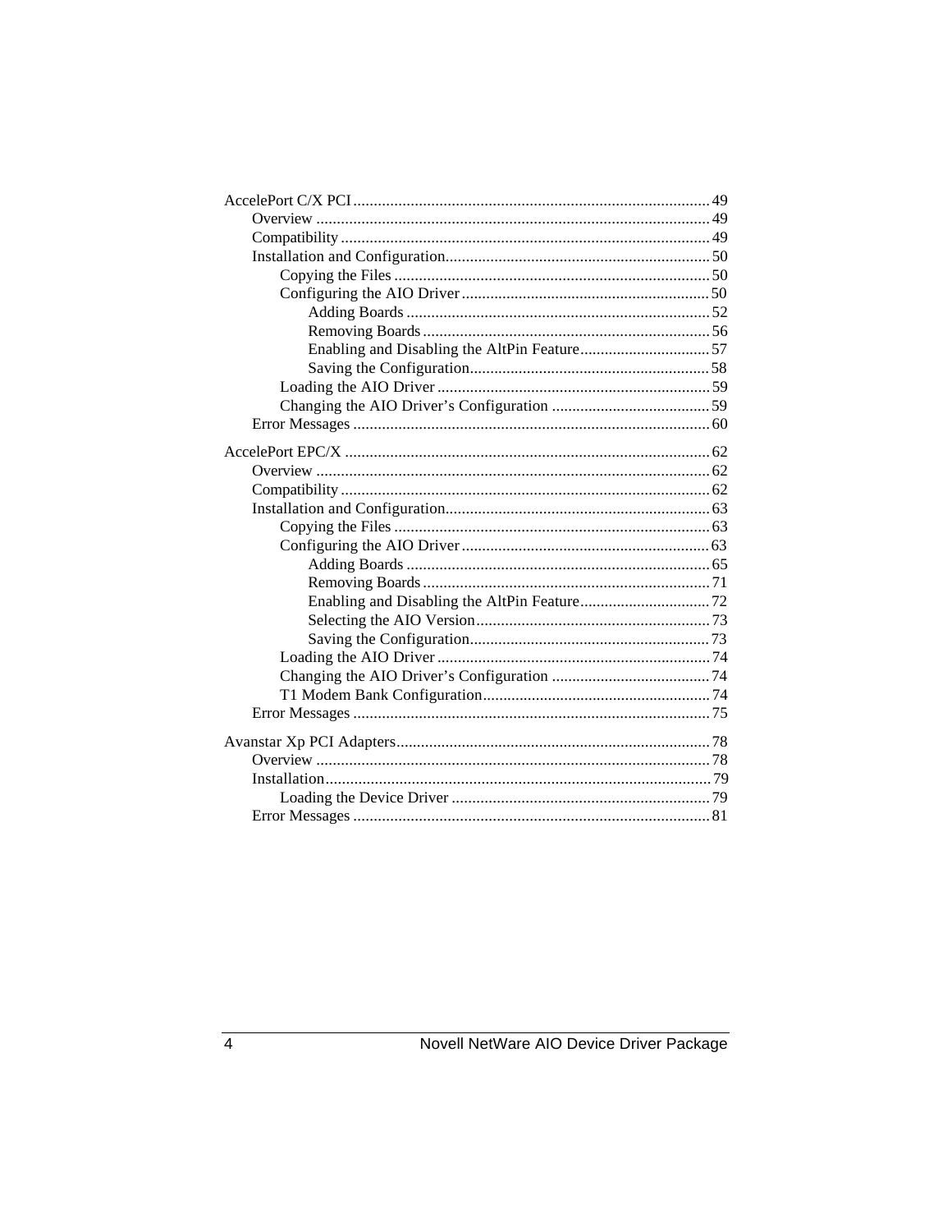AccelePort C/X PCI ....................................................................................... 49
- Overview ................................................................................................ 49
- Compatibility .......................................................................................... 49
- Installation and Configuration................................................................. 50
  - Copying the Files ............................................................................. 50
  - Configuring the AIO Driver ............................................................. 50
    - Adding Boards .......................................................................... 52
    - Removing Boards ...................................................................... 56
    - Enabling and Disabling the AltPin Feature................................ 57
    - Saving the Configuration........................................................... 58
  - Loading the AIO Driver ................................................................... 59
  - Changing the AIO Driver's Configuration ....................................... 59
- Error Messages ....................................................................................... 60

AccelePort EPC/X ......................................................................................... 62
- Overview ................................................................................................ 62
- Compatibility .......................................................................................... 62
- Installation and Configuration................................................................. 63
  - Copying the Files ............................................................................. 63
  - Configuring the AIO Driver ............................................................. 63
    - Adding Boards .......................................................................... 65
    - Removing Boards ...................................................................... 71
    - Enabling and Disabling the AltPin Feature................................ 72
    - Selecting the AIO Version......................................................... 73
    - Saving the Configuration........................................................... 73
  - Loading the AIO Driver ................................................................... 74
  - Changing the AIO Driver's Configuration ....................................... 74
  - T1 Modem Bank Configuration........................................................ 74
- Error Messages ....................................................................................... 75

Avanstar Xp PCI Adapters............................................................................. 78
- Overview ................................................................................................ 78
- Installation.............................................................................................. 79
  - Loading the Device Driver ............................................................... 79
- Error Messages ....................................................................................... 81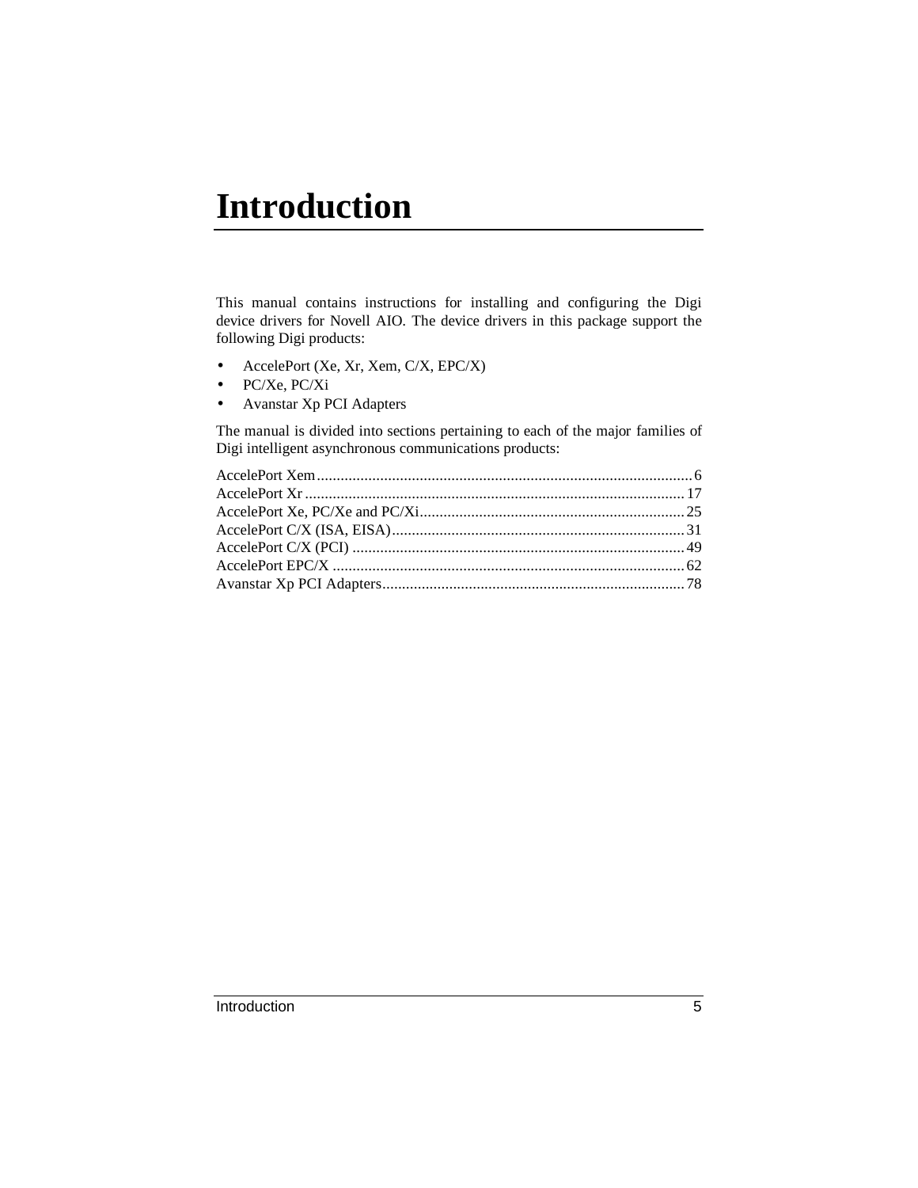# Introduction

This manual contains instructions for installing and configuring the Digi device drivers for Novell AIO. The device drivers in this package support the following Digi products:

- AccelePort (Xe, Xr, Xem, C/X, EPC/X)
- PC/Xe, PC/Xi
- Avanstar Xp PCI Adapters

The manual is divided into sections pertaining to each of the major families of Digi intelligent asynchronous communications products:

AccelePort Xem .............................................................................................. 6
AccelePort Xr ................................................................................................ 17
AccelePort Xe, PC/Xe and PC/Xi................................................................... 25
AccelePort C/X (ISA, EISA).......................................................................... 31
AccelePort C/X (PCI) .................................................................................... 49
AccelePort EPC/X ......................................................................................... 62
Avanstar Xp PCI Adapters............................................................................. 78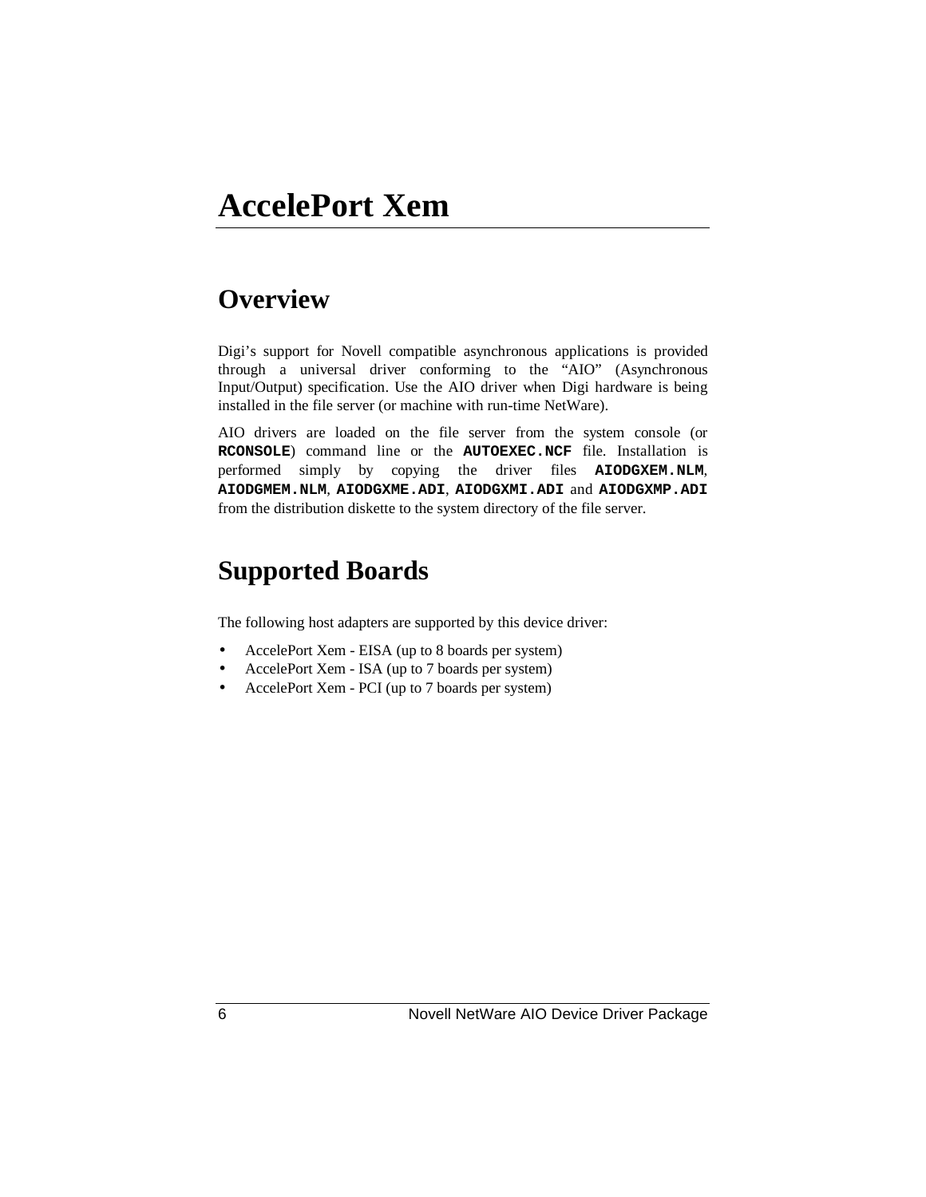# AccelePort Xem

## Overview

Digi's support for Novell compatible asynchronous applications is provided through a universal driver conforming to the "AIO" (Asynchronous Input/Output) specification. Use the AIO driver when Digi hardware is being installed in the file server (or machine with run-time NetWare).

AIO drivers are loaded on the file server from the system console (or **RCONSOLE**) command line or the **AUTOEXEC.NCF** file. Installation is performed simply by copying the driver files **AIODGXEM.NLM**, **AIODGMEM.NLM**, **AIODGXME.ADI**, **AIODGXMI.ADI** and **AIODGXMP.ADI** from the distribution diskette to the system directory of the file server.

## Supported Boards

The following host adapters are supported by this device driver:

- AccelePort Xem - EISA (up to 8 boards per system)
- AccelePort Xem - ISA (up to 7 boards per system)
- AccelePort Xem - PCI (up to 7 boards per system)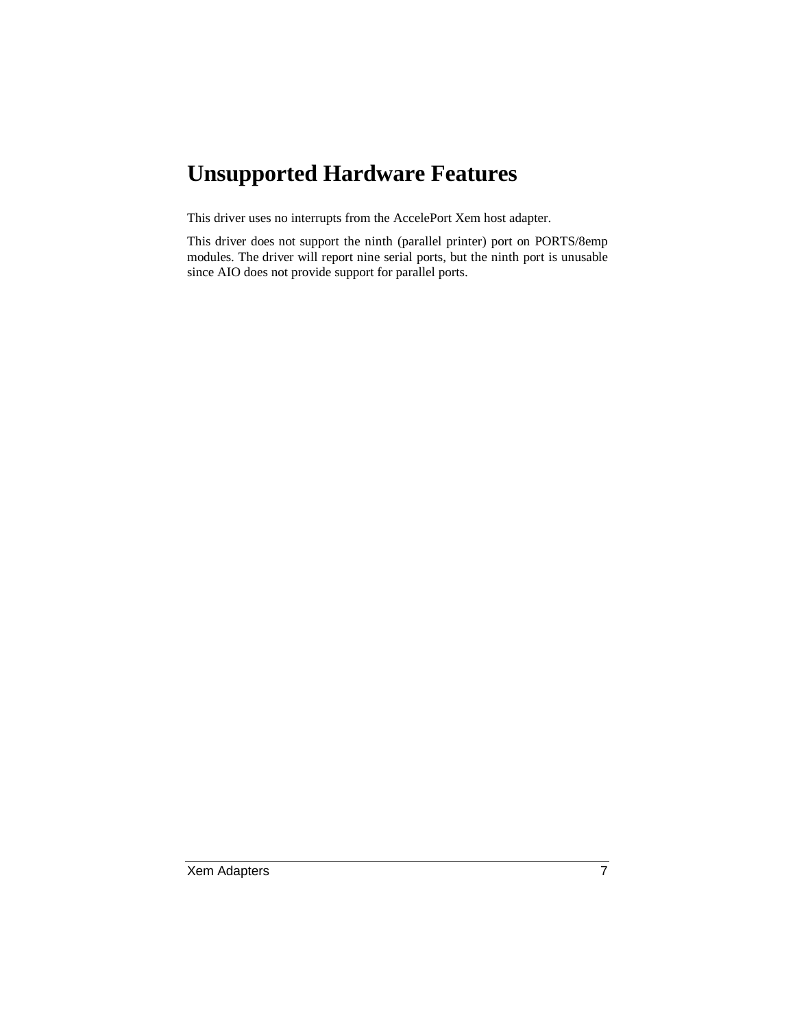# Unsupported Hardware Features

This driver uses no interrupts from the AccelePort Xem host adapter.

This driver does not support the ninth (parallel printer) port on PORTS/8emp modules. The driver will report nine serial ports, but the ninth port is unusable since AIO does not provide support for parallel ports.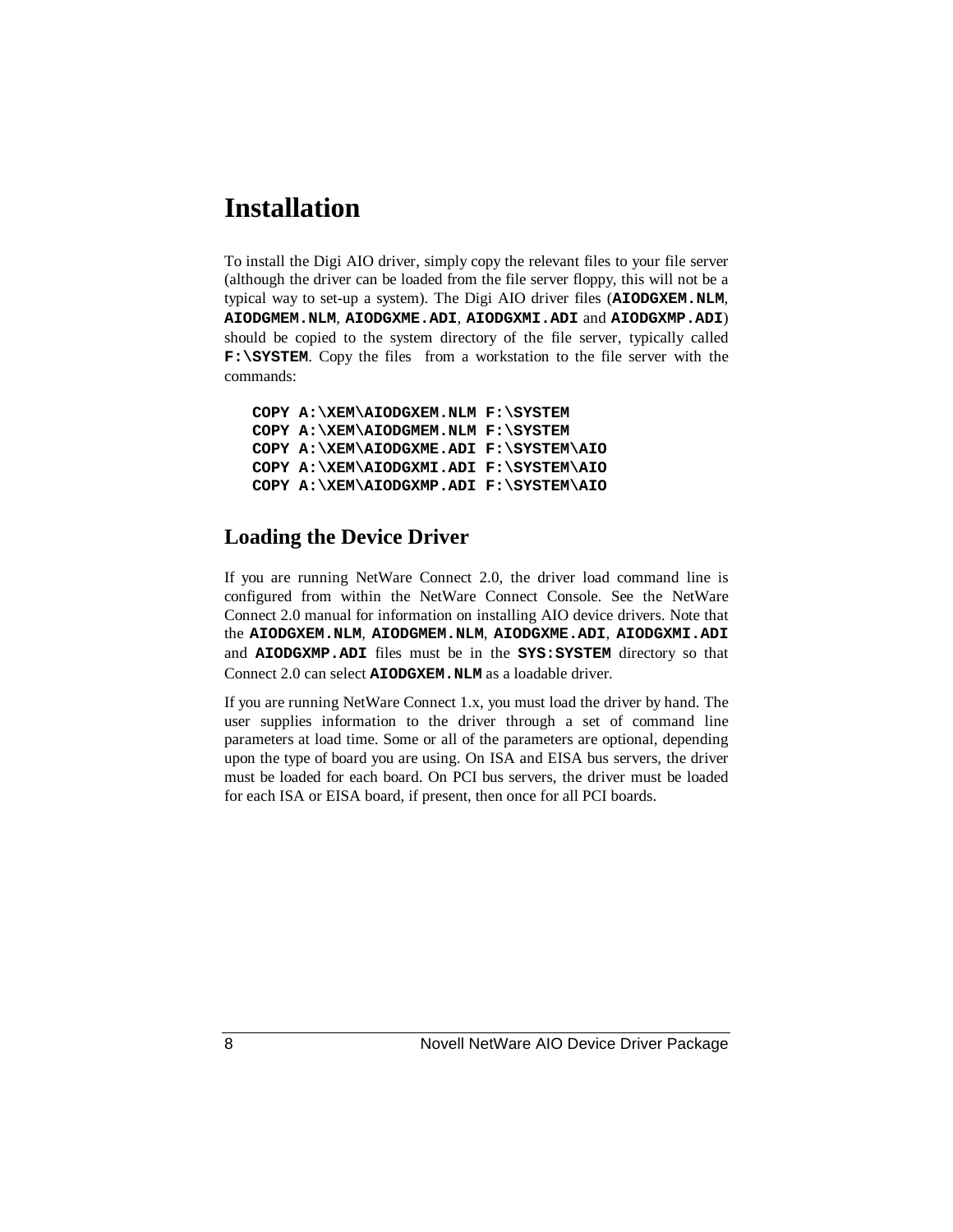# Installation

To install the Digi AIO driver, simply copy the relevant files to your file server (although the driver can be loaded from the file server floppy, this will not be a typical way to set-up a system). The Digi AIO driver files (**AIODGXEM.NLM**, **AIODGMEM.NLM**, **AIODGXME.ADI**, **AIODGXMI.ADI** and **AIODGXMP.ADI**) should be copied to the system directory of the file server, typically called **F:\SYSTEM**. Copy the files from a workstation to the file server with the commands:

```
COPY A:\XEM\AIODGXEM.NLM F:\SYSTEM
COPY A:\XEM\AIODGMEM.NLM F:\SYSTEM
COPY A:\XEM\AIODGXME.ADI F:\SYSTEM\AIO
COPY A:\XEM\AIODGXMI.ADI F:\SYSTEM\AIO
COPY A:\XEM\AIODGXMP.ADI F:\SYSTEM\AIO
```

## Loading the Device Driver

If you are running NetWare Connect 2.0, the driver load command line is configured from within the NetWare Connect Console. See the NetWare Connect 2.0 manual for information on installing AIO device drivers. Note that the **AIODGXEM.NLM**, **AIODGMEM.NLM**, **AIODGXME.ADI**, **AIODGXMI.ADI** and **AIODGXMP.ADI** files must be in the **SYS:SYSTEM** directory so that Connect 2.0 can select **AIODGXEM.NLM** as a loadable driver.

If you are running NetWare Connect 1.x, you must load the driver by hand. The user supplies information to the driver through a set of command line parameters at load time. Some or all of the parameters are optional, depending upon the type of board you are using. On ISA and EISA bus servers, the driver must be loaded for each board. On PCI bus servers, the driver must be loaded for each ISA or EISA board, if present, then once for all PCI boards.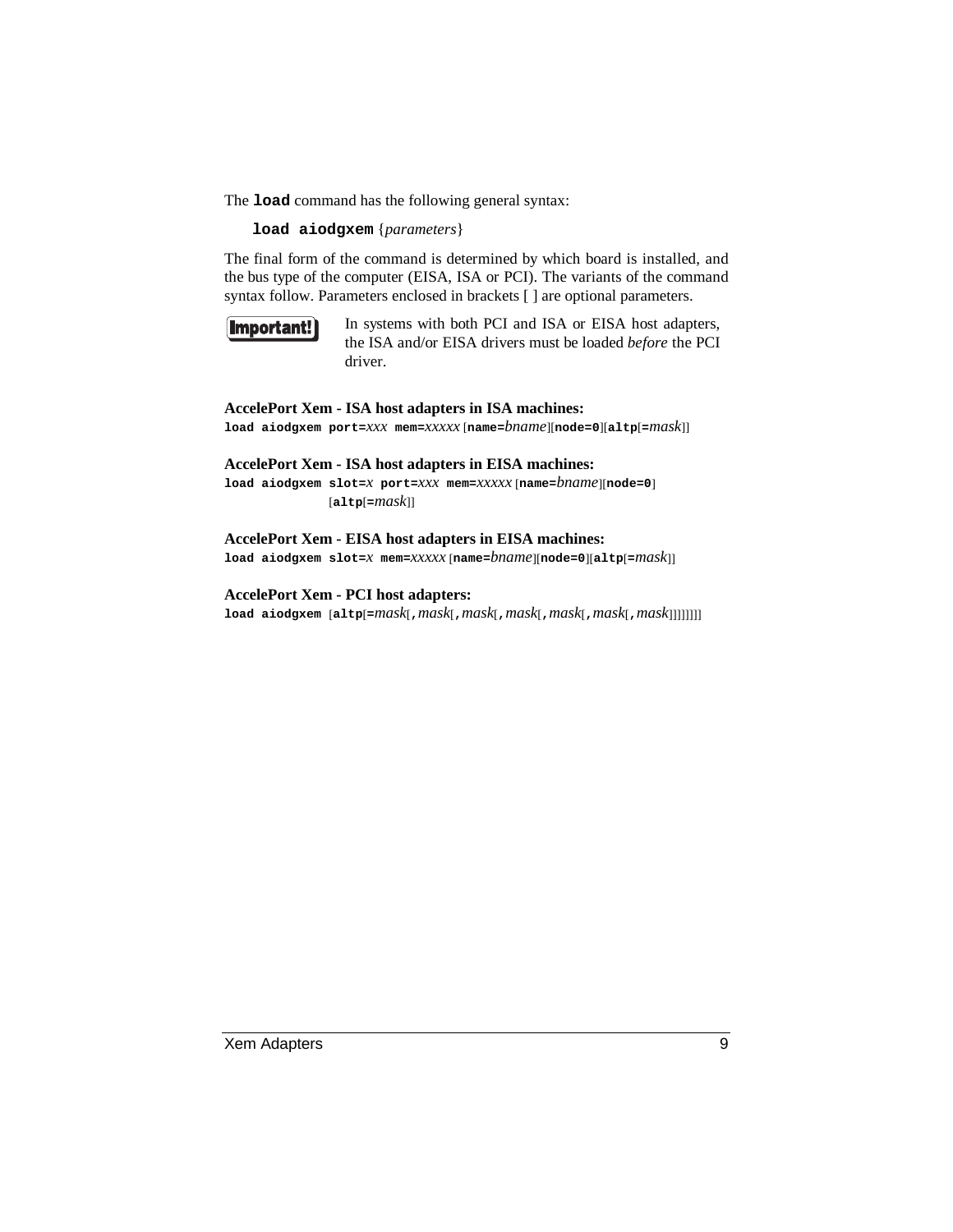The **load** command has the following general syntax:

**load aiodgxem** {*parameters*}

The final form of the command is determined by which board is installed, and the bus type of the computer (EISA, ISA or PCI). The variants of the command syntax follow. Parameters enclosed in brackets [ ] are optional parameters.

**Important!** In systems with both PCI and ISA or EISA host adapters, the ISA and/or EISA drivers must be loaded *before* the PCI driver.

**AccelePort Xem - ISA host adapters in ISA machines:**

**load aiodgxem port=***xxx* **mem=***xxxxx* [**name=***bname*][**node=0**][**altp**[**=***mask*]]

**AccelePort Xem - ISA host adapters in EISA machines:**

**load aiodgxem slot=***x* **port=***xxx* **mem=***xxxxx* [**name=***bname*][**node=0**]
[**altp**[**=***mask*]]

**AccelePort Xem - EISA host adapters in EISA machines:**

**load aiodgxem slot=***x* **mem=***xxxxx* [**name=***bname*][**node=0**][**altp**[**=***mask*]]

**AccelePort Xem - PCI host adapters:**

**load aiodgxem** [**altp**[**=***mask*[**,***mask*[**,***mask*[**,***mask*[**,***mask*[**,***mask*[**,***mask*]]]]]]]]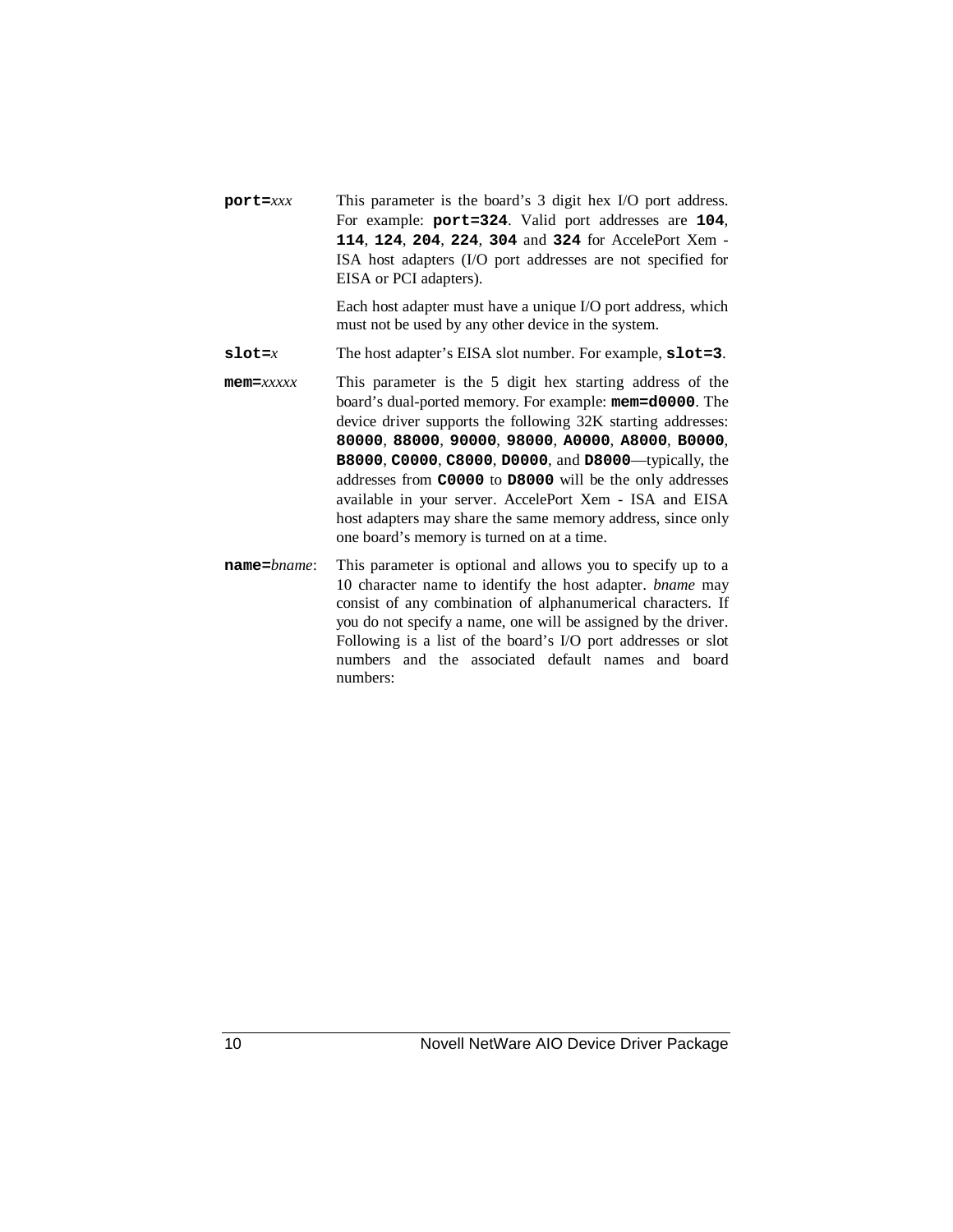**port=***xxx* This parameter is the board's 3 digit hex I/O port address. For example: **port=324**. Valid port addresses are **104**, **114**, **124**, **204**, **224**, **304** and **324** for AccelePort Xem - ISA host adapters (I/O port addresses are not specified for EISA or PCI adapters).

Each host adapter must have a unique I/O port address, which must not be used by any other device in the system.

**slot=***x* The host adapter's EISA slot number. For example, **slot=3**.

**mem=***xxxxx* This parameter is the 5 digit hex starting address of the board's dual-ported memory. For example: **mem=d0000**. The device driver supports the following 32K starting addresses: **80000**, **88000**, **90000**, **98000**, **A0000**, **A8000**, **B0000**, **B8000**, **C0000**, **C8000**, **D0000**, and **D8000**—typically, the addresses from **C0000** to **D8000** will be the only addresses available in your server. AccelePort Xem - ISA and EISA host adapters may share the same memory address, since only one board's memory is turned on at a time.

**name=***bname*: This parameter is optional and allows you to specify up to a 10 character name to identify the host adapter. *bname* may consist of any combination of alphanumerical characters. If you do not specify a name, one will be assigned by the driver. Following is a list of the board's I/O port addresses or slot numbers and the associated default names and board numbers: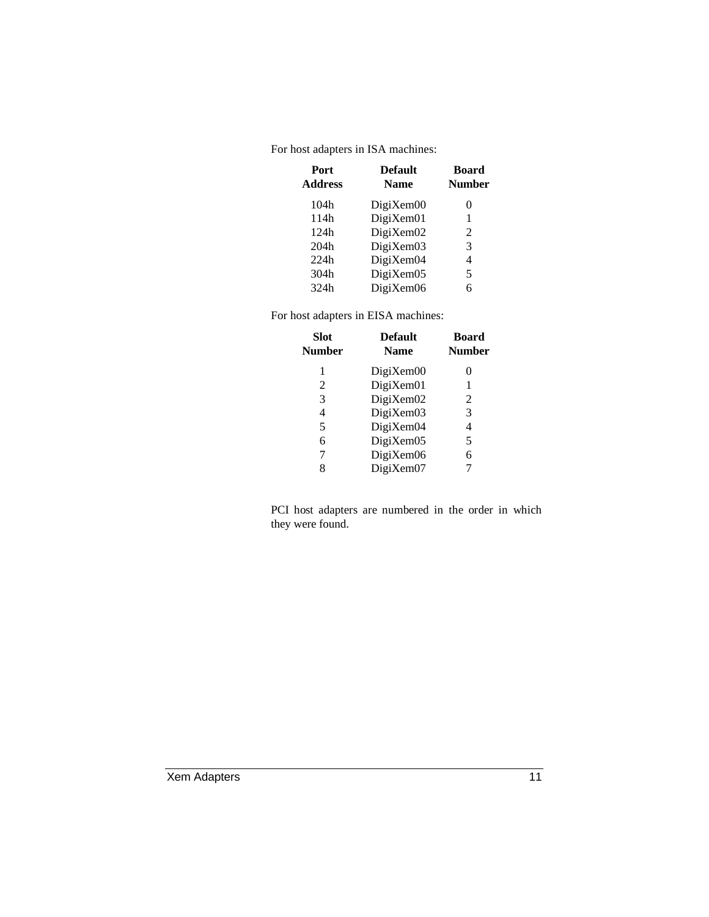For host adapters in ISA machines:

| Port Address | Default Name | Board Number |
|---|---|---|
| 104h | DigiXem00 | 0 |
| 114h | DigiXem01 | 1 |
| 124h | DigiXem02 | 2 |
| 204h | DigiXem03 | 3 |
| 224h | DigiXem04 | 4 |
| 304h | DigiXem05 | 5 |
| 324h | DigiXem06 | 6 |

For host adapters in EISA machines:

| Slot Number | Default Name | Board Number |
|---|---|---|
| 1 | DigiXem00 | 0 |
| 2 | DigiXem01 | 1 |
| 3 | DigiXem02 | 2 |
| 4 | DigiXem03 | 3 |
| 5 | DigiXem04 | 4 |
| 6 | DigiXem05 | 5 |
| 7 | DigiXem06 | 6 |
| 8 | DigiXem07 | 7 |

PCI host adapters are numbered in the order in which they were found.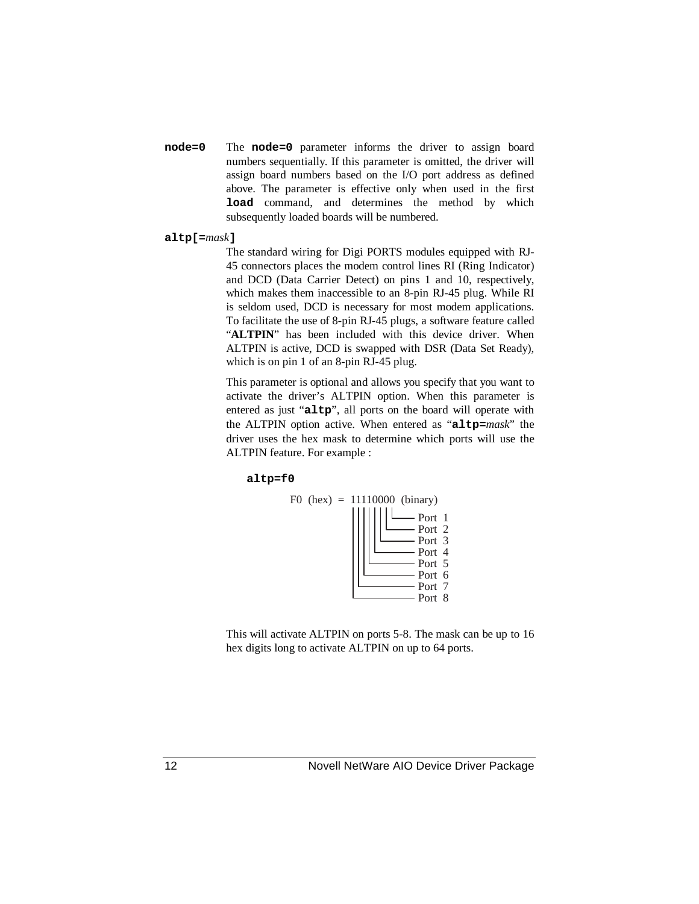**`node=0`** The **`node=0`** parameter informs the driver to assign board numbers sequentially. If this parameter is omitted, the driver will assign board numbers based on the I/O port address as defined above. The parameter is effective only when used in the first **`load`** command, and determines the method by which subsequently loaded boards will be numbered.

**`altp[=`*mask*`]`**

The standard wiring for Digi PORTS modules equipped with RJ-45 connectors places the modem control lines RI (Ring Indicator) and DCD (Data Carrier Detect) on pins 1 and 10, respectively, which makes them inaccessible to an 8-pin RJ-45 plug. While RI is seldom used, DCD is necessary for most modem applications. To facilitate the use of 8-pin RJ-45 plugs, a software feature called "**ALTPIN**" has been included with this device driver. When ALTPIN is active, DCD is swapped with DSR (Data Set Ready), which is on pin 1 of an 8-pin RJ-45 plug.

This parameter is optional and allows you specify that you want to activate the driver's ALTPIN option. When this parameter is entered as just "**`altp`**", all ports on the board will operate with the ALTPIN option active. When entered as "**`altp=`***mask*" the driver uses the hex mask to determine which ports will use the ALTPIN feature. For example :

**`altp=f0`**

```
F0 (hex) = 11110000 (binary)
           ||||||||
           |||||||└── Port 1
           ||||||└─── Port 2
           |||||└──── Port 3
           ||||└───── Port 4
           |||└────── Port 5
           ||└─────── Port 6
           |└──────── Port 7
           └───────── Port 8
```

This will activate ALTPIN on ports 5-8. The mask can be up to 16 hex digits long to activate ALTPIN on up to 64 ports.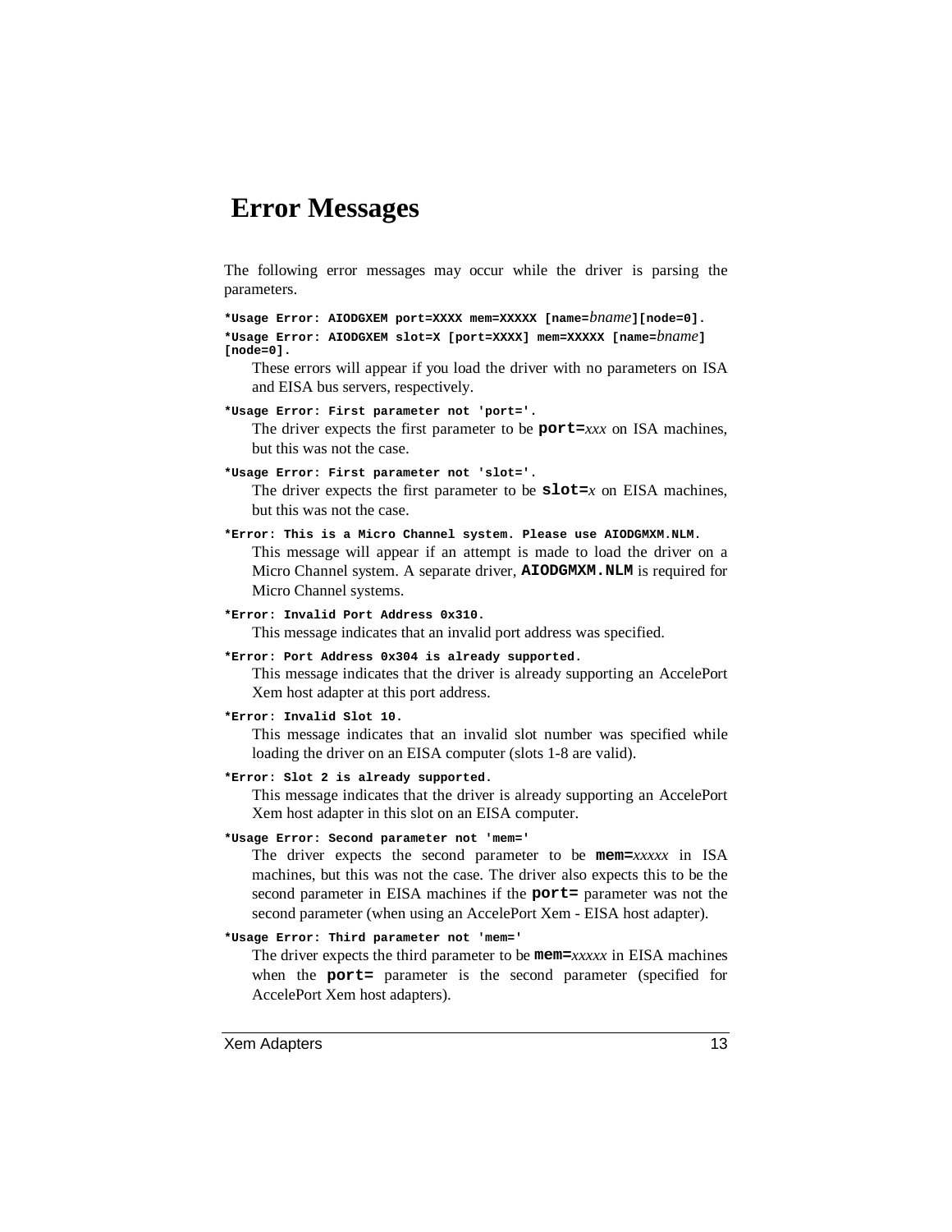# Error Messages

The following error messages may occur while the driver is parsing the parameters.

**`*Usage Error: AIODGXEM port=XXXX mem=XXXXX [name=`*bname*`][node=0].`**

**`*Usage Error: AIODGXEM slot=X [port=XXXX] mem=XXXXX [name=`*bname*`] [node=0].`**

These errors will appear if you load the driver with no parameters on ISA and EISA bus servers, respectively.

**`*Usage Error: First parameter not 'port='.`**

The driver expects the first parameter to be **`port=`***xxx* on ISA machines, but this was not the case.

**`*Usage Error: First parameter not 'slot='.`**

The driver expects the first parameter to be **`slot=`***x* on EISA machines, but this was not the case.

**`*Error: This is a Micro Channel system. Please use AIODGMXM.NLM.`**

This message will appear if an attempt is made to load the driver on a Micro Channel system. A separate driver, **`AIODGMXM.NLM`** is required for Micro Channel systems.

**`*Error: Invalid Port Address 0x310.`**

This message indicates that an invalid port address was specified.

**`*Error: Port Address 0x304 is already supported.`**

This message indicates that the driver is already supporting an AccelePort Xem host adapter at this port address.

**`*Error: Invalid Slot 10.`**

This message indicates that an invalid slot number was specified while loading the driver on an EISA computer (slots 1-8 are valid).

**`*Error: Slot 2 is already supported.`**

This message indicates that the driver is already supporting an AccelePort Xem host adapter in this slot on an EISA computer.

**`*Usage Error: Second parameter not 'mem='`**

The driver expects the second parameter to be **`mem=`***xxxxx* in ISA machines, but this was not the case. The driver also expects this to be the second parameter in EISA machines if the **`port=`** parameter was not the second parameter (when using an AccelePort Xem - EISA host adapter).

**`*Usage Error: Third parameter not 'mem='`**

The driver expects the third parameter to be **`mem=`***xxxxx* in EISA machines when the **`port=`** parameter is the second parameter (specified for AccelePort Xem host adapters).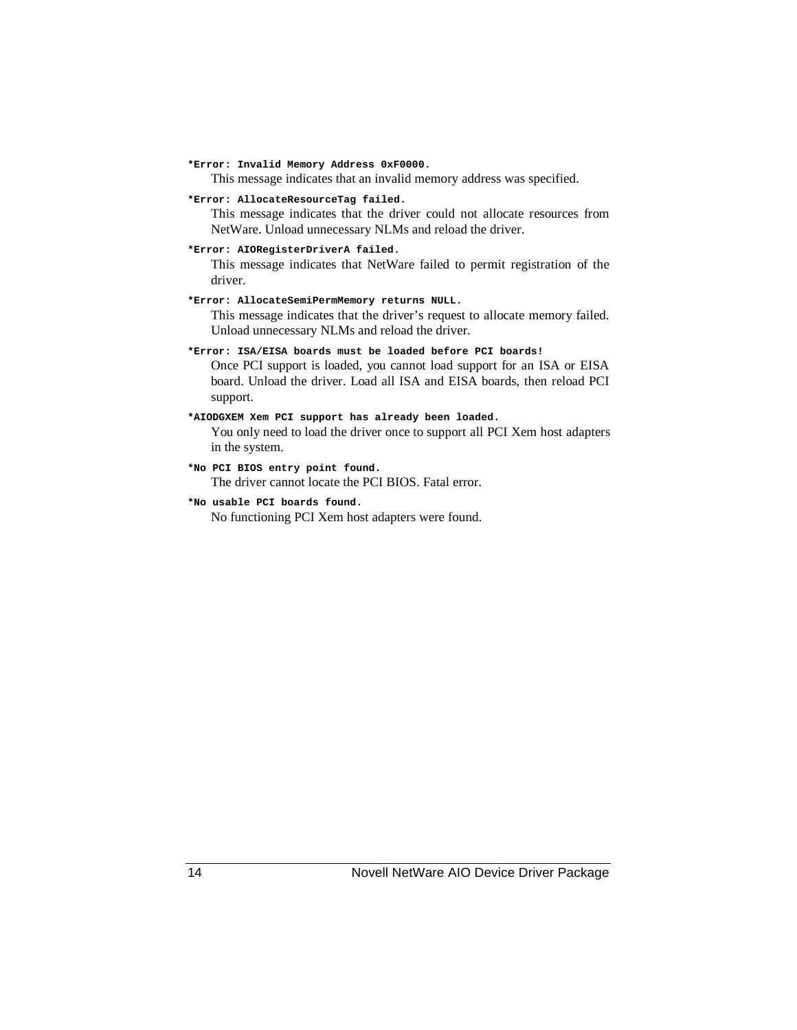**`*Error: Invalid Memory Address 0xF0000.`**

This message indicates that an invalid memory address was specified.

**`*Error: AllocateResourceTag failed.`**

This message indicates that the driver could not allocate resources from NetWare. Unload unnecessary NLMs and reload the driver.

**`*Error: AIORegisterDriverA failed.`**

This message indicates that NetWare failed to permit registration of the driver.

**`*Error: AllocateSemiPermMemory returns NULL.`**

This message indicates that the driver's request to allocate memory failed. Unload unnecessary NLMs and reload the driver.

**`*Error: ISA/EISA boards must be loaded before PCI boards!`**

Once PCI support is loaded, you cannot load support for an ISA or EISA board. Unload the driver. Load all ISA and EISA boards, then reload PCI support.

**`*AIODGXEM Xem PCI support has already been loaded.`**

You only need to load the driver once to support all PCI Xem host adapters in the system.

**`*No PCI BIOS entry point found.`**

The driver cannot locate the PCI BIOS. Fatal error.

**`*No usable PCI boards found.`**

No functioning PCI Xem host adapters were found.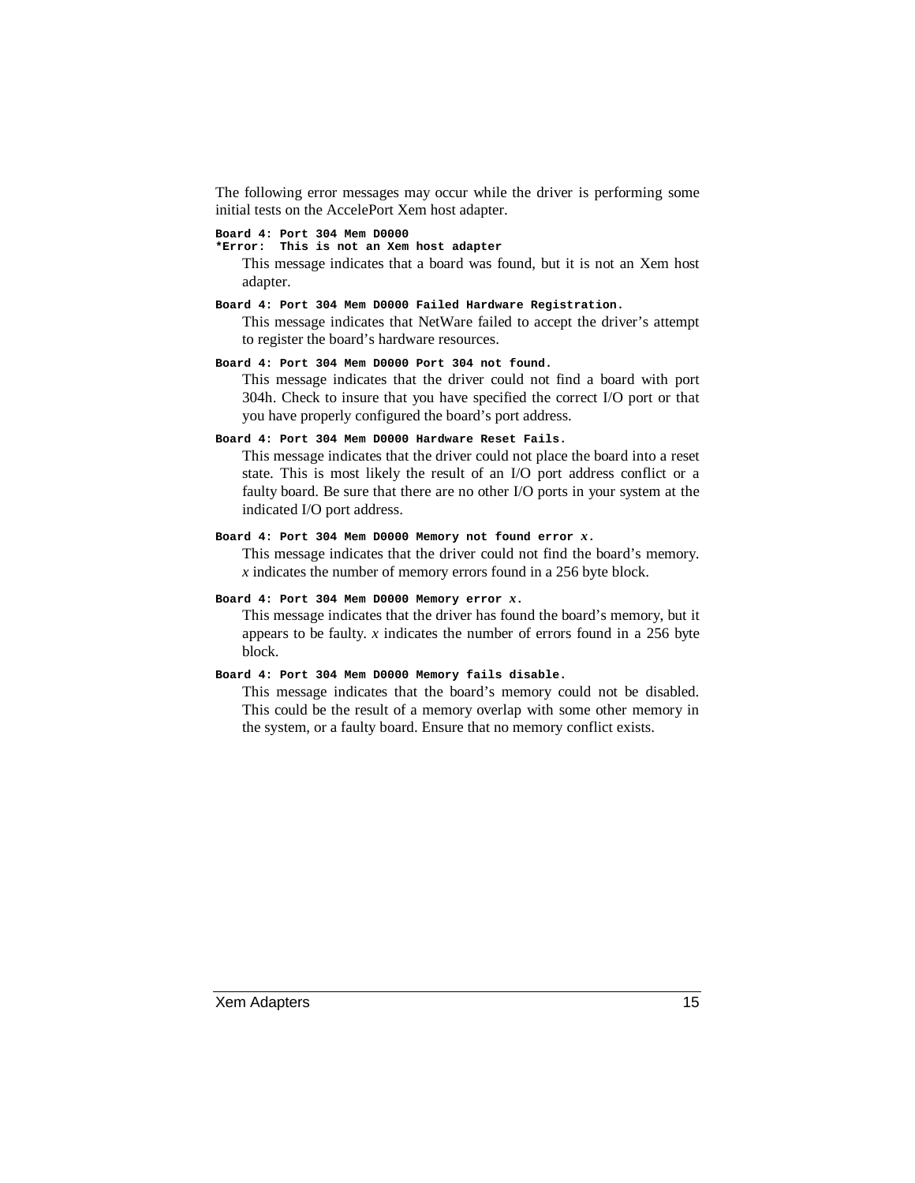The following error messages may occur while the driver is performing some initial tests on the AccelePort Xem host adapter.

```
Board 4: Port 304 Mem D0000
*Error:  This is not an Xem host adapter
```

This message indicates that a board was found, but it is not an Xem host adapter.

```
Board 4: Port 304 Mem D0000 Failed Hardware Registration.
```

This message indicates that NetWare failed to accept the driver's attempt to register the board's hardware resources.

```
Board 4: Port 304 Mem D0000 Port 304 not found.
```

This message indicates that the driver could not find a board with port 304h. Check to insure that you have specified the correct I/O port or that you have properly configured the board's port address.

```
Board 4: Port 304 Mem D0000 Hardware Reset Fails.
```

This message indicates that the driver could not place the board into a reset state. This is most likely the result of an I/O port address conflict or a faulty board. Be sure that there are no other I/O ports in your system at the indicated I/O port address.

```
Board 4: Port 304 Mem D0000 Memory not found error x.
```

This message indicates that the driver could not find the board's memory. *x* indicates the number of memory errors found in a 256 byte block.

```
Board 4: Port 304 Mem D0000 Memory error x.
```

This message indicates that the driver has found the board's memory, but it appears to be faulty. *x* indicates the number of errors found in a 256 byte block.

```
Board 4: Port 304 Mem D0000 Memory fails disable.
```

This message indicates that the board's memory could not be disabled. This could be the result of a memory overlap with some other memory in the system, or a faulty board. Ensure that no memory conflict exists.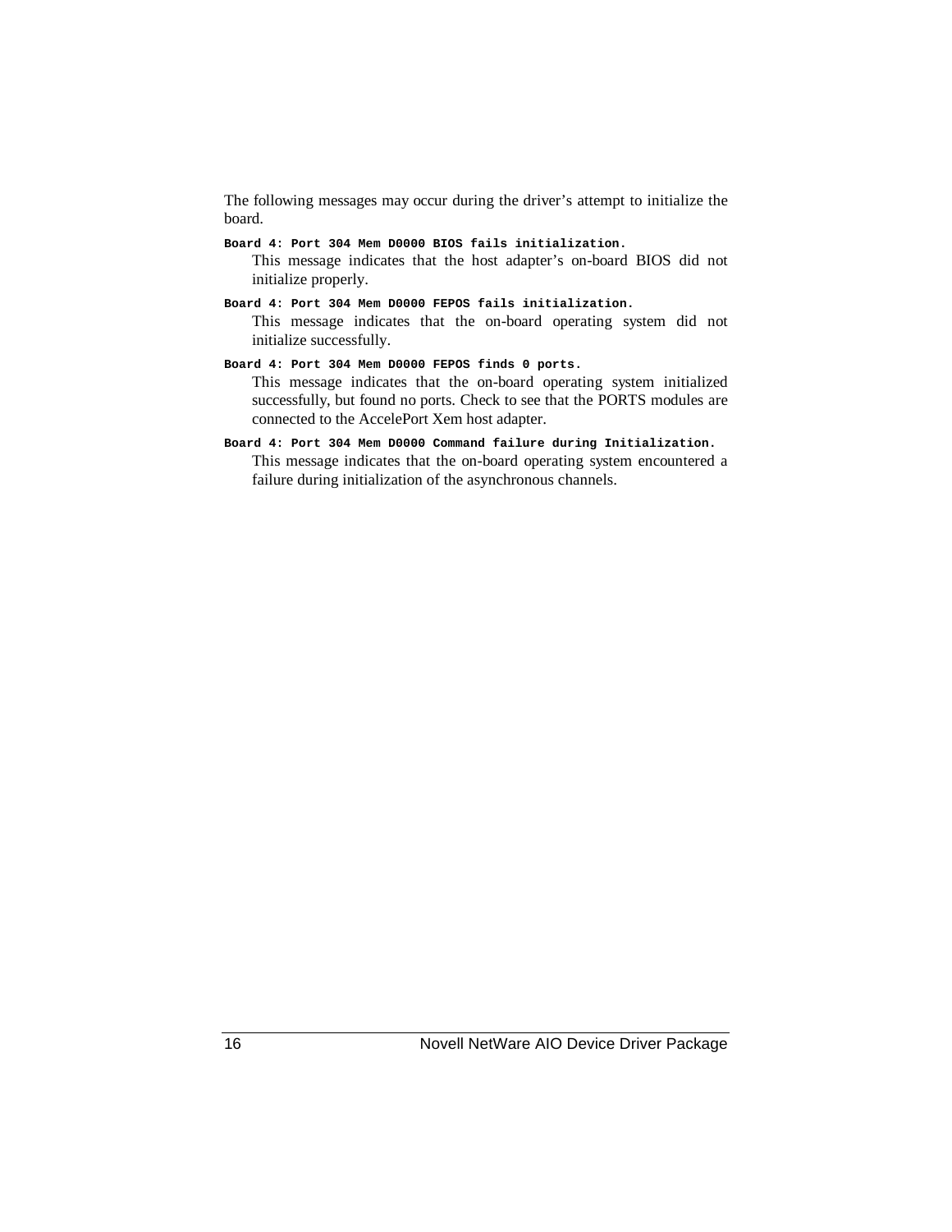The following messages may occur during the driver's attempt to initialize the board.

**`Board 4: Port 304 Mem D0000 BIOS fails initialization.`**

This message indicates that the host adapter's on-board BIOS did not initialize properly.

**`Board 4: Port 304 Mem D0000 FEPOS fails initialization.`**

This message indicates that the on-board operating system did not initialize successfully.

**`Board 4: Port 304 Mem D0000 FEPOS finds 0 ports.`**

This message indicates that the on-board operating system initialized successfully, but found no ports. Check to see that the PORTS modules are connected to the AccelePort Xem host adapter.

**`Board 4: Port 304 Mem D0000 Command failure during Initialization.`**

This message indicates that the on-board operating system encountered a failure during initialization of the asynchronous channels.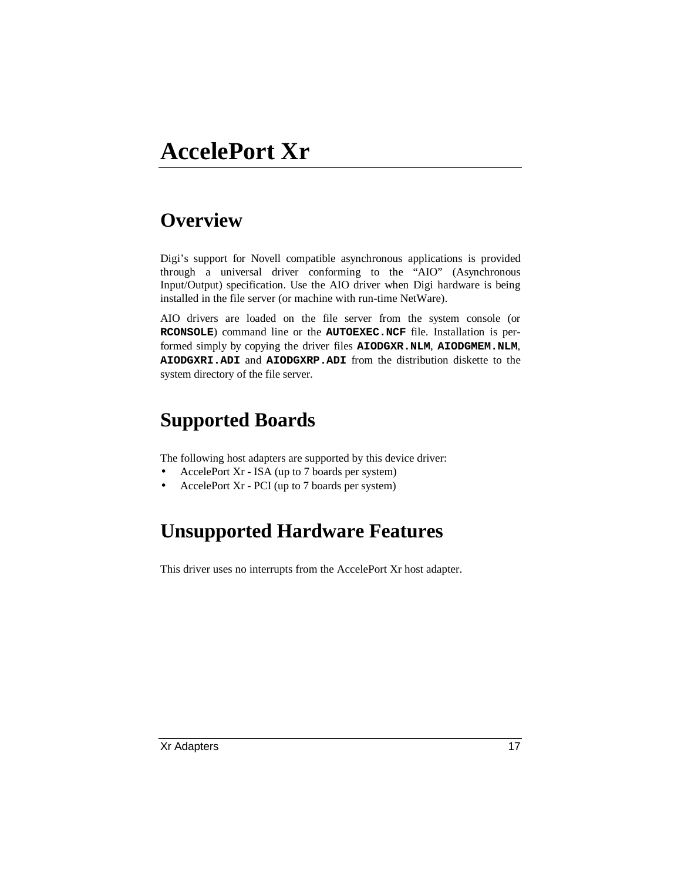# AccelePort Xr

## Overview

Digi's support for Novell compatible asynchronous applications is provided through a universal driver conforming to the "AIO" (Asynchronous Input/Output) specification. Use the AIO driver when Digi hardware is being installed in the file server (or machine with run-time NetWare).

AIO drivers are loaded on the file server from the system console (or **RCONSOLE**) command line or the **AUTOEXEC.NCF** file. Installation is performed simply by copying the driver files **AIODGXR.NLM**, **AIODGMEM.NLM**, **AIODGXRI.ADI** and **AIODGXRP.ADI** from the distribution diskette to the system directory of the file server.

## Supported Boards

The following host adapters are supported by this device driver:

- AccelePort Xr - ISA (up to 7 boards per system)
- AccelePort Xr - PCI (up to 7 boards per system)

## Unsupported Hardware Features

This driver uses no interrupts from the AccelePort Xr host adapter.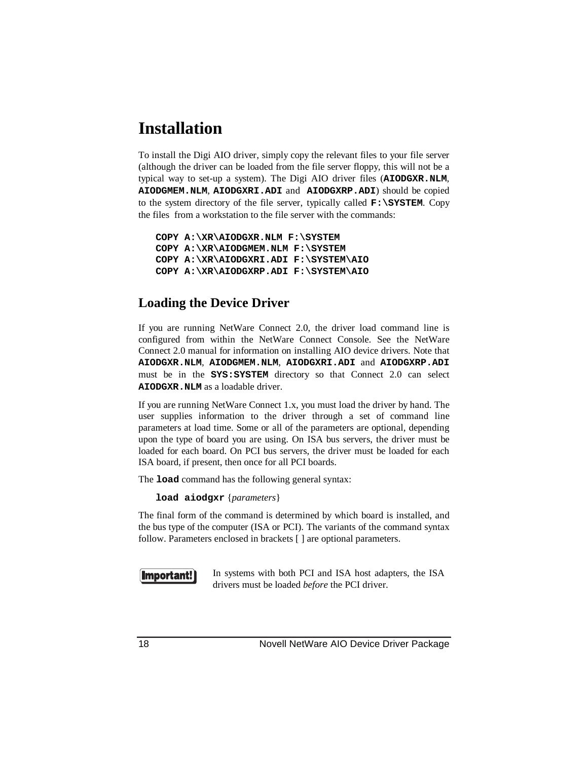# Installation

To install the Digi AIO driver, simply copy the relevant files to your file server (although the driver can be loaded from the file server floppy, this will not be a typical way to set-up a system). The Digi AIO driver files (**AIODGXR.NLM**, **AIODGMEM.NLM**, **AIODGXRI.ADI** and **AIODGXRP.ADI**) should be copied to the system directory of the file server, typically called **F:\SYSTEM**. Copy the files from a workstation to the file server with the commands:

```
COPY A:\XR\AIODGXR.NLM F:\SYSTEM
COPY A:\XR\AIODGMEM.NLM F:\SYSTEM
COPY A:\XR\AIODGXRI.ADI F:\SYSTEM\AIO
COPY A:\XR\AIODGXRP.ADI F:\SYSTEM\AIO
```

## Loading the Device Driver

If you are running NetWare Connect 2.0, the driver load command line is configured from within the NetWare Connect Console. See the NetWare Connect 2.0 manual for information on installing AIO device drivers. Note that **AIODGXR.NLM**, **AIODGMEM.NLM**, **AIODGXRI.ADI** and **AIODGXRP.ADI** must be in the **SYS:SYSTEM** directory so that Connect 2.0 can select **AIODGXR.NLM** as a loadable driver.

If you are running NetWare Connect 1.x, you must load the driver by hand. The user supplies information to the driver through a set of command line parameters at load time. Some or all of the parameters are optional, depending upon the type of board you are using. On ISA bus servers, the driver must be loaded for each board. On PCI bus servers, the driver must be loaded for each ISA board, if present, then once for all PCI boards.

The **load** command has the following general syntax:

**load aiodgxr** {*parameters*}

The final form of the command is determined by which board is installed, and the bus type of the computer (ISA or PCI). The variants of the command syntax follow. Parameters enclosed in brackets [ ] are optional parameters.

**Important!** In systems with both PCI and ISA host adapters, the ISA drivers must be loaded *before* the PCI driver.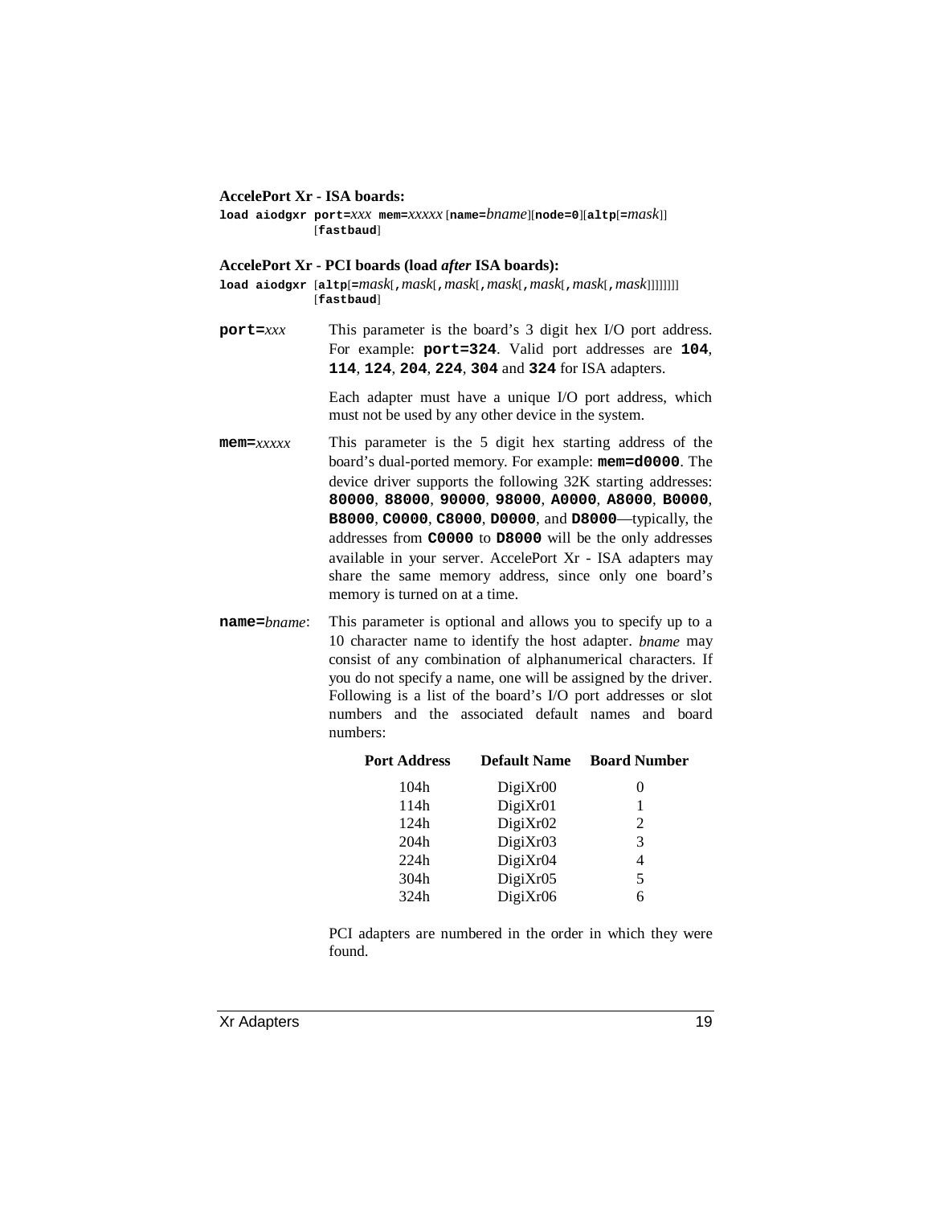**AccelePort Xr - ISA boards:**

**load aiodgxr port=***xxx* **mem=***xxxxx* [**name=***bname*][**node=0**][**altp**[**=***mask*]]
[**fastbaud**]

**AccelePort Xr - PCI boards (load *after* ISA boards):**

**load aiodgxr** [**altp**[**=***mask*[**,***mask*[**,***mask*[**,***mask*[**,***mask*[**,***mask*[**,***mask*]]]]]]]]
[**fastbaud**]

**port=***xxx* This parameter is the board's 3 digit hex I/O port address. For example: **port=324**. Valid port addresses are **104**, **114**, **124**, **204**, **224**, **304** and **324** for ISA adapters.

Each adapter must have a unique I/O port address, which must not be used by any other device in the system.

**mem=***xxxxx* This parameter is the 5 digit hex starting address of the board's dual-ported memory. For example: **mem=d0000**. The device driver supports the following 32K starting addresses: **80000**, **88000**, **90000**, **98000**, **A0000**, **A8000**, **B0000**, **B8000**, **C0000**, **C8000**, **D0000**, and **D8000**—typically, the addresses from **C0000** to **D8000** will be the only addresses available in your server. AccelePort Xr - ISA adapters may share the same memory address, since only one board's memory is turned on at a time.

**name=***bname*: This parameter is optional and allows you to specify up to a 10 character name to identify the host adapter. *bname* may consist of any combination of alphanumerical characters. If you do not specify a name, one will be assigned by the driver. Following is a list of the board's I/O port addresses or slot numbers and the associated default names and board numbers:

| Port Address | Default Name | Board Number |
|---|---|---|
| 104h | DigiXr00 | 0 |
| 114h | DigiXr01 | 1 |
| 124h | DigiXr02 | 2 |
| 204h | DigiXr03 | 3 |
| 224h | DigiXr04 | 4 |
| 304h | DigiXr05 | 5 |
| 324h | DigiXr06 | 6 |

PCI adapters are numbered in the order in which they were found.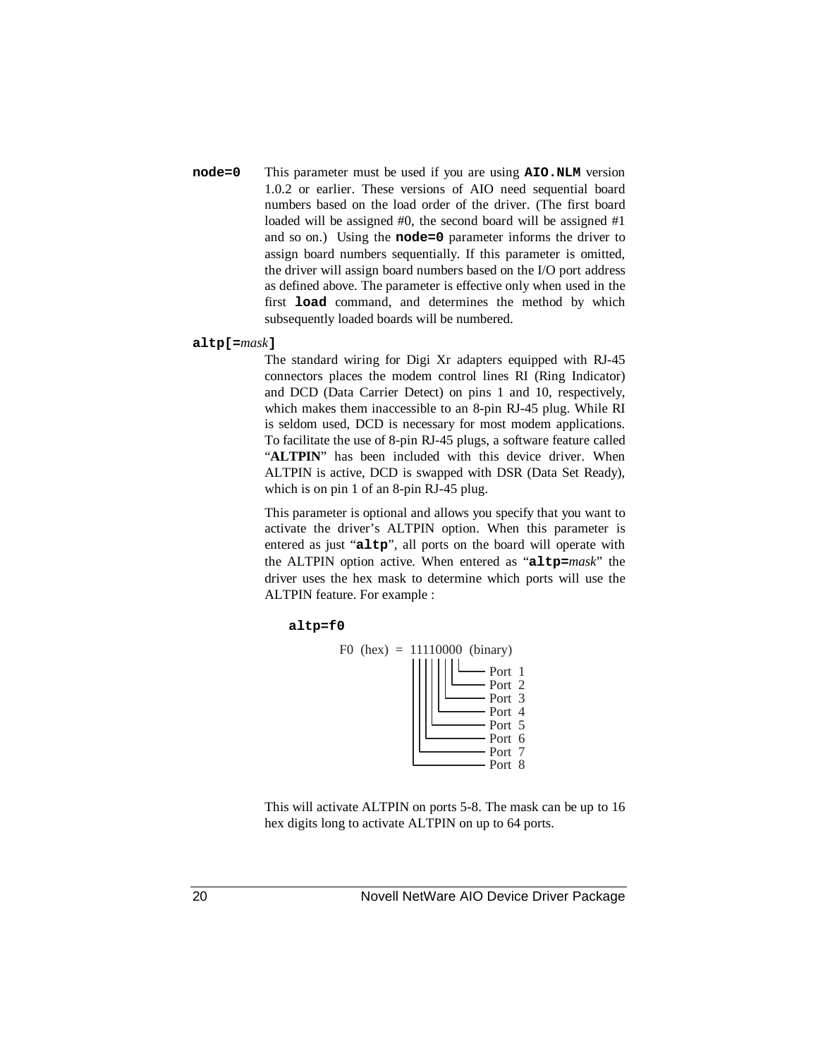**node=0** This parameter must be used if you are using **AIO.NLM** version 1.0.2 or earlier. These versions of AIO need sequential board numbers based on the load order of the driver. (The first board loaded will be assigned #0, the second board will be assigned #1 and so on.) Using the **node=0** parameter informs the driver to assign board numbers sequentially. If this parameter is omitted, the driver will assign board numbers based on the I/O port address as defined above. The parameter is effective only when used in the first **load** command, and determines the method by which subsequently loaded boards will be numbered.

**altp[=***mask***]**

The standard wiring for Digi Xr adapters equipped with RJ-45 connectors places the modem control lines RI (Ring Indicator) and DCD (Data Carrier Detect) on pins 1 and 10, respectively, which makes them inaccessible to an 8-pin RJ-45 plug. While RI is seldom used, DCD is necessary for most modem applications. To facilitate the use of 8-pin RJ-45 plugs, a software feature called "**ALTPIN**" has been included with this device driver. When ALTPIN is active, DCD is swapped with DSR (Data Set Ready), which is on pin 1 of an 8-pin RJ-45 plug.

This parameter is optional and allows you specify that you want to activate the driver's ALTPIN option. When this parameter is entered as just "**altp**", all ports on the board will operate with the ALTPIN option active. When entered as "**altp=***mask*" the driver uses the hex mask to determine which ports will use the ALTPIN feature. For example :

**altp=f0**

```
F0 (hex) = 11110000 (binary)
           ||||||||
           |||||||└── Port 1
           ||||||└─── Port 2
           |||||└──── Port 3
           ||||└───── Port 4
           |||└────── Port 5
           ||└─────── Port 6
           |└──────── Port 7
           └───────── Port 8
```

This will activate ALTPIN on ports 5-8. The mask can be up to 16 hex digits long to activate ALTPIN on up to 64 ports.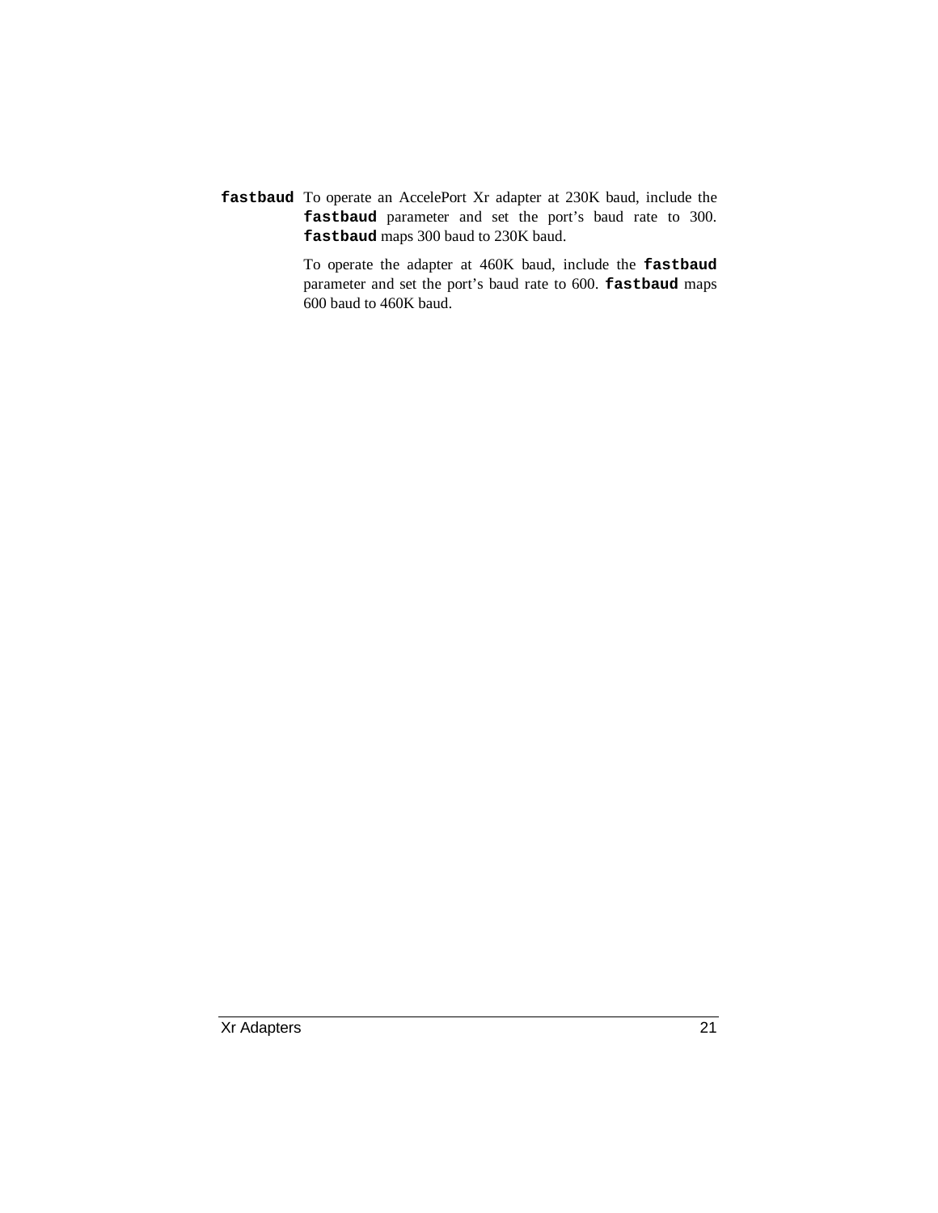**`fastbaud`** To operate an AccelePort Xr adapter at 230K baud, include the **`fastbaud`** parameter and set the port's baud rate to 300. **`fastbaud`** maps 300 baud to 230K baud.

To operate the adapter at 460K baud, include the **`fastbaud`** parameter and set the port's baud rate to 600. **`fastbaud`** maps 600 baud to 460K baud.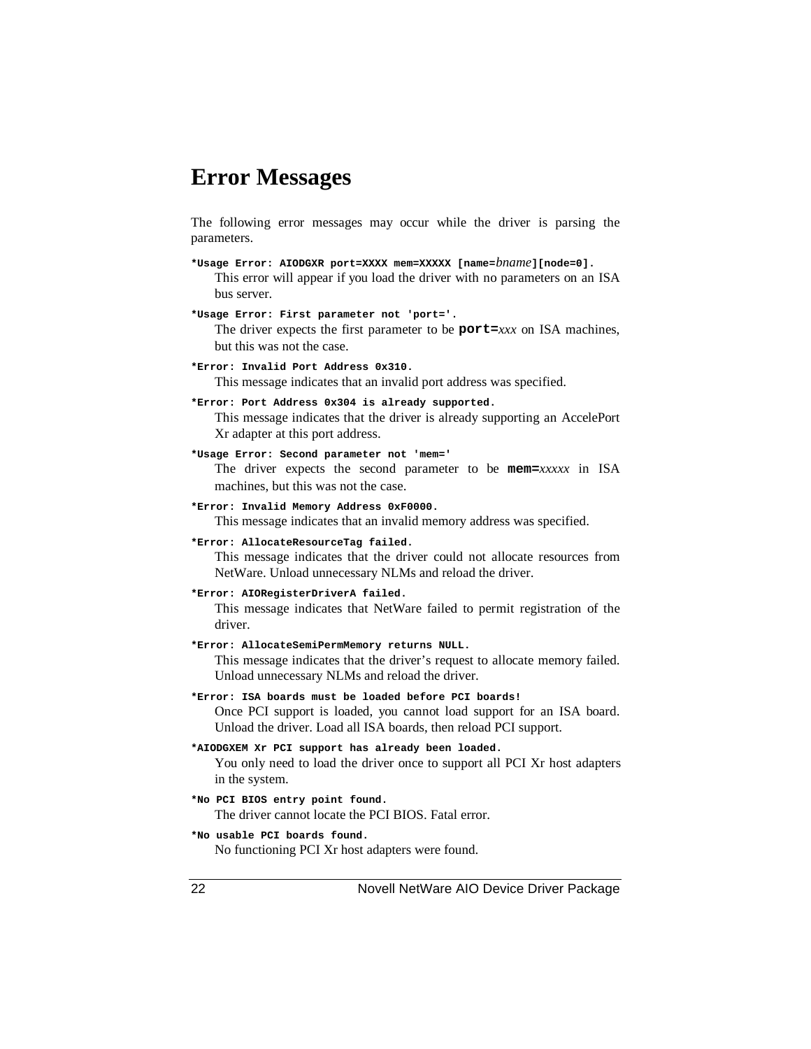# Error Messages

The following error messages may occur while the driver is parsing the parameters.

**`*Usage Error: AIODGXR port=XXXX mem=XXXXX [name=`*bname*`][node=0].`**

This error will appear if you load the driver with no parameters on an ISA bus server.

**`*Usage Error: First parameter not 'port='.`**

The driver expects the first parameter to be **`port=`***xxx* on ISA machines, but this was not the case.

**`*Error: Invalid Port Address 0x310.`**

This message indicates that an invalid port address was specified.

**`*Error: Port Address 0x304 is already supported.`**

This message indicates that the driver is already supporting an AccelePort Xr adapter at this port address.

**`*Usage Error: Second parameter not 'mem='`**

The driver expects the second parameter to be **`mem=`***xxxxx* in ISA machines, but this was not the case.

**`*Error: Invalid Memory Address 0xF0000.`**

This message indicates that an invalid memory address was specified.

**`*Error: AllocateResourceTag failed.`**

This message indicates that the driver could not allocate resources from NetWare. Unload unnecessary NLMs and reload the driver.

**`*Error: AIORegisterDriverA failed.`**

This message indicates that NetWare failed to permit registration of the driver.

**`*Error: AllocateSemiPermMemory returns NULL.`**

This message indicates that the driver's request to allocate memory failed. Unload unnecessary NLMs and reload the driver.

**`*Error: ISA boards must be loaded before PCI boards!`**

Once PCI support is loaded, you cannot load support for an ISA board. Unload the driver. Load all ISA boards, then reload PCI support.

**`*AIODGXEM Xr PCI support has already been loaded.`**

You only need to load the driver once to support all PCI Xr host adapters in the system.

**`*No PCI BIOS entry point found.`**

The driver cannot locate the PCI BIOS. Fatal error.

**`*No usable PCI boards found.`**

No functioning PCI Xr host adapters were found.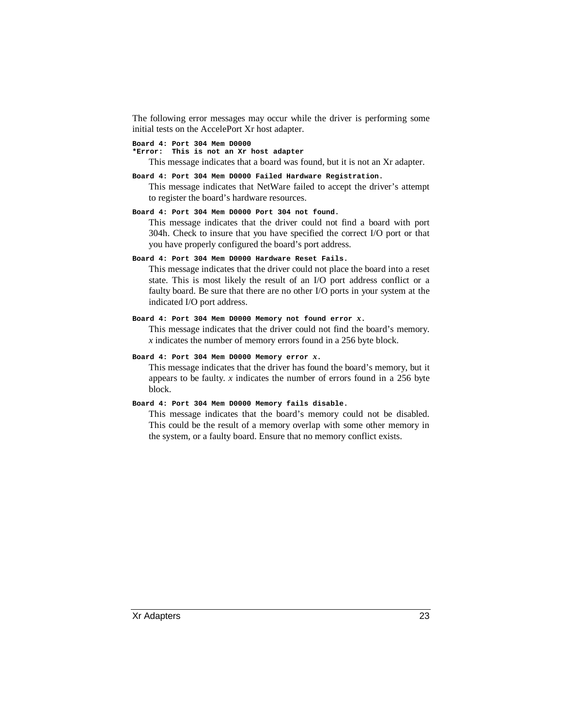The following error messages may occur while the driver is performing some initial tests on the AccelePort Xr host adapter.

**Board 4: Port 304 Mem D0000**
**\*Error: This is not an Xr host adapter**

This message indicates that a board was found, but it is not an Xr adapter.

**Board 4: Port 304 Mem D0000 Failed Hardware Registration.**

This message indicates that NetWare failed to accept the driver's attempt to register the board's hardware resources.

**Board 4: Port 304 Mem D0000 Port 304 not found.**

This message indicates that the driver could not find a board with port 304h. Check to insure that you have specified the correct I/O port or that you have properly configured the board's port address.

**Board 4: Port 304 Mem D0000 Hardware Reset Fails.**

This message indicates that the driver could not place the board into a reset state. This is most likely the result of an I/O port address conflict or a faulty board. Be sure that there are no other I/O ports in your system at the indicated I/O port address.

**Board 4: Port 304 Mem D0000 Memory not found error *x*.**

This message indicates that the driver could not find the board's memory. *x* indicates the number of memory errors found in a 256 byte block.

**Board 4: Port 304 Mem D0000 Memory error *x*.**

This message indicates that the driver has found the board's memory, but it appears to be faulty. *x* indicates the number of errors found in a 256 byte block.

**Board 4: Port 304 Mem D0000 Memory fails disable.**

This message indicates that the board's memory could not be disabled. This could be the result of a memory overlap with some other memory in the system, or a faulty board. Ensure that no memory conflict exists.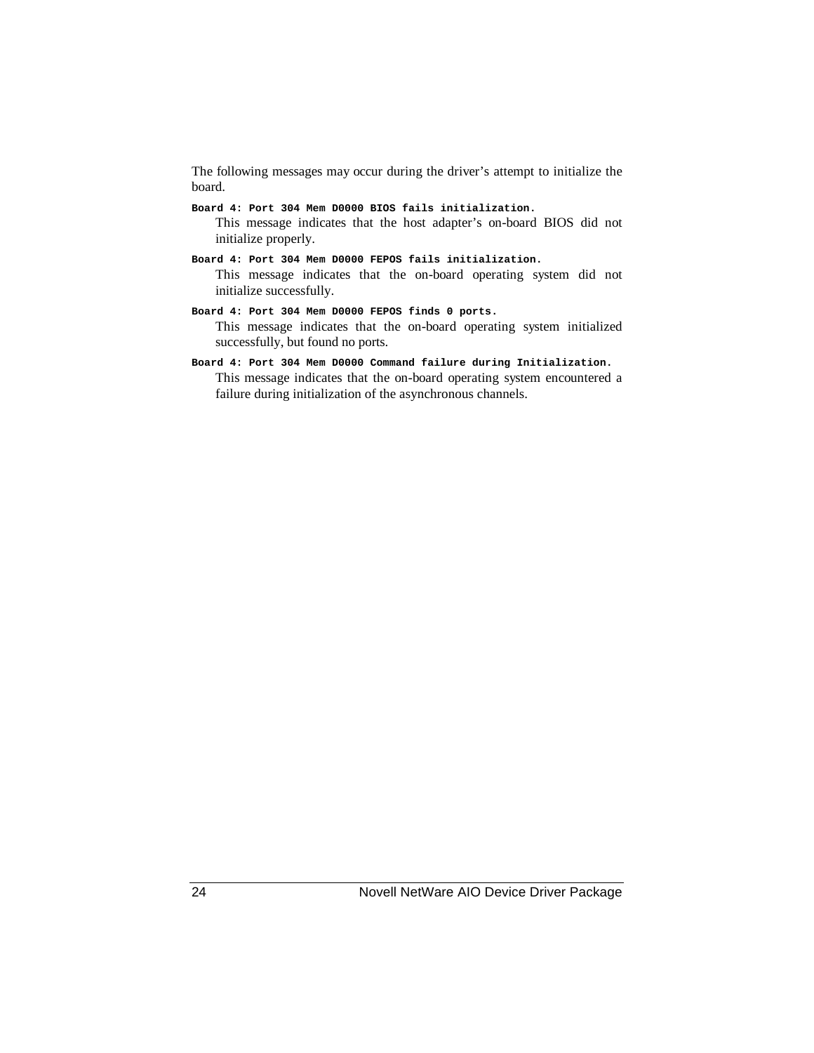The following messages may occur during the driver's attempt to initialize the board.

**`Board 4: Port 304 Mem D0000 BIOS fails initialization.`**

This message indicates that the host adapter's on-board BIOS did not initialize properly.

**`Board 4: Port 304 Mem D0000 FEPOS fails initialization.`**

This message indicates that the on-board operating system did not initialize successfully.

**`Board 4: Port 304 Mem D0000 FEPOS finds 0 ports.`**

This message indicates that the on-board operating system initialized successfully, but found no ports.

**`Board 4: Port 304 Mem D0000 Command failure during Initialization.`**

This message indicates that the on-board operating system encountered a failure during initialization of the asynchronous channels.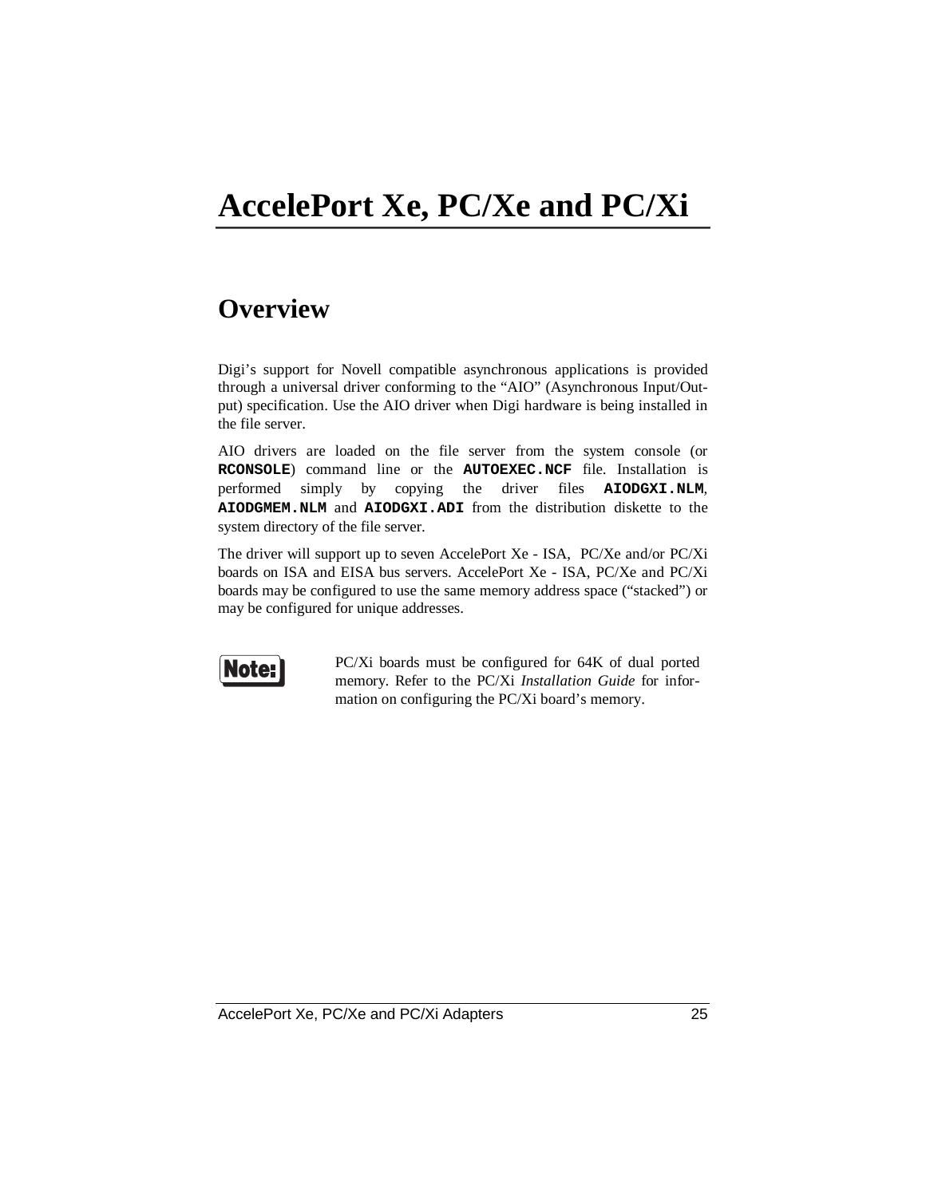# AccelePort Xe, PC/Xe and PC/Xi

## Overview

Digi's support for Novell compatible asynchronous applications is provided through a universal driver conforming to the "AIO" (Asynchronous Input/Output) specification. Use the AIO driver when Digi hardware is being installed in the file server.

AIO drivers are loaded on the file server from the system console (or **RCONSOLE**) command line or the **AUTOEXEC.NCF** file. Installation is performed simply by copying the driver files **AIODGXI.NLM**, **AIODGMEM.NLM** and **AIODGXI.ADI** from the distribution diskette to the system directory of the file server.

The driver will support up to seven AccelePort Xe - ISA, PC/Xe and/or PC/Xi boards on ISA and EISA bus servers. AccelePort Xe - ISA, PC/Xe and PC/Xi boards may be configured to use the same memory address space ("stacked") or may be configured for unique addresses.

**Note:** PC/Xi boards must be configured for 64K of dual ported memory. Refer to the PC/Xi *Installation Guide* for information on configuring the PC/Xi board's memory.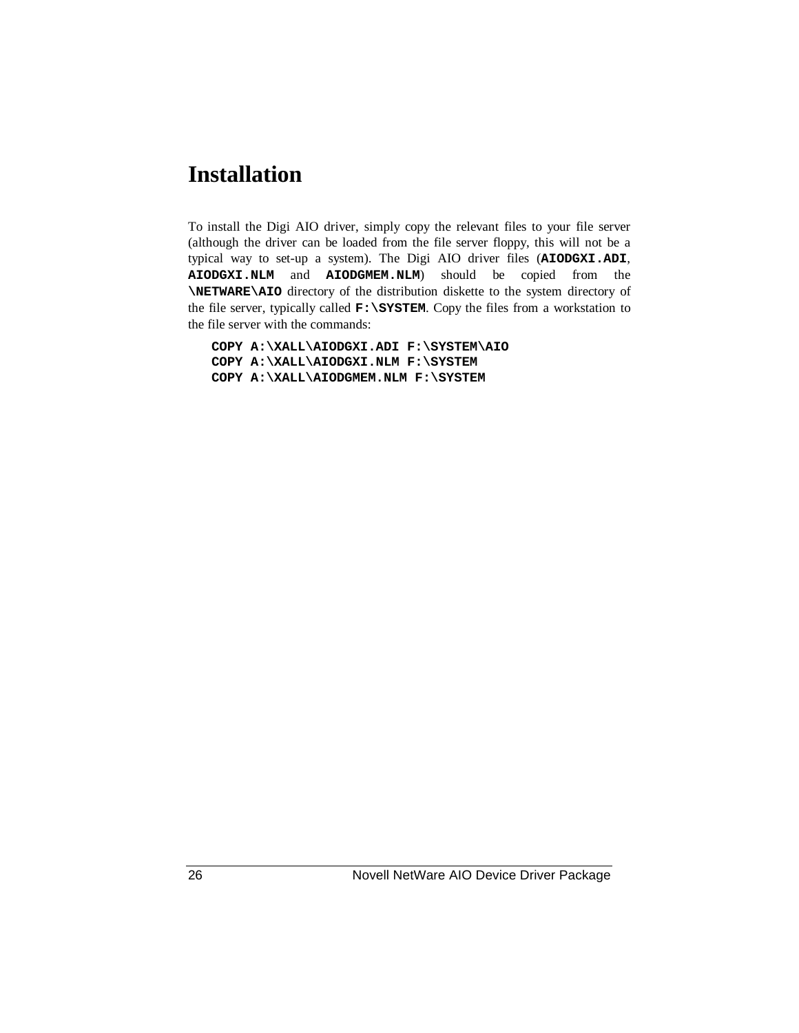# Installation

To install the Digi AIO driver, simply copy the relevant files to your file server (although the driver can be loaded from the file server floppy, this will not be a typical way to set-up a system). The Digi AIO driver files (**AIODGXI.ADI**, **AIODGXI.NLM** and **AIODGMEM.NLM**) should be copied from the **\NETWARE\AIO** directory of the distribution diskette to the system directory of the file server, typically called **F:\SYSTEM**. Copy the files from a workstation to the file server with the commands:

```
COPY A:\XALL\AIODGXI.ADI F:\SYSTEM\AIO
COPY A:\XALL\AIODGXI.NLM F:\SYSTEM
COPY A:\XALL\AIODGMEM.NLM F:\SYSTEM
```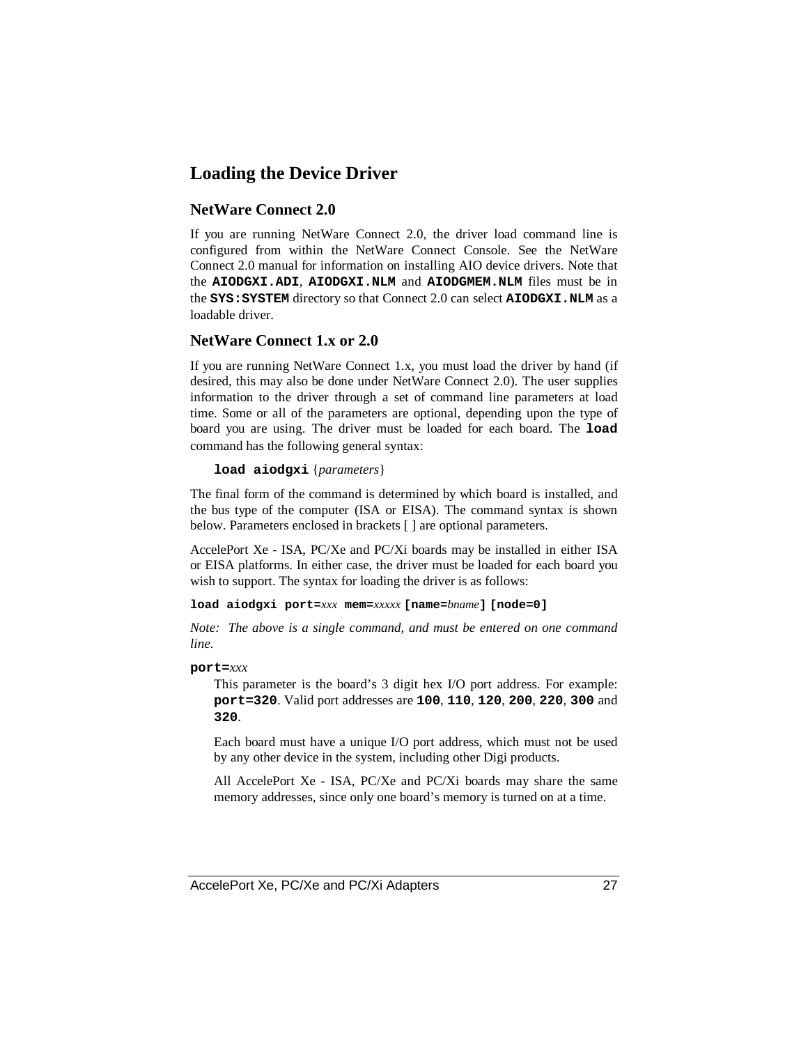## Loading the Device Driver

### NetWare Connect 2.0

If you are running NetWare Connect 2.0, the driver load command line is configured from within the NetWare Connect Console. See the NetWare Connect 2.0 manual for information on installing AIO device drivers. Note that the **`AIODGXI.ADI`**, **`AIODGXI.NLM`** and **`AIODGMEM.NLM`** files must be in the **`SYS:SYSTEM`** directory so that Connect 2.0 can select **`AIODGXI.NLM`** as a loadable driver.

### NetWare Connect 1.x or 2.0

If you are running NetWare Connect 1.x, you must load the driver by hand (if desired, this may also be done under NetWare Connect 2.0). The user supplies information to the driver through a set of command line parameters at load time. Some or all of the parameters are optional, depending upon the type of board you are using. The driver must be loaded for each board. The **`load`** command has the following general syntax:

**`load aiodgxi`** {*parameters*}

The final form of the command is determined by which board is installed, and the bus type of the computer (ISA or EISA). The command syntax is shown below. Parameters enclosed in brackets [ ] are optional parameters.

AccelePort Xe - ISA, PC/Xe and PC/Xi boards may be installed in either ISA or EISA platforms. In either case, the driver must be loaded for each board you wish to support. The syntax for loading the driver is as follows:

**`load aiodgxi port=`***xxx* **`mem=`***xxxxx* **`[name=`***bname***`]`** **`[node=0]`**

*Note: The above is a single command, and must be entered on one command line.*

**`port=`***xxx*

This parameter is the board's 3 digit hex I/O port address. For example: **`port=320`**. Valid port addresses are **`100`**, **`110`**, **`120`**, **`200`**, **`220`**, **`300`** and **`320`**.

Each board must have a unique I/O port address, which must not be used by any other device in the system, including other Digi products.

All AccelePort Xe - ISA, PC/Xe and PC/Xi boards may share the same memory addresses, since only one board's memory is turned on at a time.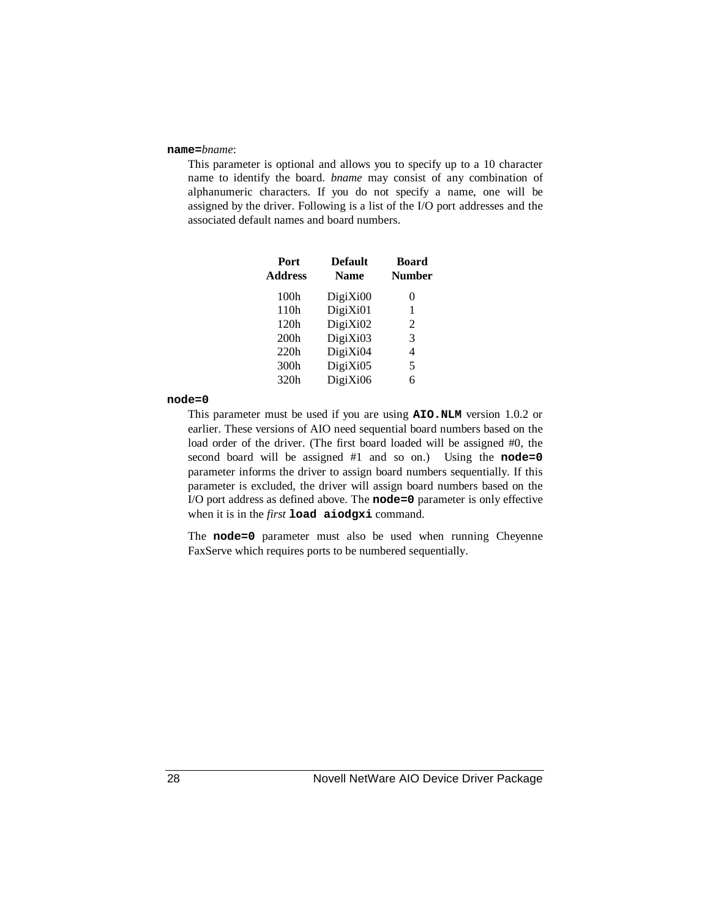**name=***bname*:

This parameter is optional and allows you to specify up to a 10 character name to identify the board. *bname* may consist of any combination of alphanumeric characters. If you do not specify a name, one will be assigned by the driver. Following is a list of the I/O port addresses and the associated default names and board numbers.

| Port Address | Default Name | Board Number |
|---|---|---|
| 100h | DigiXi00 | 0 |
| 110h | DigiXi01 | 1 |
| 120h | DigiXi02 | 2 |
| 200h | DigiXi03 | 3 |
| 220h | DigiXi04 | 4 |
| 300h | DigiXi05 | 5 |
| 320h | DigiXi06 | 6 |

**node=0**

This parameter must be used if you are using **AIO.NLM** version 1.0.2 or earlier. These versions of AIO need sequential board numbers based on the load order of the driver. (The first board loaded will be assigned #0, the second board will be assigned #1 and so on.) Using the **node=0** parameter informs the driver to assign board numbers sequentially. If this parameter is excluded, the driver will assign board numbers based on the I/O port address as defined above. The **node=0** parameter is only effective when it is in the *first* **load aiodgxi** command.

The **node=0** parameter must also be used when running Cheyenne FaxServe which requires ports to be numbered sequentially.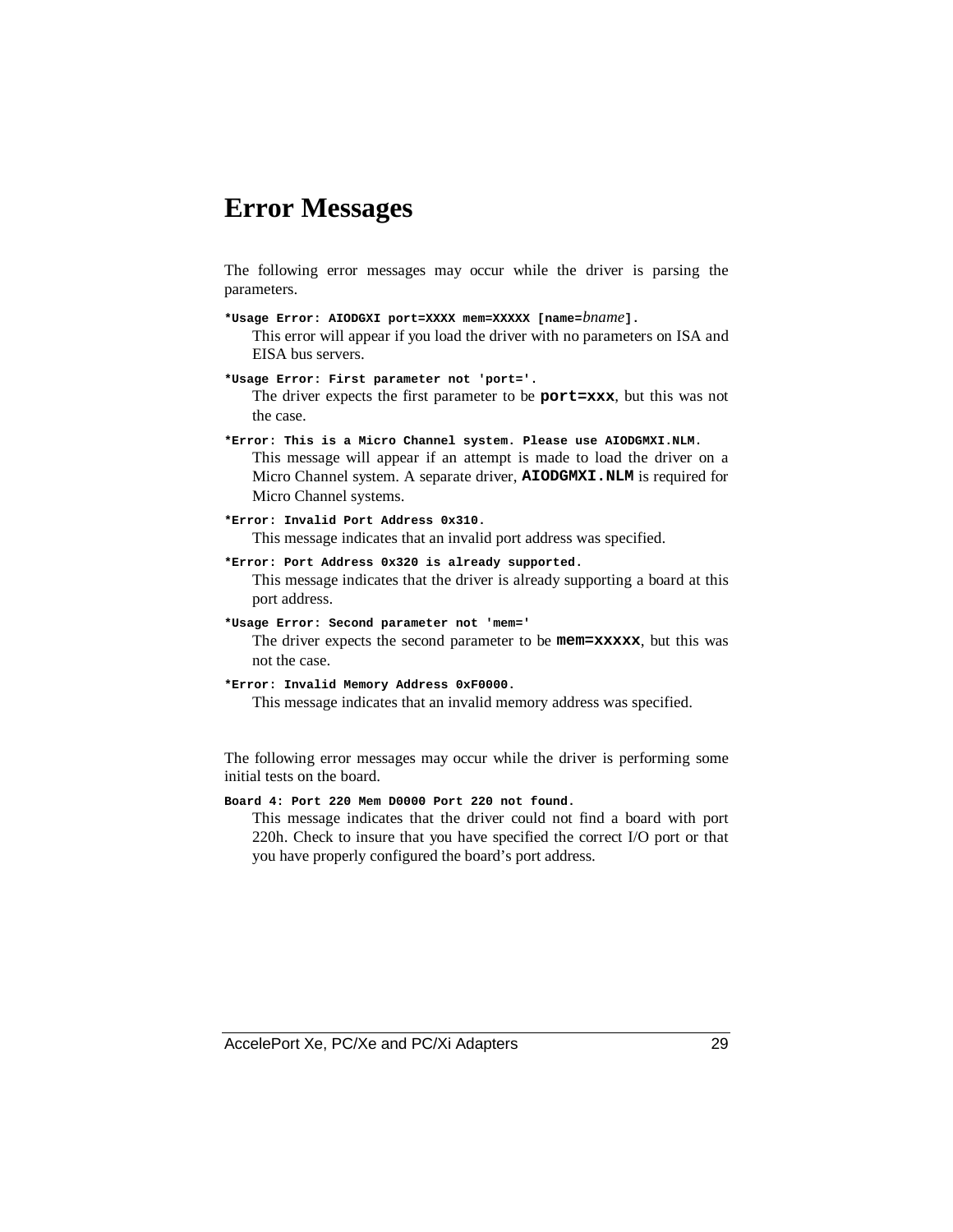# Error Messages

The following error messages may occur while the driver is parsing the parameters.

**`*Usage Error: AIODGXI port=XXXX mem=XXXXX [name=`*`bname`*`].`**

This error will appear if you load the driver with no parameters on ISA and EISA bus servers.

**`*Usage Error: First parameter not 'port='.`**

The driver expects the first parameter to be **`port=xxx`**, but this was not the case.

**`*Error: This is a Micro Channel system. Please use AIODGMXI.NLM.`**

This message will appear if an attempt is made to load the driver on a Micro Channel system. A separate driver, **`AIODGMXI.NLM`** is required for Micro Channel systems.

**`*Error: Invalid Port Address 0x310.`**

This message indicates that an invalid port address was specified.

**`*Error: Port Address 0x320 is already supported.`**

This message indicates that the driver is already supporting a board at this port address.

**`*Usage Error: Second parameter not 'mem='`**

The driver expects the second parameter to be **`mem=xxxxx`**, but this was not the case.

**`*Error: Invalid Memory Address 0xF0000.`**

This message indicates that an invalid memory address was specified.

The following error messages may occur while the driver is performing some initial tests on the board.

**`Board 4: Port 220 Mem D0000 Port 220 not found.`**

This message indicates that the driver could not find a board with port 220h. Check to insure that you have specified the correct I/O port or that you have properly configured the board's port address.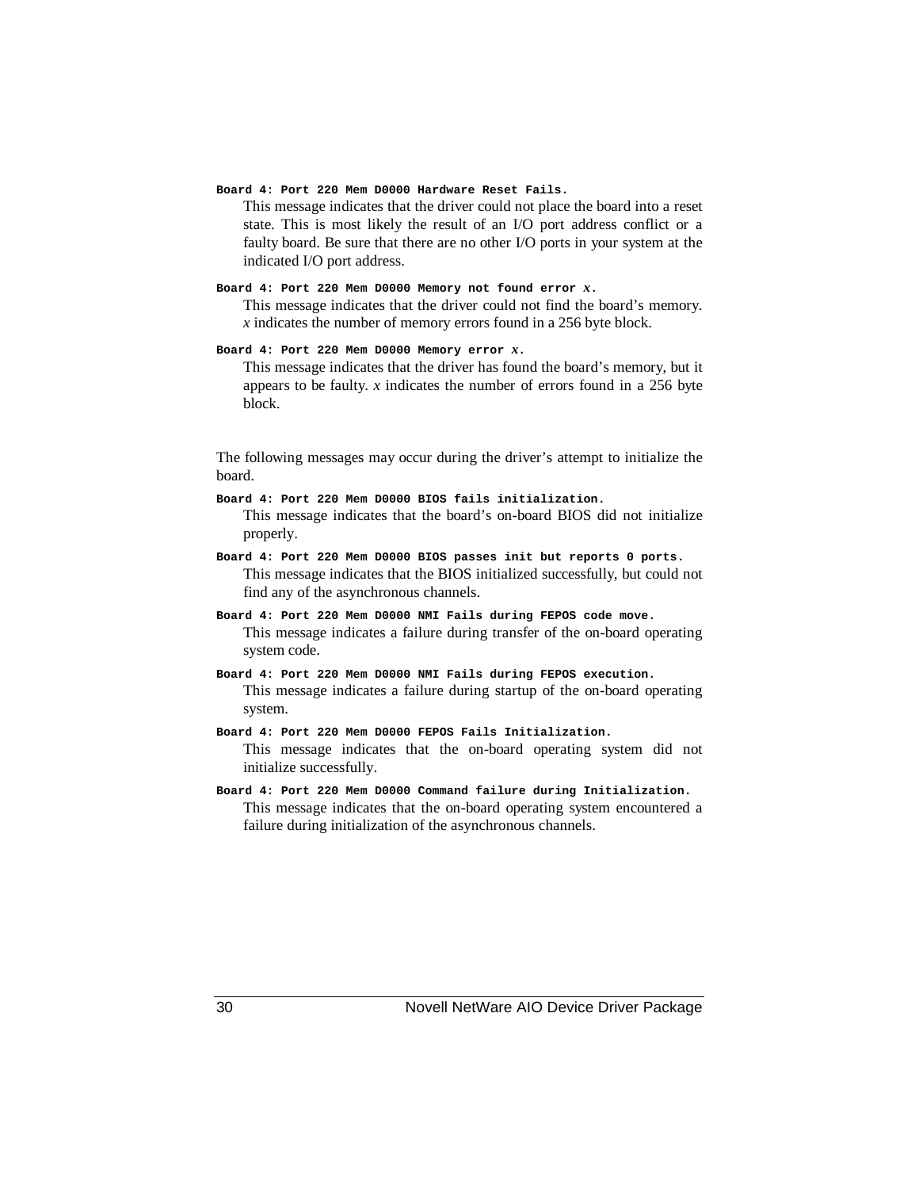**`Board 4: Port 220 Mem D0000 Hardware Reset Fails.`**

This message indicates that the driver could not place the board into a reset state. This is most likely the result of an I/O port address conflict or a faulty board. Be sure that there are no other I/O ports in your system at the indicated I/O port address.

**`Board 4: Port 220 Mem D0000 Memory not found error` *`x`*`.`**

This message indicates that the driver could not find the board's memory. *x* indicates the number of memory errors found in a 256 byte block.

**`Board 4: Port 220 Mem D0000 Memory error` *`x`*`.`**

This message indicates that the driver has found the board's memory, but it appears to be faulty. *x* indicates the number of errors found in a 256 byte block.

The following messages may occur during the driver's attempt to initialize the board.

**`Board 4: Port 220 Mem D0000 BIOS fails initialization.`**

This message indicates that the board's on-board BIOS did not initialize properly.

**`Board 4: Port 220 Mem D0000 BIOS passes init but reports 0 ports.`**

This message indicates that the BIOS initialized successfully, but could not find any of the asynchronous channels.

**`Board 4: Port 220 Mem D0000 NMI Fails during FEPOS code move.`**

This message indicates a failure during transfer of the on-board operating system code.

**`Board 4: Port 220 Mem D0000 NMI Fails during FEPOS execution.`**

This message indicates a failure during startup of the on-board operating system.

**`Board 4: Port 220 Mem D0000 FEPOS Fails Initialization.`**

This message indicates that the on-board operating system did not initialize successfully.

**`Board 4: Port 220 Mem D0000 Command failure during Initialization.`**

This message indicates that the on-board operating system encountered a failure during initialization of the asynchronous channels.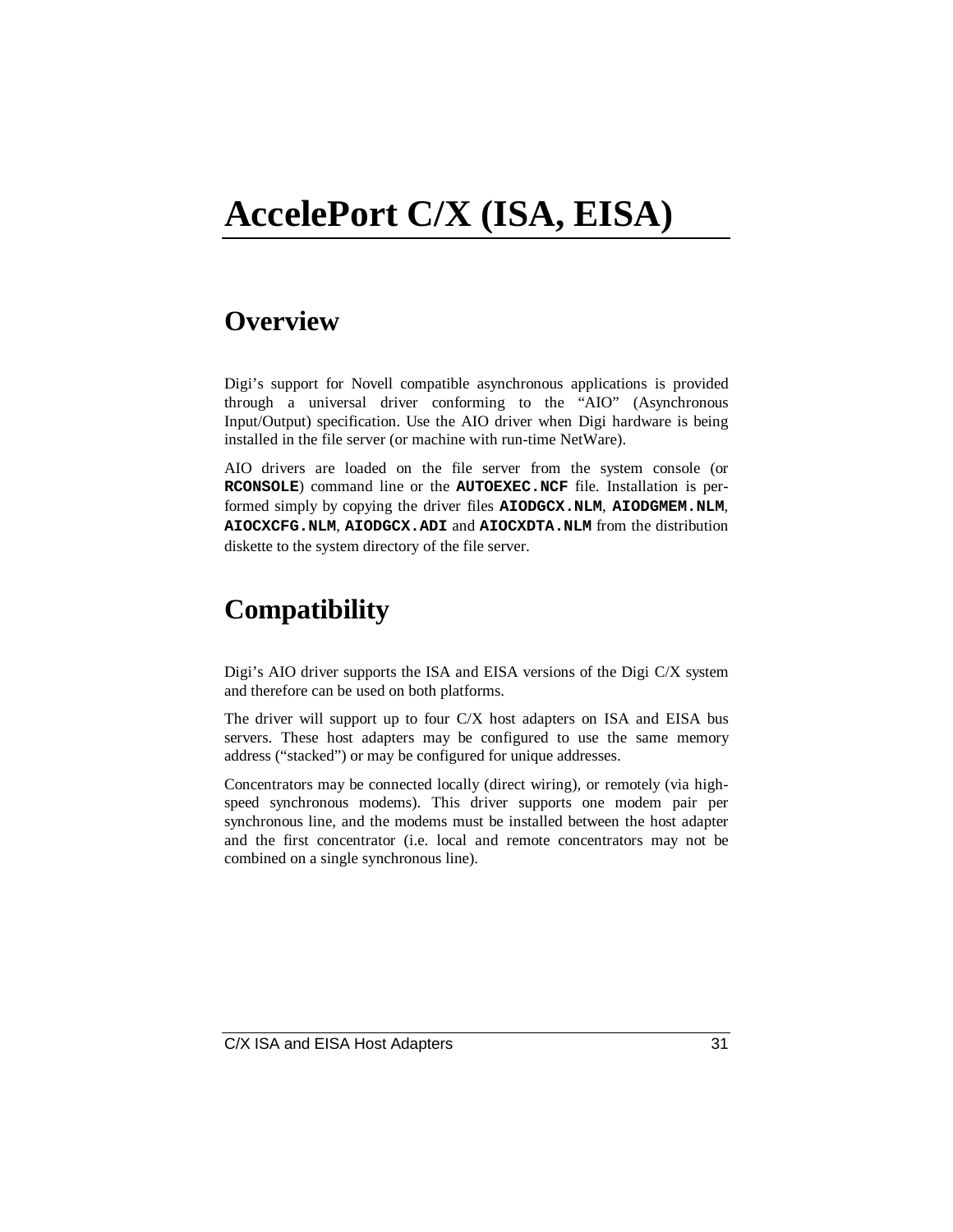# AccelePort C/X (ISA, EISA)

## Overview

Digi's support for Novell compatible asynchronous applications is provided through a universal driver conforming to the "AIO" (Asynchronous Input/Output) specification. Use the AIO driver when Digi hardware is being installed in the file server (or machine with run-time NetWare).

AIO drivers are loaded on the file server from the system console (or **`RCONSOLE`**) command line or the **`AUTOEXEC.NCF`** file. Installation is performed simply by copying the driver files **`AIODGCX.NLM`**, **`AIODGMEM.NLM`**, **`AIOCXCFG.NLM`**, **`AIODGCX.ADI`** and **`AIOCXDTA.NLM`** from the distribution diskette to the system directory of the file server.

## Compatibility

Digi's AIO driver supports the ISA and EISA versions of the Digi C/X system and therefore can be used on both platforms.

The driver will support up to four C/X host adapters on ISA and EISA bus servers. These host adapters may be configured to use the same memory address ("stacked") or may be configured for unique addresses.

Concentrators may be connected locally (direct wiring), or remotely (via high-speed synchronous modems). This driver supports one modem pair per synchronous line, and the modems must be installed between the host adapter and the first concentrator (i.e. local and remote concentrators may not be combined on a single synchronous line).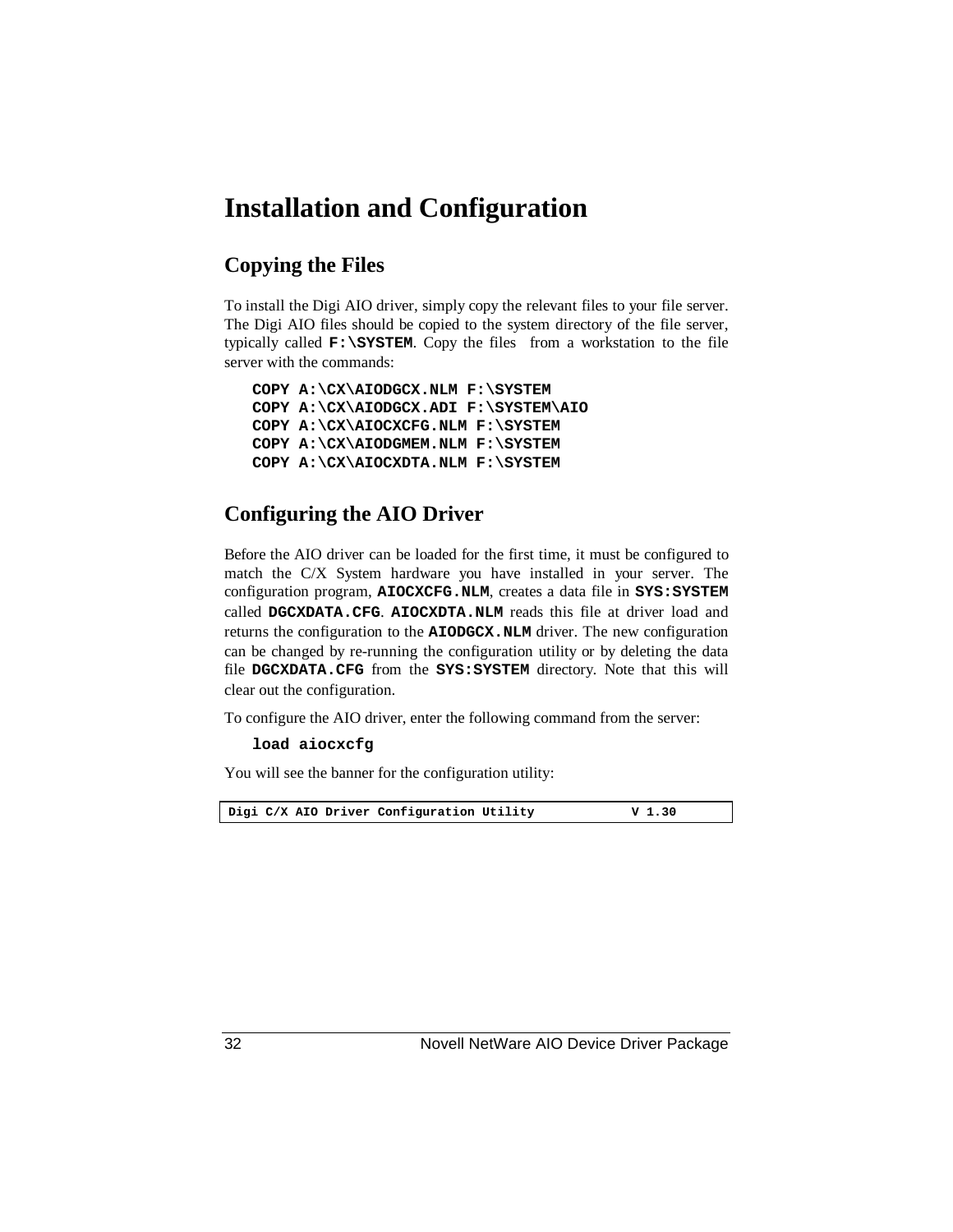# Installation and Configuration

## Copying the Files

To install the Digi AIO driver, simply copy the relevant files to your file server. The Digi AIO files should be copied to the system directory of the file server, typically called **F:\SYSTEM**. Copy the files from a workstation to the file server with the commands:

```
COPY A:\CX\AIODGCX.NLM F:\SYSTEM
COPY A:\CX\AIODGCX.ADI F:\SYSTEM\AIO
COPY A:\CX\AIOCXCFG.NLM F:\SYSTEM
COPY A:\CX\AIODGMEM.NLM F:\SYSTEM
COPY A:\CX\AIOCXDTA.NLM F:\SYSTEM
```

## Configuring the AIO Driver

Before the AIO driver can be loaded for the first time, it must be configured to match the C/X System hardware you have installed in your server. The configuration program, **AIOCXCFG.NLM**, creates a data file in **SYS:SYSTEM** called **DGCXDATA.CFG**. **AIOCXDTA.NLM** reads this file at driver load and returns the configuration to the **AIODGCX.NLM** driver. The new configuration can be changed by re-running the configuration utility or by deleting the data file **DGCXDATA.CFG** from the **SYS:SYSTEM** directory. Note that this will clear out the configuration.

To configure the AIO driver, enter the following command from the server:

```
load aiocxcfg
```

You will see the banner for the configuration utility:

```
Digi C/X AIO Driver Configuration Utility          V 1.30
```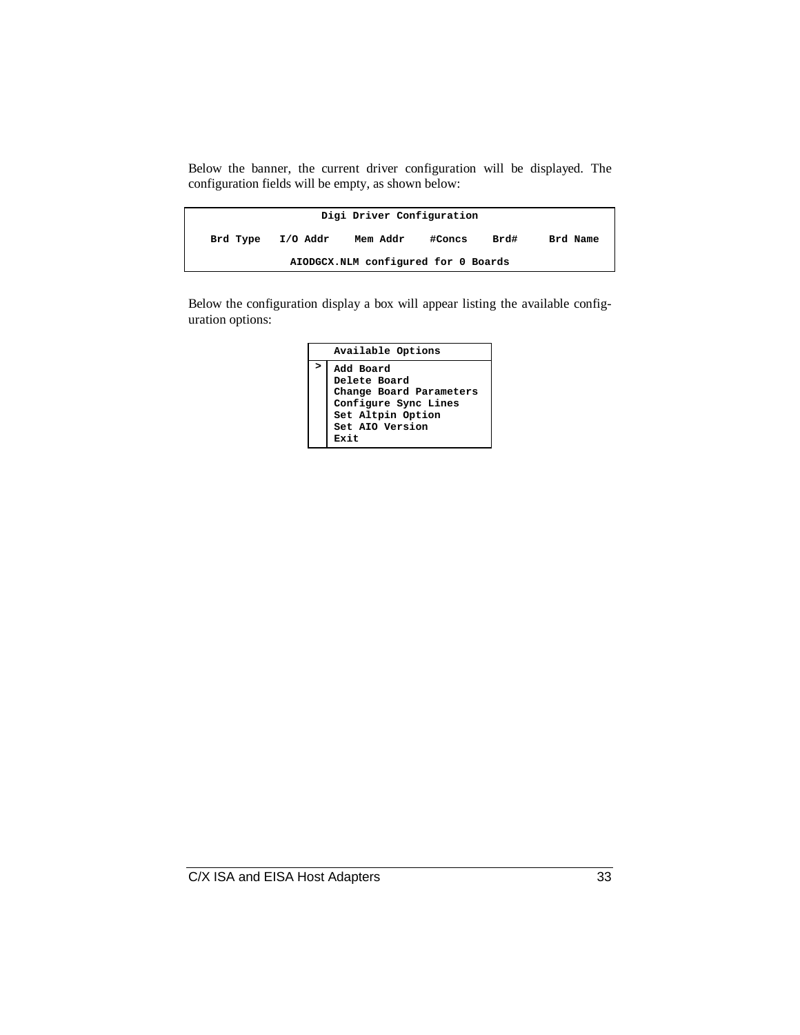Below the banner, the current driver configuration will be displayed. The configuration fields will be empty, as shown below:

```
                         Digi Driver Configuration

   Brd Type   I/O Addr    Mem Addr    #Concs    Brd#     Brd Name

                  AIODGCX.NLM configured for 0 Boards
```

Below the configuration display a box will appear listing the available configuration options:

```
      Available Options
 >  Add Board
    Delete Board
    Change Board Parameters
    Configure Sync Lines
    Set Altpin Option
    Set AIO Version
    Exit
```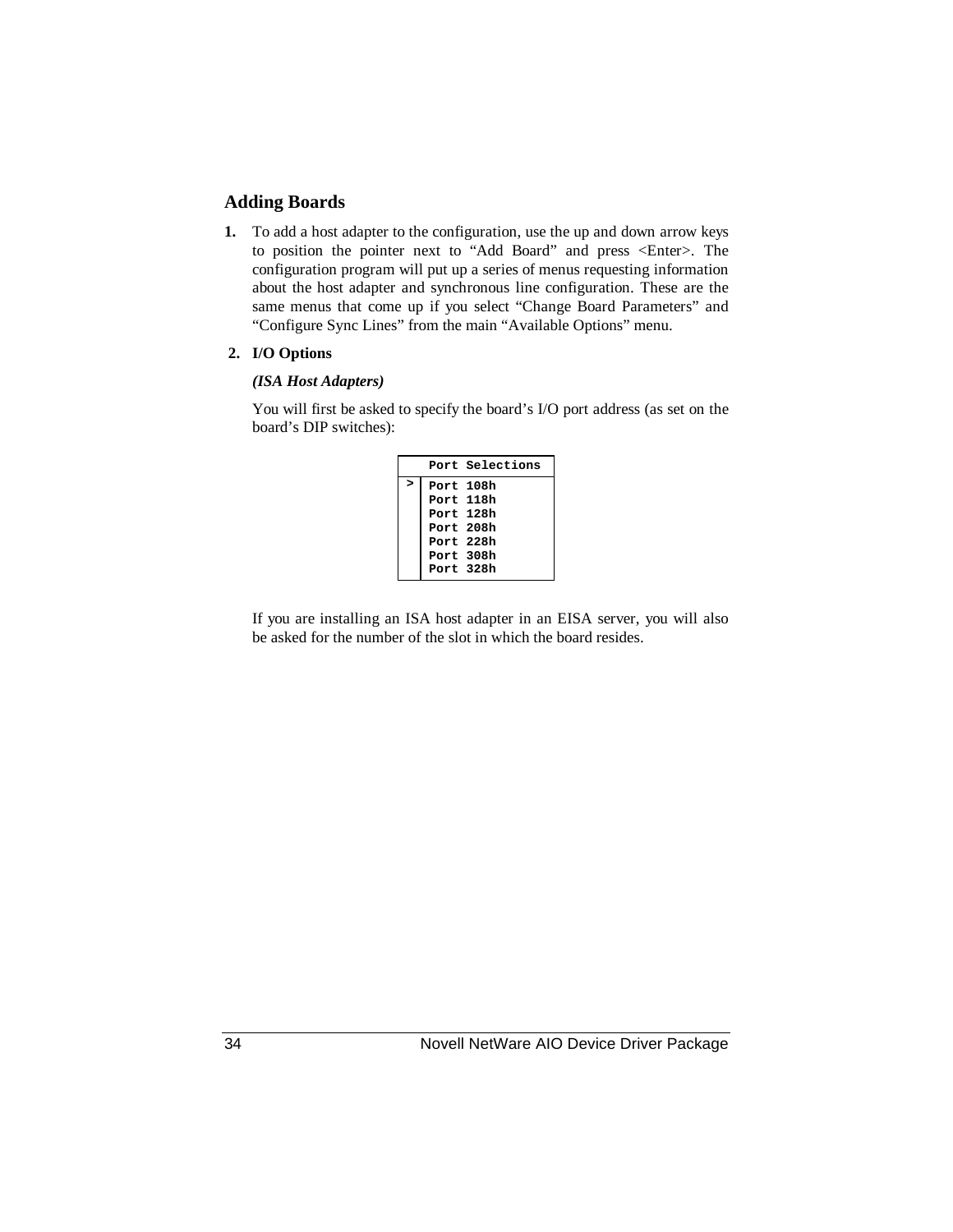## Adding Boards

1. To add a host adapter to the configuration, use the up and down arrow keys to position the pointer next to “Add Board” and press <Enter>. The configuration program will put up a series of menus requesting information about the host adapter and synchronous line configuration. These are the same menus that come up if you select “Change Board Parameters” and “Configure Sync Lines” from the main “Available Options” menu.

2. **I/O Options**

   ***(ISA Host Adapters)***

   You will first be asked to specify the board’s I/O port address (as set on the board’s DIP switches):

   ```
     | Port Selections
   --+----------------
   > | Port 108h
     | Port 118h
     | Port 128h
     | Port 208h
     | Port 228h
     | Port 308h
     | Port 328h
   ```

   If you are installing an ISA host adapter in an EISA server, you will also be asked for the number of the slot in which the board resides.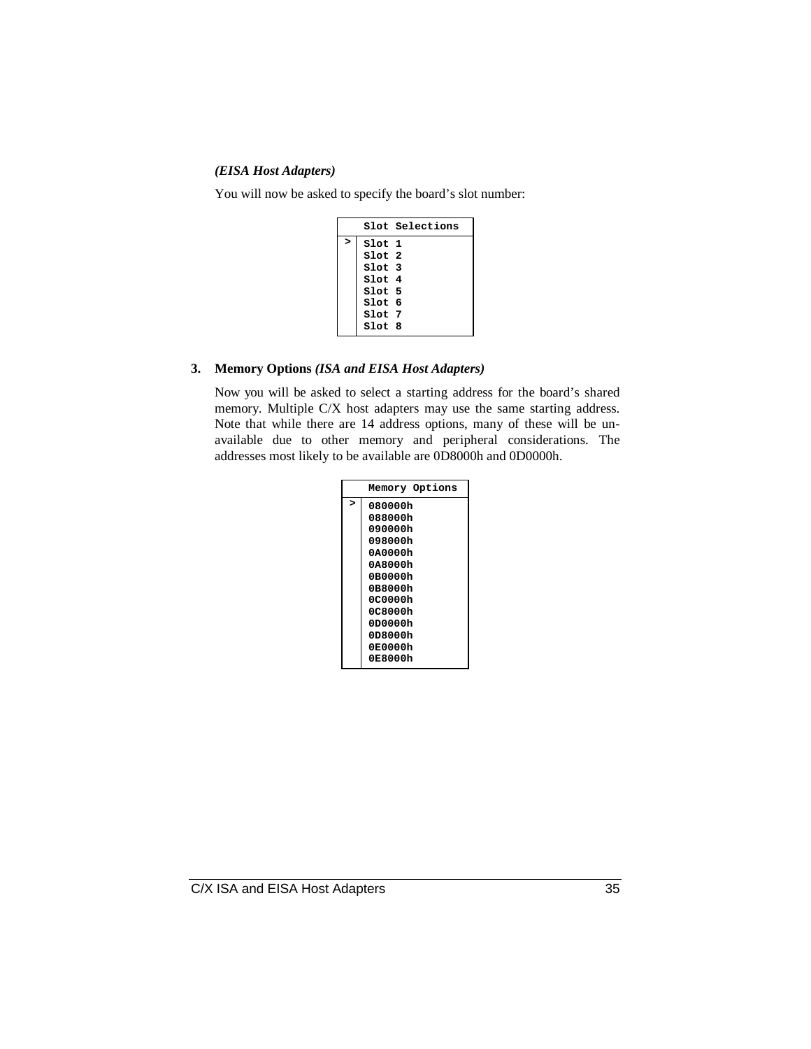***(EISA Host Adapters)***

You will now be asked to specify the board's slot number:

| | Slot Selections |
|---|---|
| > | Slot 1 |
| | Slot 2 |
| | Slot 3 |
| | Slot 4 |
| | Slot 5 |
| | Slot 6 |
| | Slot 7 |
| | Slot 8 |

**3. Memory Options** ***(ISA and EISA Host Adapters)***

Now you will be asked to select a starting address for the board's shared memory. Multiple C/X host adapters may use the same starting address. Note that while there are 14 address options, many of these will be unavailable due to other memory and peripheral considerations. The addresses most likely to be available are 0D8000h and 0D0000h.

| | Memory Options |
|---|---|
| > | 080000h |
| | 088000h |
| | 090000h |
| | 098000h |
| | 0A0000h |
| | 0A8000h |
| | 0B0000h |
| | 0B8000h |
| | 0C0000h |
| | 0C8000h |
| | 0D0000h |
| | 0D8000h |
| | 0E0000h |
| | 0E8000h |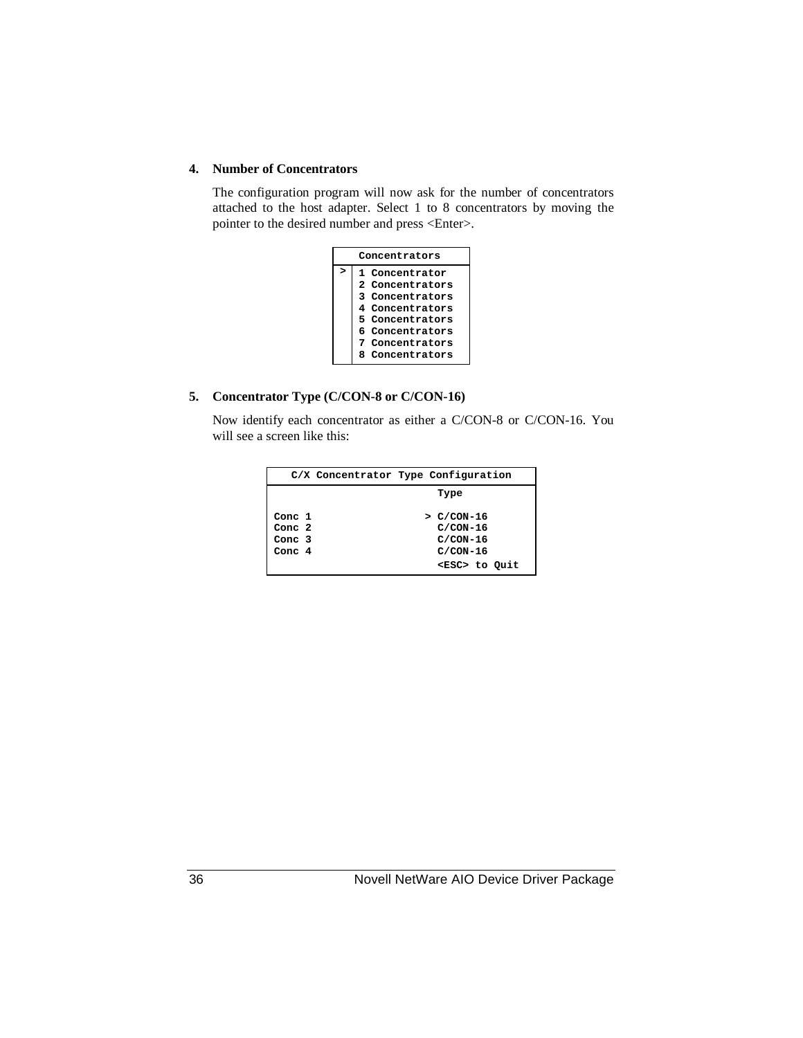### 4. Number of Concentrators

The configuration program will now ask for the number of concentrators attached to the host adapter. Select 1 to 8 concentrators by moving the pointer to the desired number and press <Enter>.

```
     Concentrators
> | 1 Concentrator
  | 2 Concentrators
  | 3 Concentrators
  | 4 Concentrators
  | 5 Concentrators
  | 6 Concentrators
  | 7 Concentrators
  | 8 Concentrators
```

### 5. Concentrator Type (C/CON-8 or C/CON-16)

Now identify each concentrator as either a C/CON-8 or C/CON-16. You will see a screen like this:

```
   C/X Concentrator Type Configuration

                         Type

Conc 1                 > C/CON-16
Conc 2                   C/CON-16
Conc 3                   C/CON-16
Conc 4                   C/CON-16
                         <ESC> to Quit
```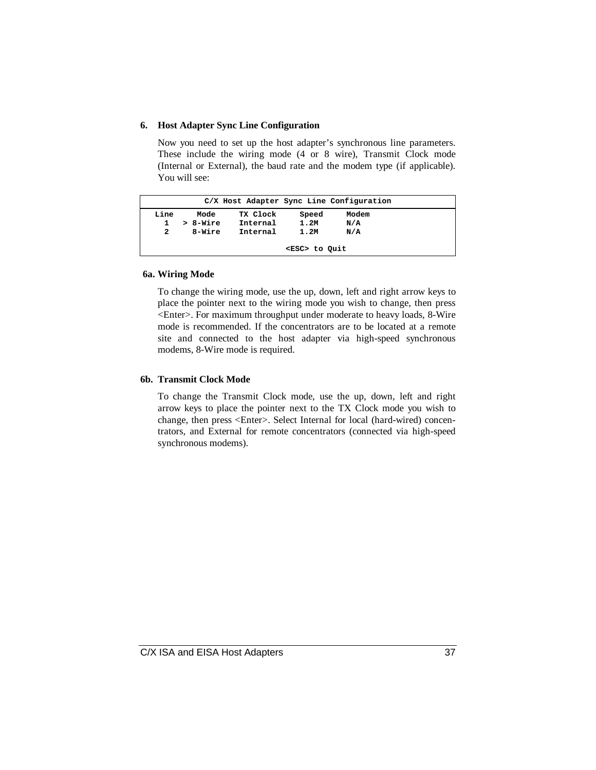### 6. Host Adapter Sync Line Configuration

Now you need to set up the host adapter's synchronous line parameters. These include the wiring mode (4 or 8 wire), Transmit Clock mode (Internal or External), the baud rate and the modem type (if applicable). You will see:

```
            C/X Host Adapter Sync Line Configuration

 Line     Mode      TX Clock     Speed     Modem
   1    > 8-Wire    Internal     1.2M      N/A
   2      8-Wire    Internal     1.2M      N/A

                              <ESC> to Quit
```

### 6a. Wiring Mode

To change the wiring mode, use the up, down, left and right arrow keys to place the pointer next to the wiring mode you wish to change, then press <Enter>. For maximum throughput under moderate to heavy loads, 8-Wire mode is recommended. If the concentrators are to be located at a remote site and connected to the host adapter via high-speed synchronous modems, 8-Wire mode is required.

### 6b. Transmit Clock Mode

To change the Transmit Clock mode, use the up, down, left and right arrow keys to place the pointer next to the TX Clock mode you wish to change, then press <Enter>. Select Internal for local (hard-wired) concentrators, and External for remote concentrators (connected via high-speed synchronous modems).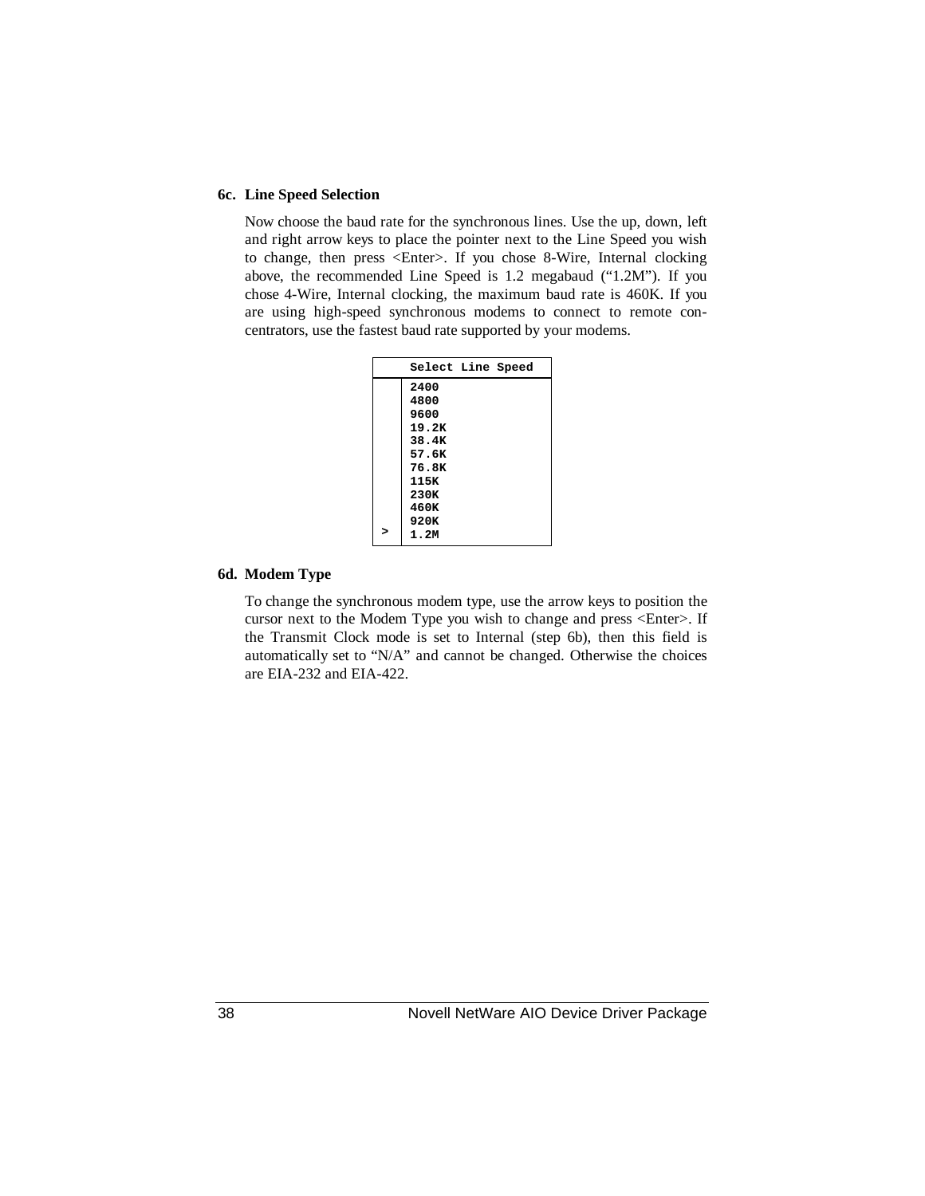### 6c. Line Speed Selection

Now choose the baud rate for the synchronous lines. Use the up, down, left and right arrow keys to place the pointer next to the Line Speed you wish to change, then press <Enter>. If you chose 8-Wire, Internal clocking above, the recommended Line Speed is 1.2 megabaud (“1.2M”). If you chose 4-Wire, Internal clocking, the maximum baud rate is 460K. If you are using high-speed synchronous modems to connect to remote concentrators, use the fastest baud rate supported by your modems.

|   | Select Line Speed |
|---|---|
|   | 2400 |
|   | 4800 |
|   | 9600 |
|   | 19.2K |
|   | 38.4K |
|   | 57.6K |
|   | 76.8K |
|   | 115K |
|   | 230K |
|   | 460K |
|   | 920K |
| > | 1.2M |

### 6d. Modem Type

To change the synchronous modem type, use the arrow keys to position the cursor next to the Modem Type you wish to change and press <Enter>. If the Transmit Clock mode is set to Internal (step 6b), then this field is automatically set to “N/A” and cannot be changed. Otherwise the choices are EIA-232 and EIA-422.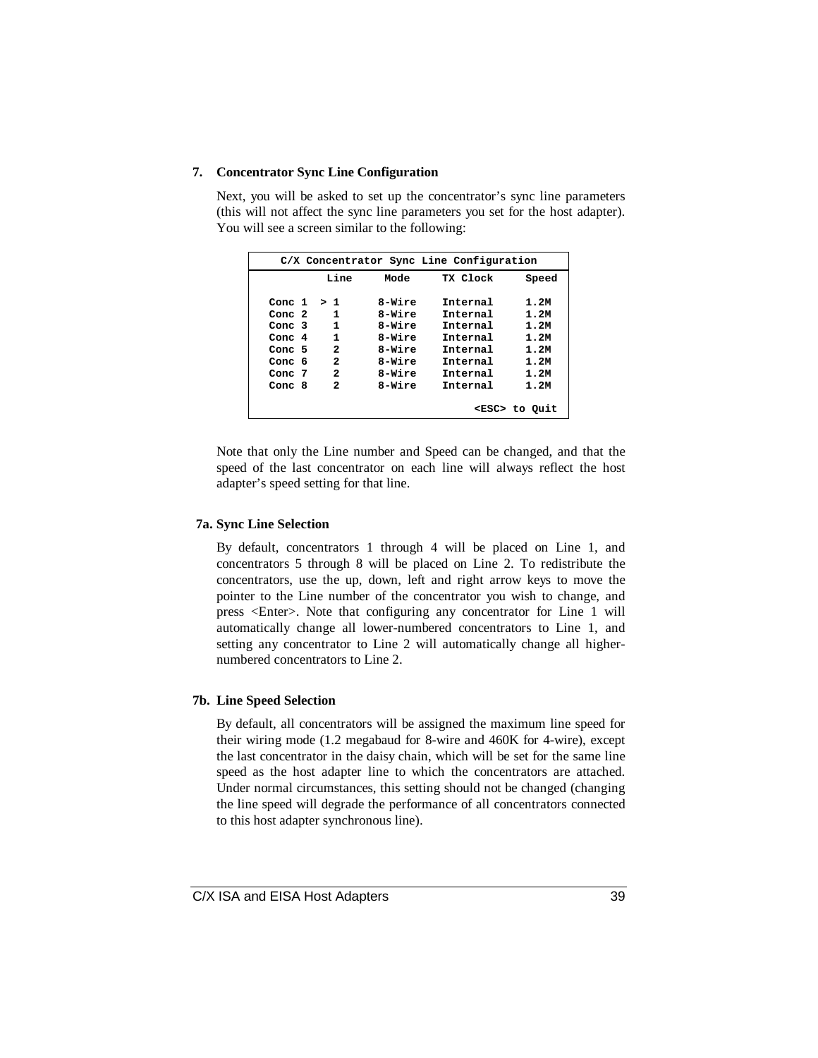### 7. Concentrator Sync Line Configuration

Next, you will be asked to set up the concentrator's sync line parameters (this will not affect the sync line parameters you set for the host adapter). You will see a screen similar to the following:

```
     C/X Concentrator Sync Line Configuration
            Line      Mode     TX Clock     Speed

  Conc 1  > 1       8-Wire    Internal      1.2M
  Conc 2    1       8-Wire    Internal      1.2M
  Conc 3    1       8-Wire    Internal      1.2M
  Conc 4    1       8-Wire    Internal      1.2M
  Conc 5    2       8-Wire    Internal      1.2M
  Conc 6    2       8-Wire    Internal      1.2M
  Conc 7    2       8-Wire    Internal      1.2M
  Conc 8    2       8-Wire    Internal      1.2M

                                      <ESC> to Quit
```

Note that only the Line number and Speed can be changed, and that the speed of the last concentrator on each line will always reflect the host adapter's speed setting for that line.

### 7a. Sync Line Selection

By default, concentrators 1 through 4 will be placed on Line 1, and concentrators 5 through 8 will be placed on Line 2. To redistribute the concentrators, use the up, down, left and right arrow keys to move the pointer to the Line number of the concentrator you wish to change, and press <Enter>. Note that configuring any concentrator for Line 1 will automatically change all lower-numbered concentrators to Line 1, and setting any concentrator to Line 2 will automatically change all higher-numbered concentrators to Line 2.

### 7b. Line Speed Selection

By default, all concentrators will be assigned the maximum line speed for their wiring mode (1.2 megabaud for 8-wire and 460K for 4-wire), except the last concentrator in the daisy chain, which will be set for the same line speed as the host adapter line to which the concentrators are attached. Under normal circumstances, this setting should not be changed (changing the line speed will degrade the performance of all concentrators connected to this host adapter synchronous line).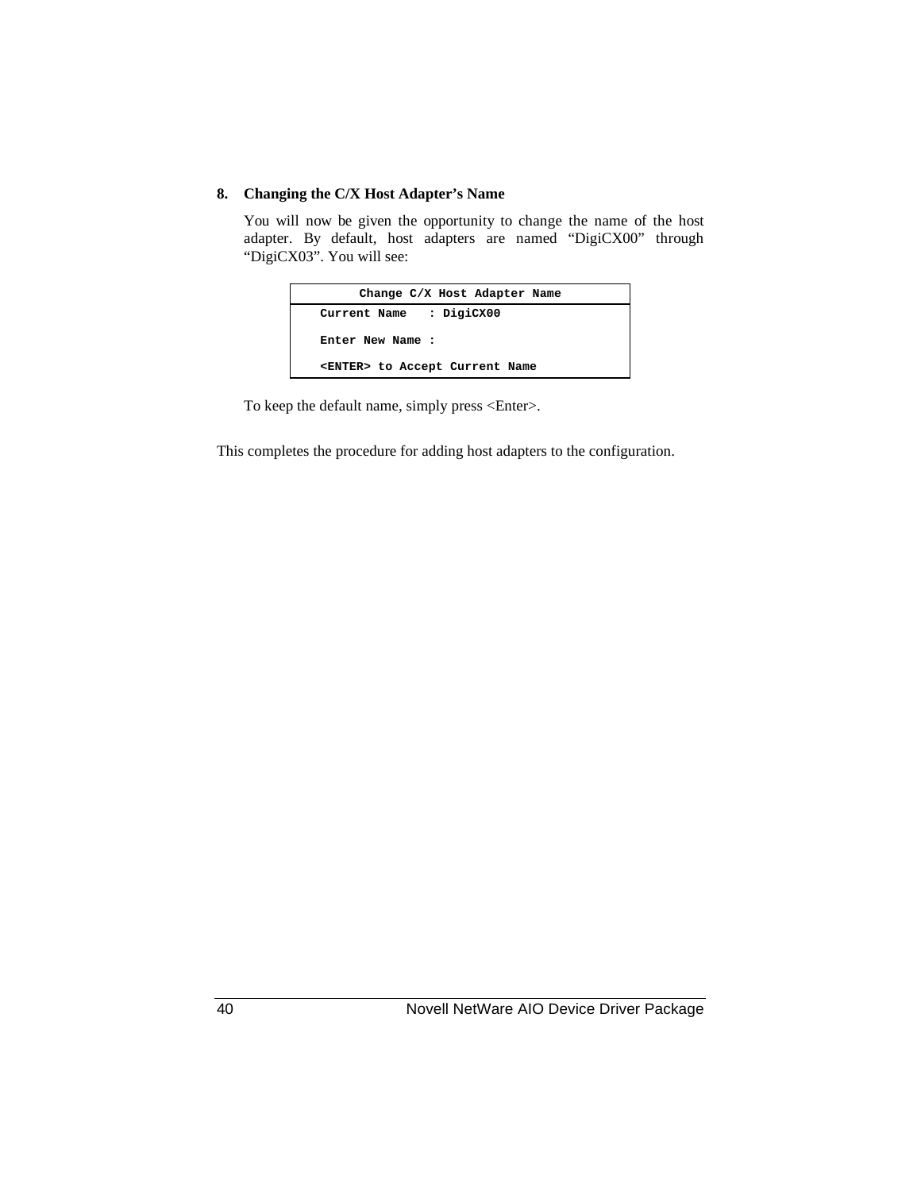**8. Changing the C/X Host Adapter's Name**

You will now be given the opportunity to change the name of the host adapter. By default, host adapters are named "DigiCX00" through "DigiCX03". You will see:

```
       Change C/X Host Adapter Name
   Current Name   : DigiCX00

   Enter New Name :

   <ENTER> to Accept Current Name
```

To keep the default name, simply press <Enter>.

This completes the procedure for adding host adapters to the configuration.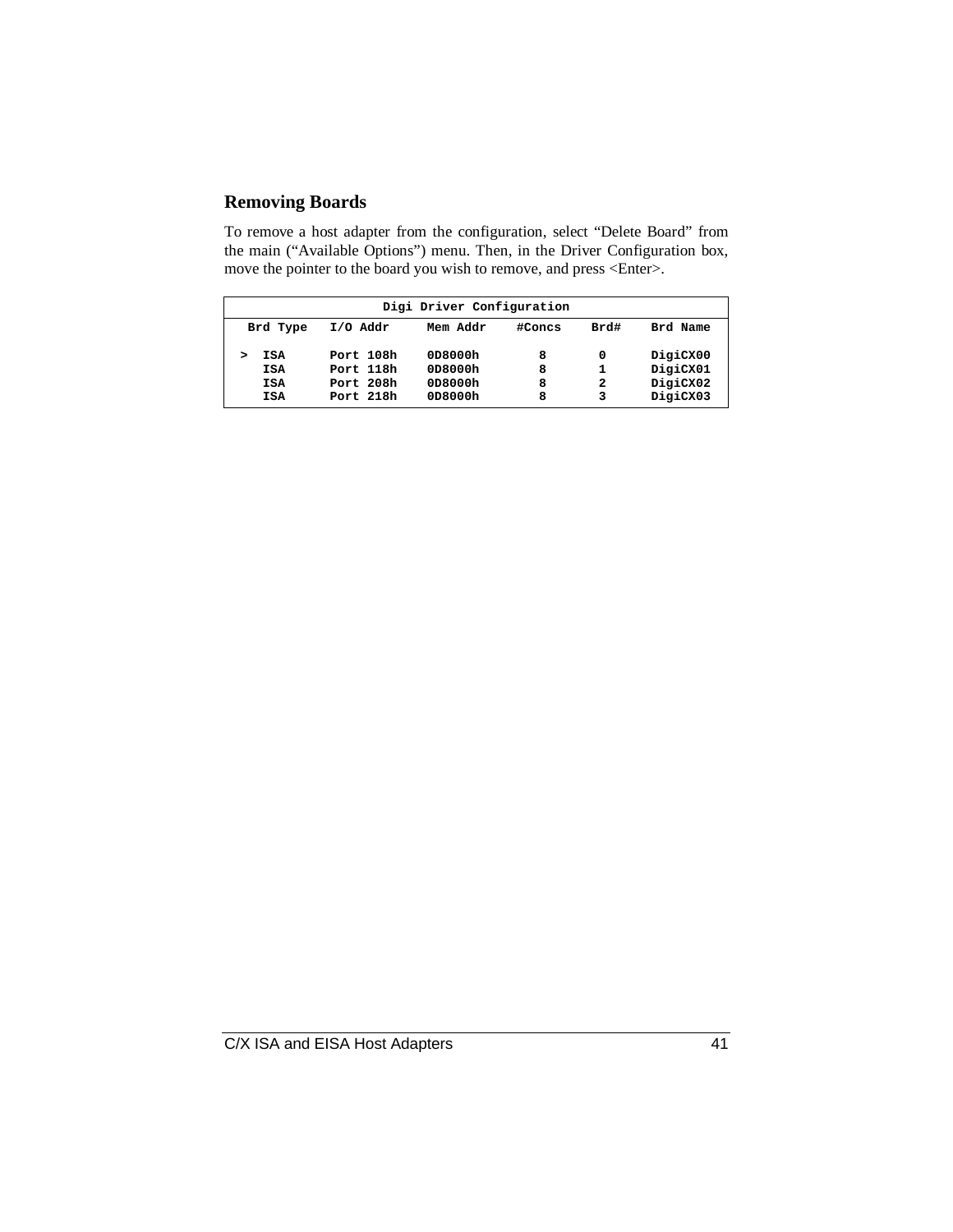## Removing Boards

To remove a host adapter from the configuration, select "Delete Board" from the main ("Available Options") menu. Then, in the Driver Configuration box, move the pointer to the board you wish to remove, and press <Enter>.

| Digi Driver Configuration | | | | | | |
|---|---|---|---|---|---|---|
| | Brd Type | I/O Addr | Mem Addr | #Concs | Brd# | Brd Name |
| > | ISA | Port 108h | 0D8000h | 8 | 0 | DigiCX00 |
| | ISA | Port 118h | 0D8000h | 8 | 1 | DigiCX01 |
| | ISA | Port 208h | 0D8000h | 8 | 2 | DigiCX02 |
| | ISA | Port 218h | 0D8000h | 8 | 3 | DigiCX03 |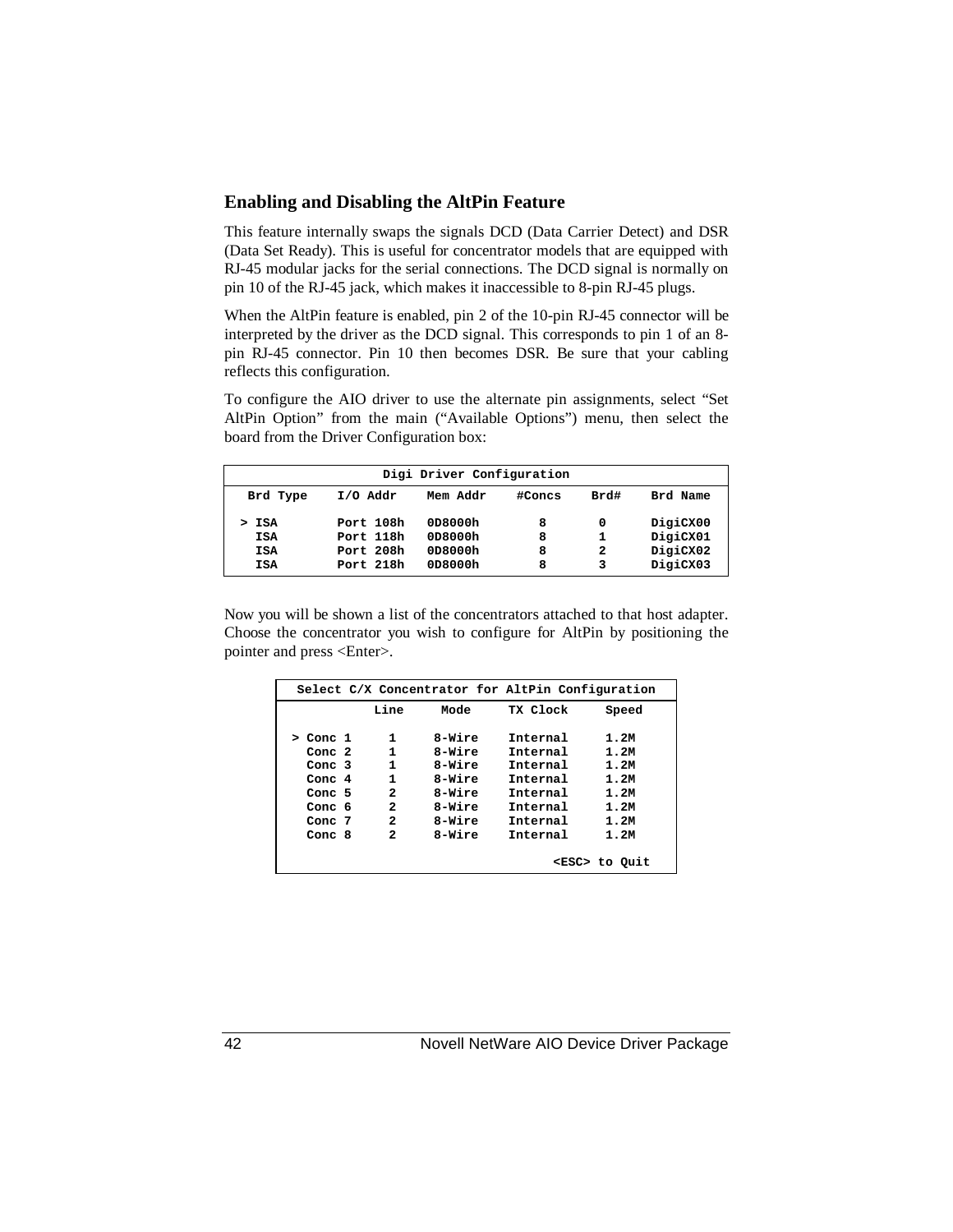## Enabling and Disabling the AltPin Feature

This feature internally swaps the signals DCD (Data Carrier Detect) and DSR (Data Set Ready). This is useful for concentrator models that are equipped with RJ-45 modular jacks for the serial connections. The DCD signal is normally on pin 10 of the RJ-45 jack, which makes it inaccessible to 8-pin RJ-45 plugs.

When the AltPin feature is enabled, pin 2 of the 10-pin RJ-45 connector will be interpreted by the driver as the DCD signal. This corresponds to pin 1 of an 8-pin RJ-45 connector. Pin 10 then becomes DSR. Be sure that your cabling reflects this configuration.

To configure the AIO driver to use the alternate pin assignments, select “Set AltPin Option” from the main (“Available Options”) menu, then select the board from the Driver Configuration box:

```
                      Digi Driver Configuration
 Brd Type    I/O Addr    Mem Addr    #Concs    Brd#    Brd Name

> ISA        Port 108h   0D8000h       8        0      DigiCX00
  ISA        Port 118h   0D8000h       8        1      DigiCX01
  ISA        Port 208h   0D8000h       8        2      DigiCX02
  ISA        Port 218h   0D8000h       8        3      DigiCX03
```

Now you will be shown a list of the concentrators attached to that host adapter. Choose the concentrator you wish to configure for AltPin by positioning the pointer and press <Enter>.

```
   Select C/X Concentrator for AltPin Configuration
            Line     Mode     TX Clock     Speed

 > Conc 1     1     8-Wire    Internal     1.2M
   Conc 2     1     8-Wire    Internal     1.2M
   Conc 3     1     8-Wire    Internal     1.2M
   Conc 4     1     8-Wire    Internal     1.2M
   Conc 5     2     8-Wire    Internal     1.2M
   Conc 6     2     8-Wire    Internal     1.2M
   Conc 7     2     8-Wire    Internal     1.2M
   Conc 8     2     8-Wire    Internal     1.2M

                                      <ESC> to Quit
```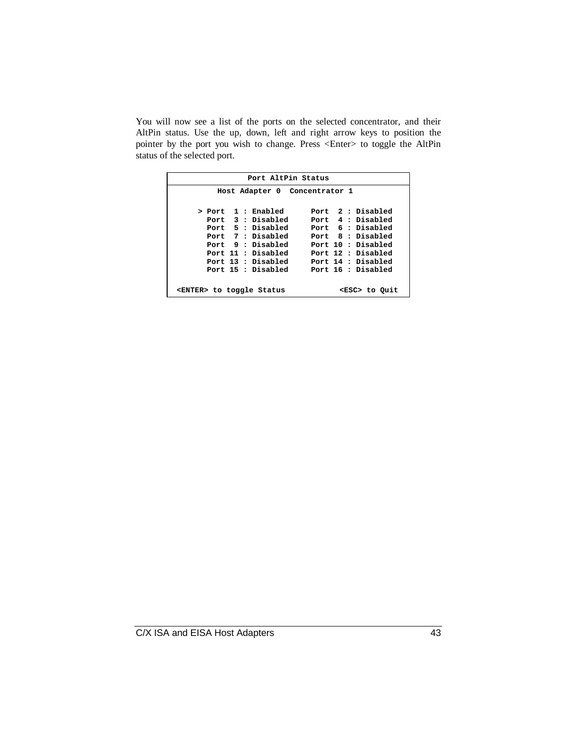You will now see a list of the ports on the selected concentrator, and their AltPin status. Use the up, down, left and right arrow keys to position the pointer by the port you wish to change. Press <Enter> to toggle the AltPin status of the selected port.

```
                 Port AltPin Status
          Host Adapter 0  Concentrator 1

     > Port  1 : Enabled      Port  2 : Disabled
       Port  3 : Disabled     Port  4 : Disabled
       Port  5 : Disabled     Port  6 : Disabled
       Port  7 : Disabled     Port  8 : Disabled
       Port  9 : Disabled     Port 10 : Disabled
       Port 11 : Disabled     Port 12 : Disabled
       Port 13 : Disabled     Port 14 : Disabled
       Port 15 : Disabled     Port 16 : Disabled

 <ENTER> to toggle Status            <ESC> to Quit
```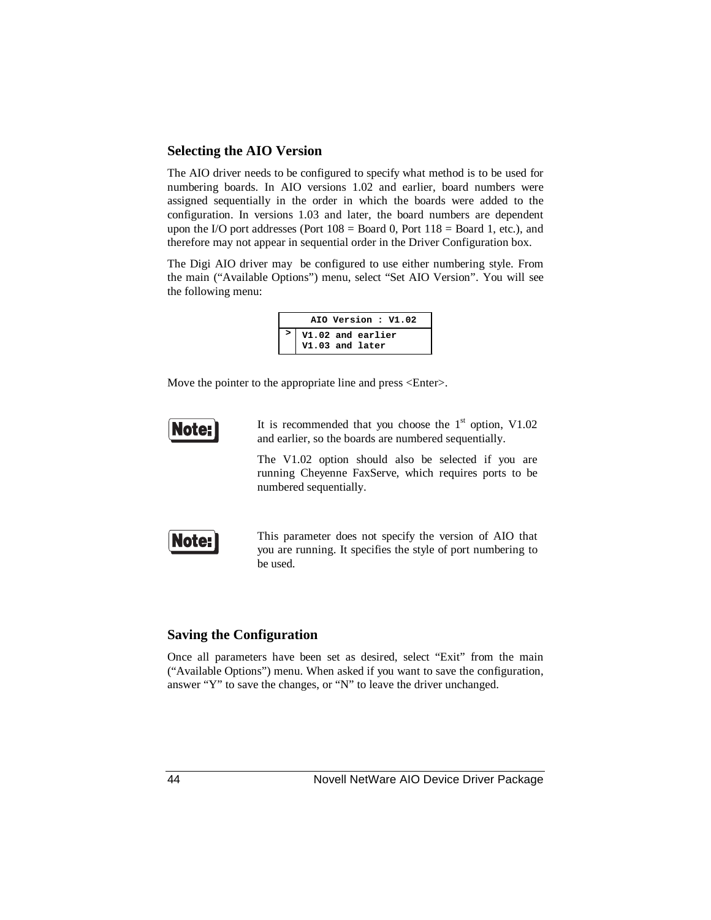## Selecting the AIO Version

The AIO driver needs to be configured to specify what method is to be used for numbering boards. In AIO versions 1.02 and earlier, board numbers were assigned sequentially in the order in which the boards were added to the configuration. In versions 1.03 and later, the board numbers are dependent upon the I/O port addresses (Port 108 = Board 0, Port 118 = Board 1, etc.), and therefore may not appear in sequential order in the Driver Configuration box.

The Digi AIO driver may be configured to use either numbering style. From the main ("Available Options") menu, select "Set AIO Version". You will see the following menu:

```
     AIO Version : V1.02
>  V1.02 and earlier
   V1.03 and later
```

Move the pointer to the appropriate line and press <Enter>.

**Note:** It is recommended that you choose the 1st option, V1.02 and earlier, so the boards are numbered sequentially.

The V1.02 option should also be selected if you are running Cheyenne FaxServe, which requires ports to be numbered sequentially.

**Note:** This parameter does not specify the version of AIO that you are running. It specifies the style of port numbering to be used.

## Saving the Configuration

Once all parameters have been set as desired, select "Exit" from the main ("Available Options") menu. When asked if you want to save the configuration, answer "Y" to save the changes, or "N" to leave the driver unchanged.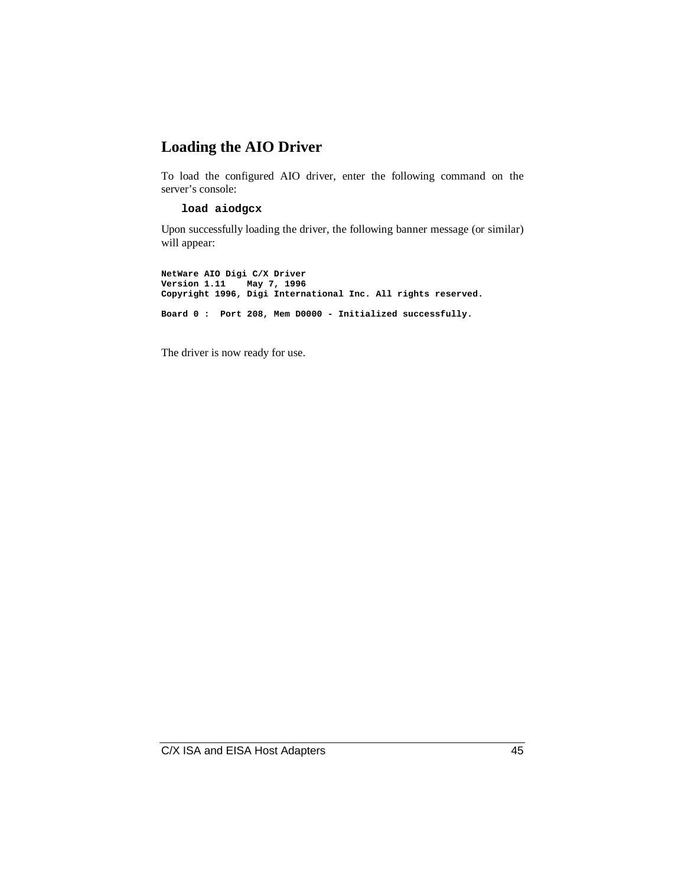## Loading the AIO Driver

To load the configured AIO driver, enter the following command on the server's console:

```
load aiodgcx
```

Upon successfully loading the driver, the following banner message (or similar) will appear:

```
NetWare AIO Digi C/X Driver
Version 1.11    May 7, 1996
Copyright 1996, Digi International Inc. All rights reserved.

Board 0 :  Port 208, Mem D0000 - Initialized successfully.
```

The driver is now ready for use.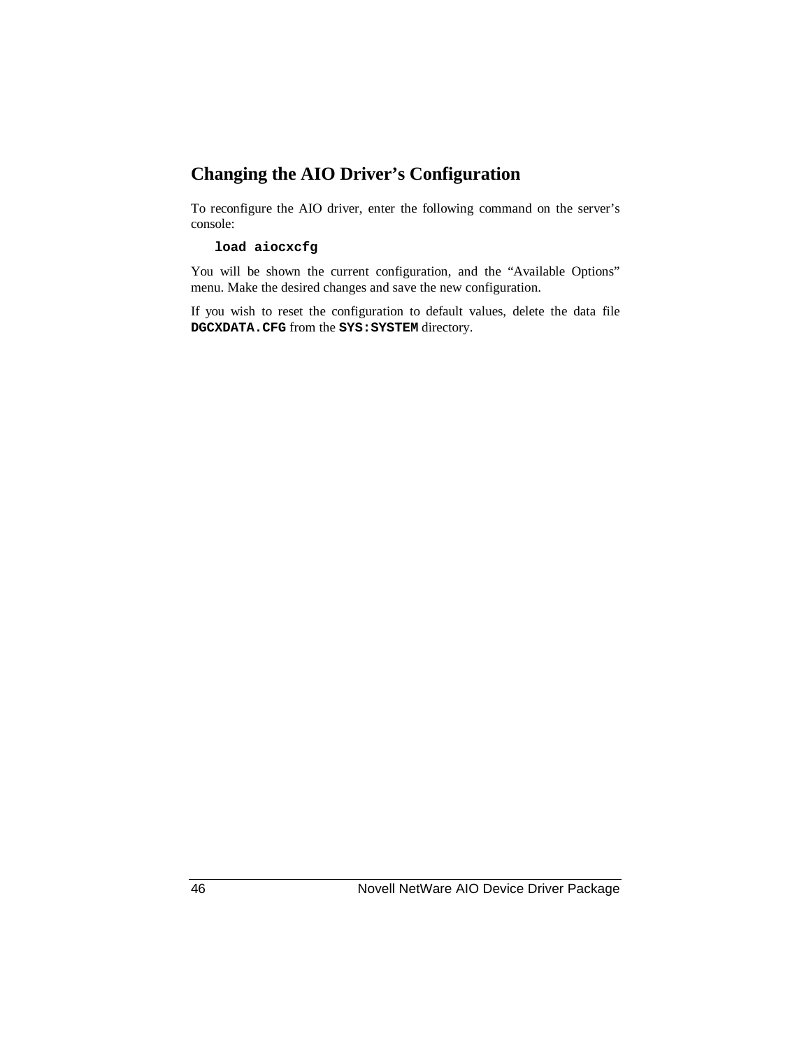## Changing the AIO Driver's Configuration

To reconfigure the AIO driver, enter the following command on the server's console:

```
load aiocxcfg
```

You will be shown the current configuration, and the "Available Options" menu. Make the desired changes and save the new configuration.

If you wish to reset the configuration to default values, delete the data file **`DGCXDATA.CFG`** from the **`SYS:SYSTEM`** directory.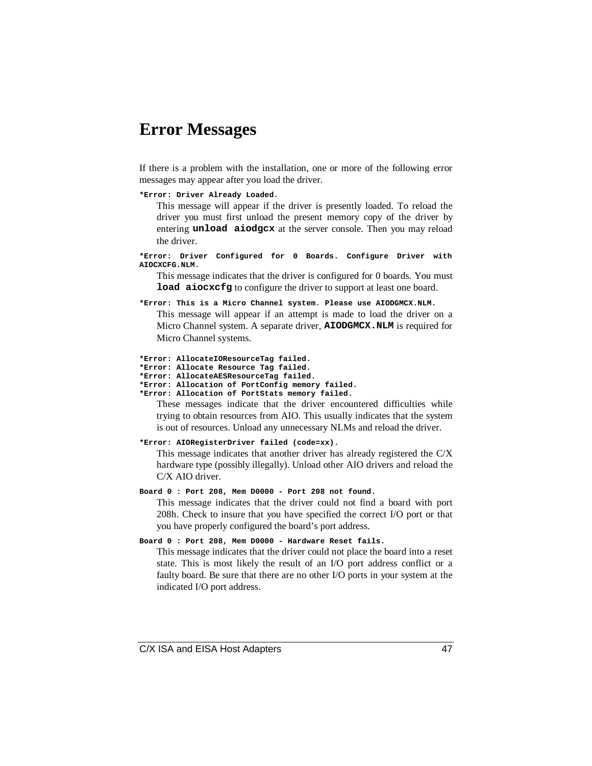# Error Messages

If there is a problem with the installation, one or more of the following error messages may appear after you load the driver.

**`*Error: Driver Already Loaded.`**

This message will appear if the driver is presently loaded. To reload the driver you must first unload the present memory copy of the driver by entering **`unload aiodgcx`** at the server console. Then you may reload the driver.

**`*Error: Driver Configured for 0 Boards. Configure Driver with AIOCXCFG.NLM.`**

This message indicates that the driver is configured for 0 boards. You must **`load aiocxcfg`** to configure the driver to support at least one board.

**`*Error: This is a Micro Channel system. Please use AIODGMCX.NLM.`**

This message will appear if an attempt is made to load the driver on a Micro Channel system. A separate driver, **`AIODGMCX.NLM`** is required for Micro Channel systems.

**`*Error: AllocateIOResourceTag failed.`**
**`*Error: Allocate Resource Tag failed.`**
**`*Error: AllocateAESResourceTag failed.`**
**`*Error: Allocation of PortConfig memory failed.`**
**`*Error: Allocation of PortStats memory failed.`**

These messages indicate that the driver encountered difficulties while trying to obtain resources from AIO. This usually indicates that the system is out of resources. Unload any unnecessary NLMs and reload the driver.

**`*Error: AIORegisterDriver failed (code=xx).`**

This message indicates that another driver has already registered the C/X hardware type (possibly illegally). Unload other AIO drivers and reload the C/X AIO driver.

**`Board 0 : Port 208, Mem D0000 - Port 208 not found.`**

This message indicates that the driver could not find a board with port 208h. Check to insure that you have specified the correct I/O port or that you have properly configured the board's port address.

**`Board 0 : Port 208, Mem D0000 - Hardware Reset fails.`**

This message indicates that the driver could not place the board into a reset state. This is most likely the result of an I/O port address conflict or a faulty board. Be sure that there are no other I/O ports in your system at the indicated I/O port address.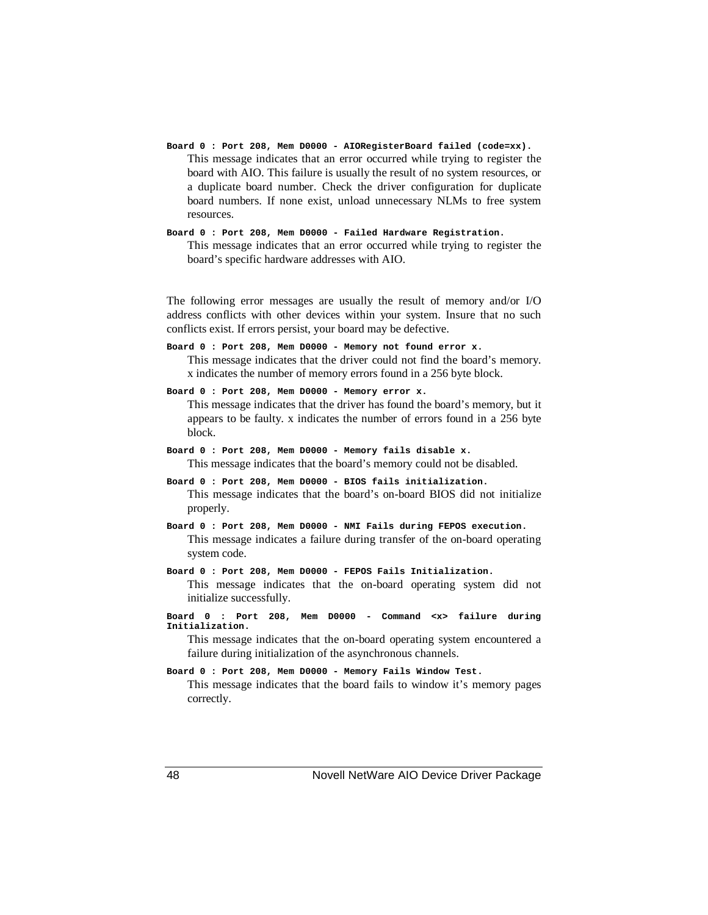**Board 0 : Port 208, Mem D0000 - AIORegisterBoard failed (code=xx).**

This message indicates that an error occurred while trying to register the board with AIO. This failure is usually the result of no system resources, or a duplicate board number. Check the driver configuration for duplicate board numbers. If none exist, unload unnecessary NLMs to free system resources.

**Board 0 : Port 208, Mem D0000 - Failed Hardware Registration.**

This message indicates that an error occurred while trying to register the board's specific hardware addresses with AIO.

The following error messages are usually the result of memory and/or I/O address conflicts with other devices within your system. Insure that no such conflicts exist. If errors persist, your board may be defective.

**Board 0 : Port 208, Mem D0000 - Memory not found error x.**

This message indicates that the driver could not find the board's memory. x indicates the number of memory errors found in a 256 byte block.

**Board 0 : Port 208, Mem D0000 - Memory error x.**

This message indicates that the driver has found the board's memory, but it appears to be faulty. x indicates the number of errors found in a 256 byte block.

**Board 0 : Port 208, Mem D0000 - Memory fails disable x.**

This message indicates that the board's memory could not be disabled.

**Board 0 : Port 208, Mem D0000 - BIOS fails initialization.**

This message indicates that the board's on-board BIOS did not initialize properly.

**Board 0 : Port 208, Mem D0000 - NMI Fails during FEPOS execution.**

This message indicates a failure during transfer of the on-board operating system code.

**Board 0 : Port 208, Mem D0000 - FEPOS Fails Initialization.**

This message indicates that the on-board operating system did not initialize successfully.

**Board 0 : Port 208, Mem D0000 - Command <x> failure during Initialization.**

This message indicates that the on-board operating system encountered a failure during initialization of the asynchronous channels.

**Board 0 : Port 208, Mem D0000 - Memory Fails Window Test.**

This message indicates that the board fails to window it's memory pages correctly.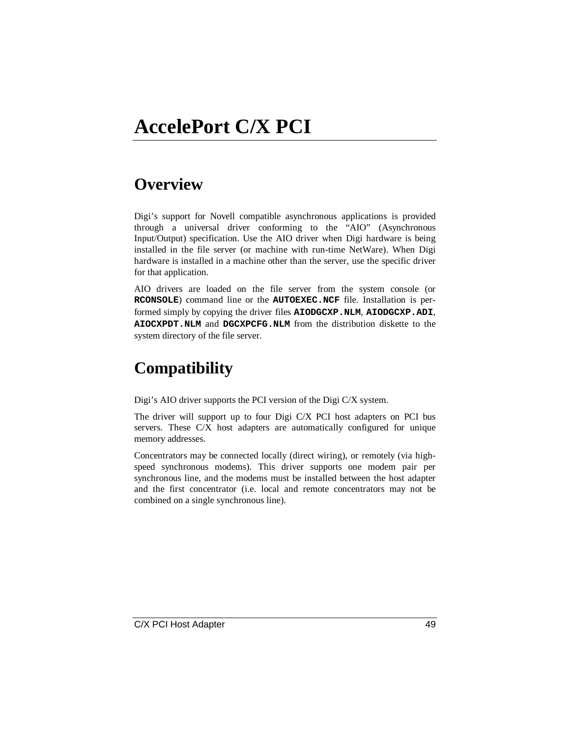# AccelePort C/X PCI

## Overview

Digi's support for Novell compatible asynchronous applications is provided through a universal driver conforming to the "AIO" (Asynchronous Input/Output) specification. Use the AIO driver when Digi hardware is being installed in the file server (or machine with run-time NetWare). When Digi hardware is installed in a machine other than the server, use the specific driver for that application.

AIO drivers are loaded on the file server from the system console (or **RCONSOLE**) command line or the **AUTOEXEC.NCF** file. Installation is performed simply by copying the driver files **AIODGCXP.NLM**, **AIODGCXP.ADI**, **AIOCXPDT.NLM** and **DGCXPCFG.NLM** from the distribution diskette to the system directory of the file server.

## Compatibility

Digi's AIO driver supports the PCI version of the Digi C/X system.

The driver will support up to four Digi C/X PCI host adapters on PCI bus servers. These C/X host adapters are automatically configured for unique memory addresses.

Concentrators may be connected locally (direct wiring), or remotely (via high-speed synchronous modems). This driver supports one modem pair per synchronous line, and the modems must be installed between the host adapter and the first concentrator (i.e. local and remote concentrators may not be combined on a single synchronous line).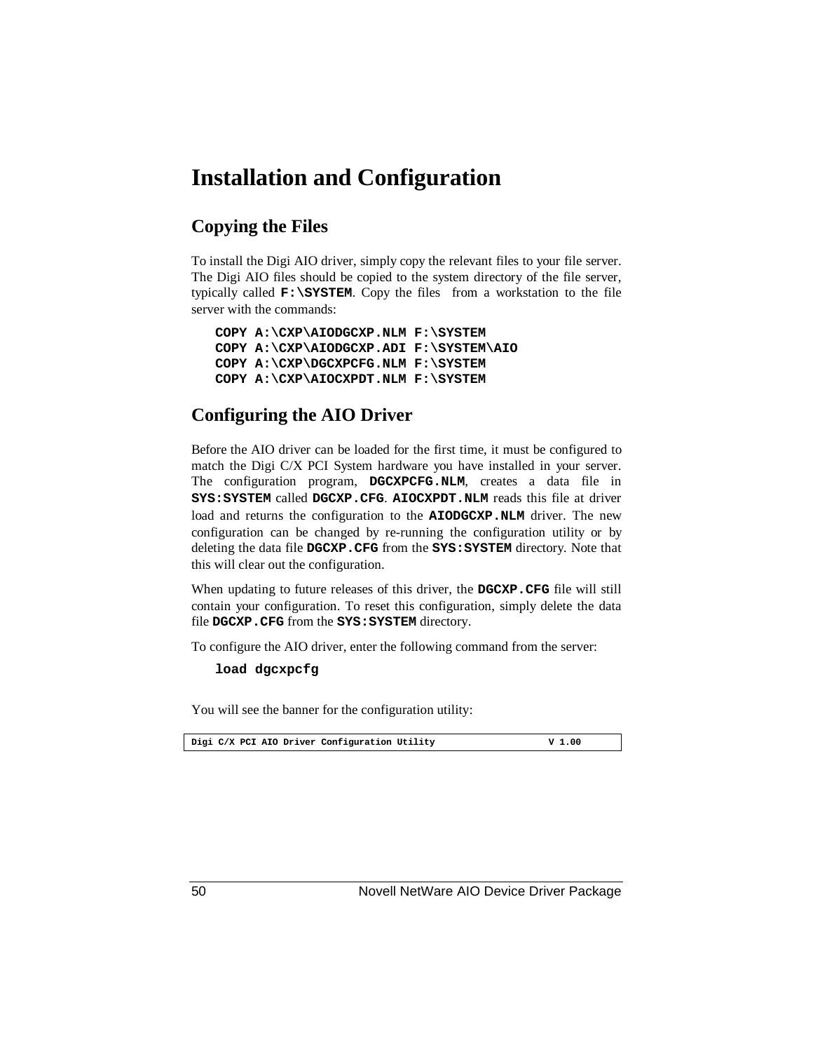# Installation and Configuration

## Copying the Files

To install the Digi AIO driver, simply copy the relevant files to your file server. The Digi AIO files should be copied to the system directory of the file server, typically called **`F:\SYSTEM`**. Copy the files from a workstation to the file server with the commands:

```
COPY A:\CXP\AIODGCXP.NLM F:\SYSTEM
COPY A:\CXP\AIODGCXP.ADI F:\SYSTEM\AIO
COPY A:\CXP\DGCXPCFG.NLM F:\SYSTEM
COPY A:\CXP\AIOCXPDT.NLM F:\SYSTEM
```

## Configuring the AIO Driver

Before the AIO driver can be loaded for the first time, it must be configured to match the Digi C/X PCI System hardware you have installed in your server. The configuration program, **`DGCXPCFG.NLM`**, creates a data file in **`SYS:SYSTEM`** called **`DGCXP.CFG`**. **`AIOCXPDT.NLM`** reads this file at driver load and returns the configuration to the **`AIODGCXP.NLM`** driver. The new configuration can be changed by re-running the configuration utility or by deleting the data file **`DGCXP.CFG`** from the **`SYS:SYSTEM`** directory. Note that this will clear out the configuration.

When updating to future releases of this driver, the **`DGCXP.CFG`** file will still contain your configuration. To reset this configuration, simply delete the data file **`DGCXP.CFG`** from the **`SYS:SYSTEM`** directory.

To configure the AIO driver, enter the following command from the server:

```
load dgcxpcfg
```

You will see the banner for the configuration utility:

```
Digi C/X PCI AIO Driver Configuration Utility                V 1.00
```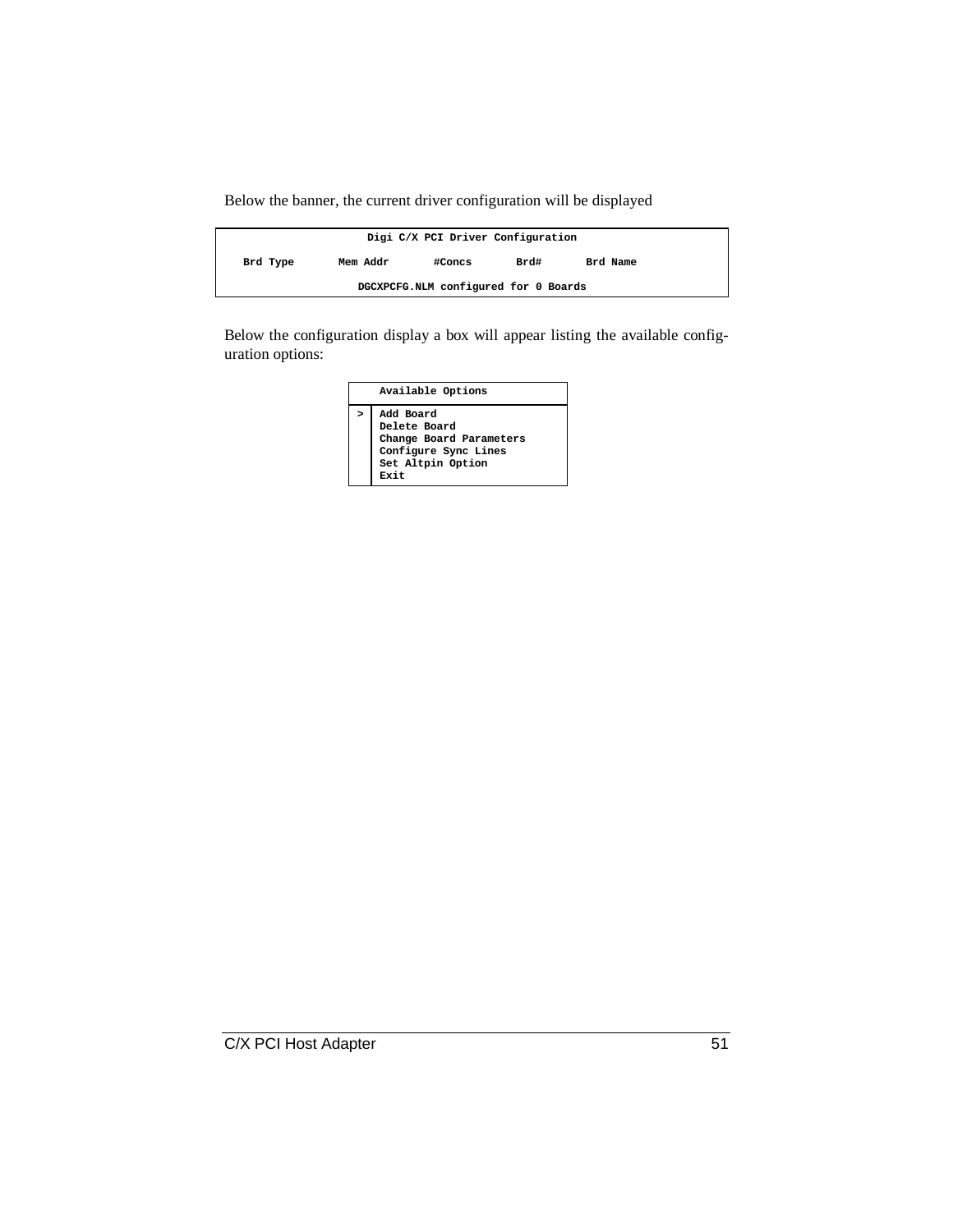Below the banner, the current driver configuration will be displayed

```
                    Digi C/X PCI Driver Configuration

   Brd Type      Mem Addr      #Concs      Brd#      Brd Name

                  DGCXPCFG.NLM configured for 0 Boards
```

Below the configuration display a box will appear listing the available configuration options:

```
    Available Options
>   Add Board
    Delete Board
    Change Board Parameters
    Configure Sync Lines
    Set Altpin Option
    Exit
```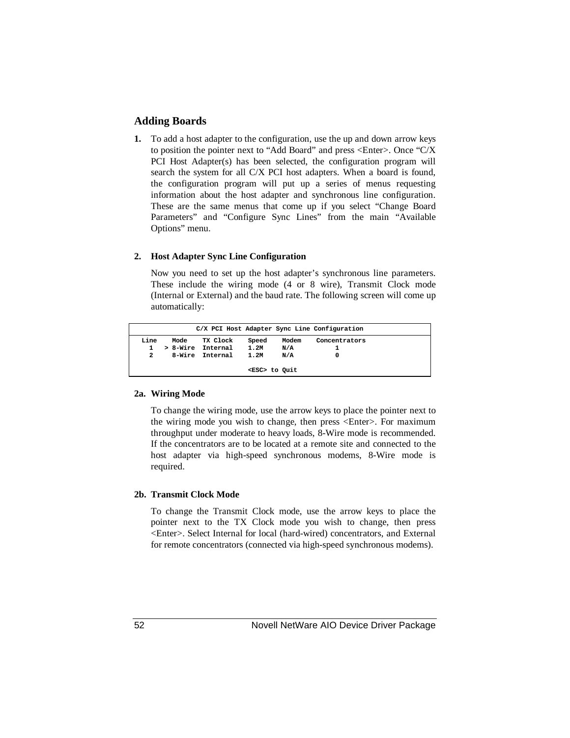## Adding Boards

**1.** To add a host adapter to the configuration, use the up and down arrow keys to position the pointer next to “Add Board” and press <Enter>. Once “C/X PCI Host Adapter(s) has been selected, the configuration program will search the system for all C/X PCI host adapters. When a board is found, the configuration program will put up a series of menus requesting information about the host adapter and synchronous line configuration. These are the same menus that come up if you select “Change Board Parameters” and “Configure Sync Lines” from the main “Available Options” menu.

**2. Host Adapter Sync Line Configuration**

Now you need to set up the host adapter’s synchronous line parameters. These include the wiring mode (4 or 8 wire), Transmit Clock mode (Internal or External) and the baud rate. The following screen will come up automatically:

```
               C/X PCI Host Adapter Sync Line Configuration

 Line    Mode    TX Clock    Speed    Modem    Concentrators
   1   > 8-Wire  Internal    1.2M     N/A            1
   2     8-Wire  Internal    1.2M     N/A            0

                            <ESC> to Quit
```

**2a. Wiring Mode**

To change the wiring mode, use the arrow keys to place the pointer next to the wiring mode you wish to change, then press <Enter>. For maximum throughput under moderate to heavy loads, 8-Wire mode is recommended. If the concentrators are to be located at a remote site and connected to the host adapter via high-speed synchronous modems, 8-Wire mode is required.

**2b. Transmit Clock Mode**

To change the Transmit Clock mode, use the arrow keys to place the pointer next to the TX Clock mode you wish to change, then press <Enter>. Select Internal for local (hard-wired) concentrators, and External for remote concentrators (connected via high-speed synchronous modems).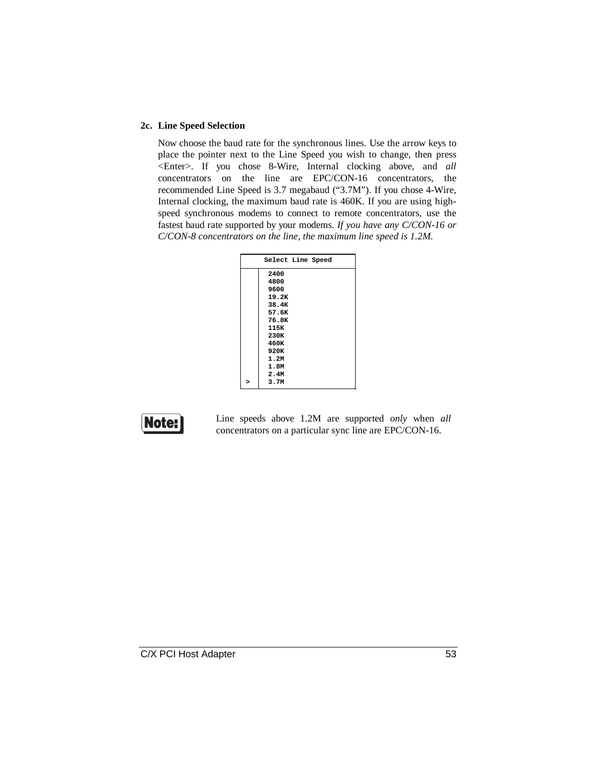### 2c. Line Speed Selection

Now choose the baud rate for the synchronous lines. Use the arrow keys to place the pointer next to the Line Speed you wish to change, then press <Enter>. If you chose 8-Wire, Internal clocking above, and *all* concentrators on the line are EPC/CON-16 concentrators, the recommended Line Speed is 3.7 megabaud (“3.7M”). If you chose 4-Wire, Internal clocking, the maximum baud rate is 460K. If you are using high-speed synchronous modems to connect to remote concentrators, use the fastest baud rate supported by your modems. *If you have any C/CON-16 or C/CON-8 concentrators on the line, the maximum line speed is 1.2M.*

```
Select Line Speed

     2400
     4800
     9600
     19.2K
     38.4K
     57.6K
     76.8K
     115K
     230K
     460K
     920K
     1.2M
     1.8M
     2.4M
>    3.7M
```

**Note:** Line speeds above 1.2M are supported *only* when *all* concentrators on a particular sync line are EPC/CON-16.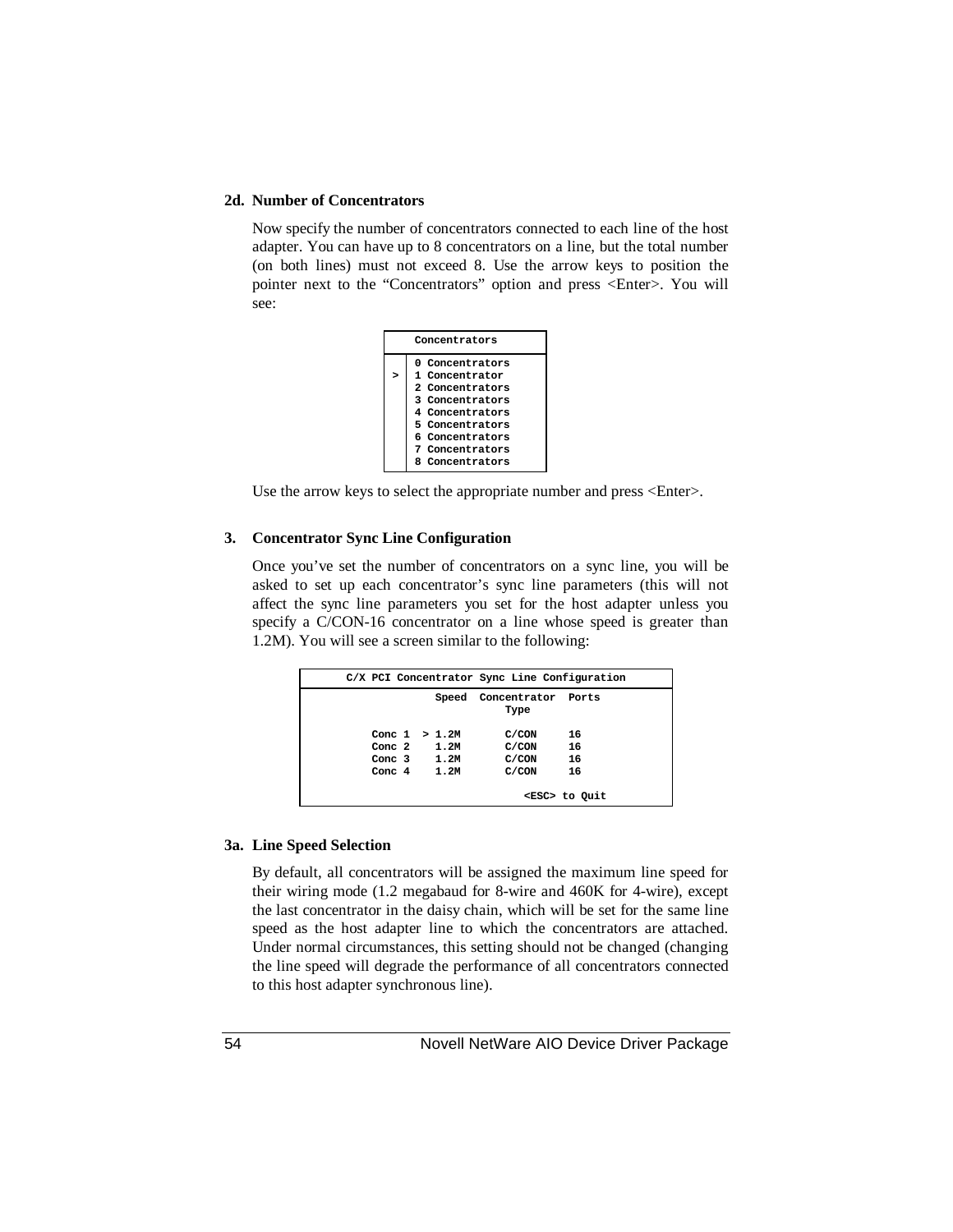### 2d. Number of Concentrators

Now specify the number of concentrators connected to each line of the host adapter. You can have up to 8 concentrators on a line, but the total number (on both lines) must not exceed 8. Use the arrow keys to position the pointer next to the “Concentrators” option and press <Enter>. You will see:

```
     Concentrators
  ----------------------
    | 0 Concentrators
  > | 1 Concentrator
    | 2 Concentrators
    | 3 Concentrators
    | 4 Concentrators
    | 5 Concentrators
    | 6 Concentrators
    | 7 Concentrators
    | 8 Concentrators
```

Use the arrow keys to select the appropriate number and press <Enter>.

### 3. Concentrator Sync Line Configuration

Once you’ve set the number of concentrators on a sync line, you will be asked to set up each concentrator’s sync line parameters (this will not affect the sync line parameters you set for the host adapter unless you specify a C/CON-16 concentrator on a line whose speed is greater than 1.2M). You will see a screen similar to the following:

```
       C/X PCI Concentrator Sync Line Configuration
  ---------------------------------------------------------
                   Speed  Concentrator  Ports
                              Type

          Conc 1  > 1.2M       C/CON     16
          Conc 2    1.2M       C/CON     16
          Conc 3    1.2M       C/CON     16
          Conc 4    1.2M       C/CON     16

                                 <ESC> to Quit
```

### 3a. Line Speed Selection

By default, all concentrators will be assigned the maximum line speed for their wiring mode (1.2 megabaud for 8-wire and 460K for 4-wire), except the last concentrator in the daisy chain, which will be set for the same line speed as the host adapter line to which the concentrators are attached. Under normal circumstances, this setting should not be changed (changing the line speed will degrade the performance of all concentrators connected to this host adapter synchronous line).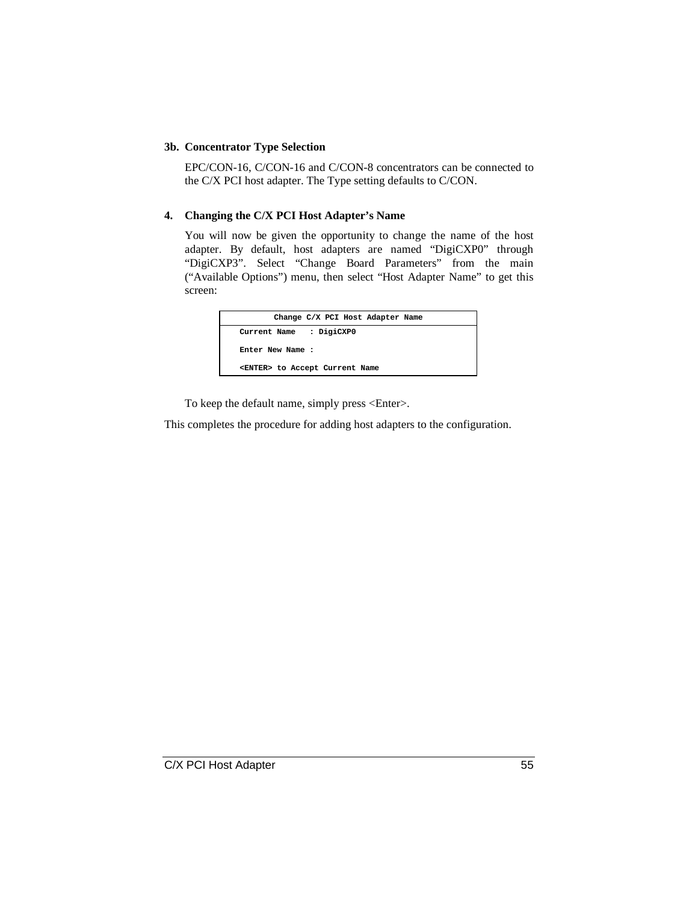### 3b. Concentrator Type Selection

EPC/CON-16, C/CON-16 and C/CON-8 concentrators can be connected to the C/X PCI host adapter. The Type setting defaults to C/CON.

### 4. Changing the C/X PCI Host Adapter's Name

You will now be given the opportunity to change the name of the host adapter. By default, host adapters are named "DigiCXP0" through "DigiCXP3". Select "Change Board Parameters" from the main ("Available Options") menu, then select "Host Adapter Name" to get this screen:

```
        Change C/X PCI Host Adapter Name
   Current Name   : DigiCXP0

   Enter New Name :

   <ENTER> to Accept Current Name
```

To keep the default name, simply press <Enter>.

This completes the procedure for adding host adapters to the configuration.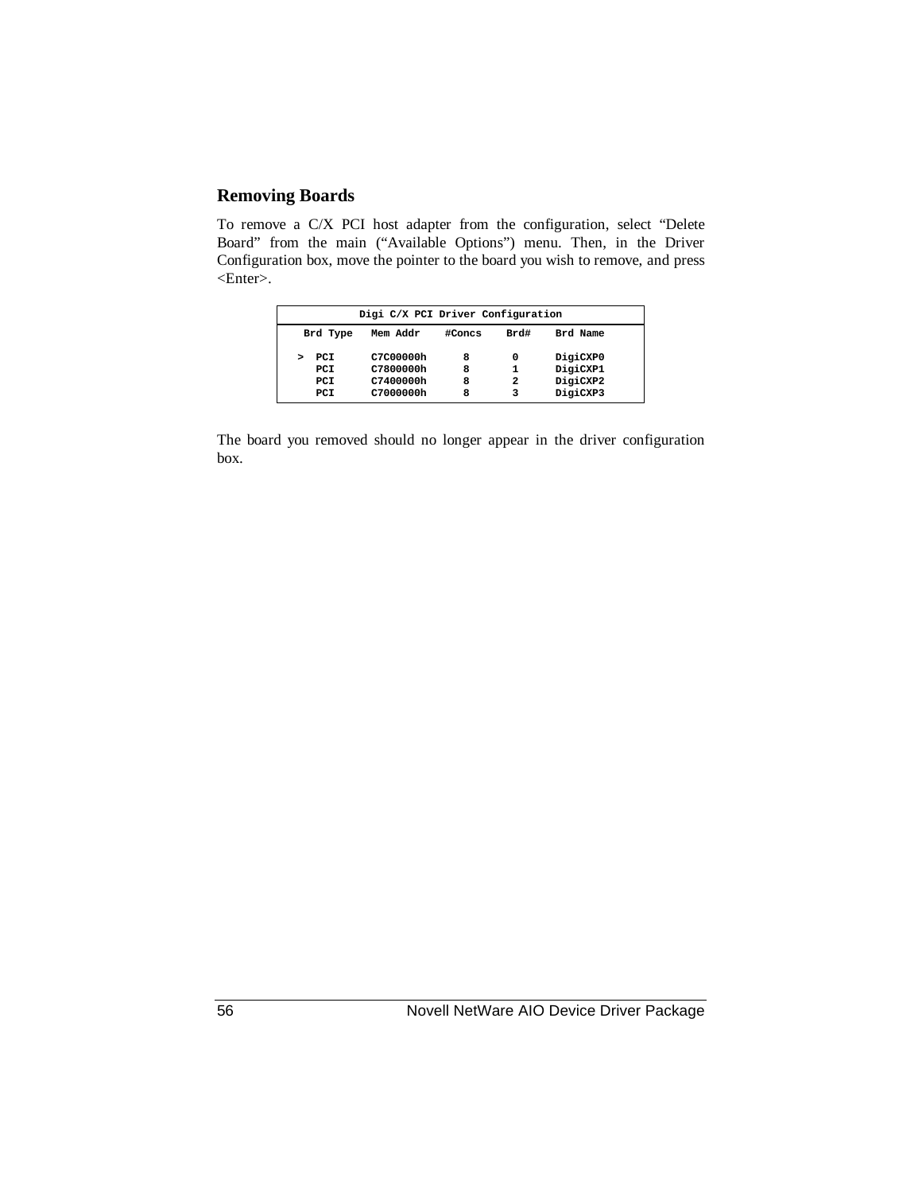## Removing Boards

To remove a C/X PCI host adapter from the configuration, select “Delete Board” from the main (“Available Options”) menu. Then, in the Driver Configuration box, move the pointer to the board you wish to remove, and press <Enter>.

```
              Digi C/X PCI Driver Configuration
   Brd Type   Mem Addr    #Concs    Brd#    Brd Name

 >  PCI      C7C00000h      8        0      DigiCXP0
    PCI      C7800000h      8        1      DigiCXP1
    PCI      C7400000h      8        2      DigiCXP2
    PCI      C7000000h      8        3      DigiCXP3
```

The board you removed should no longer appear in the driver configuration box.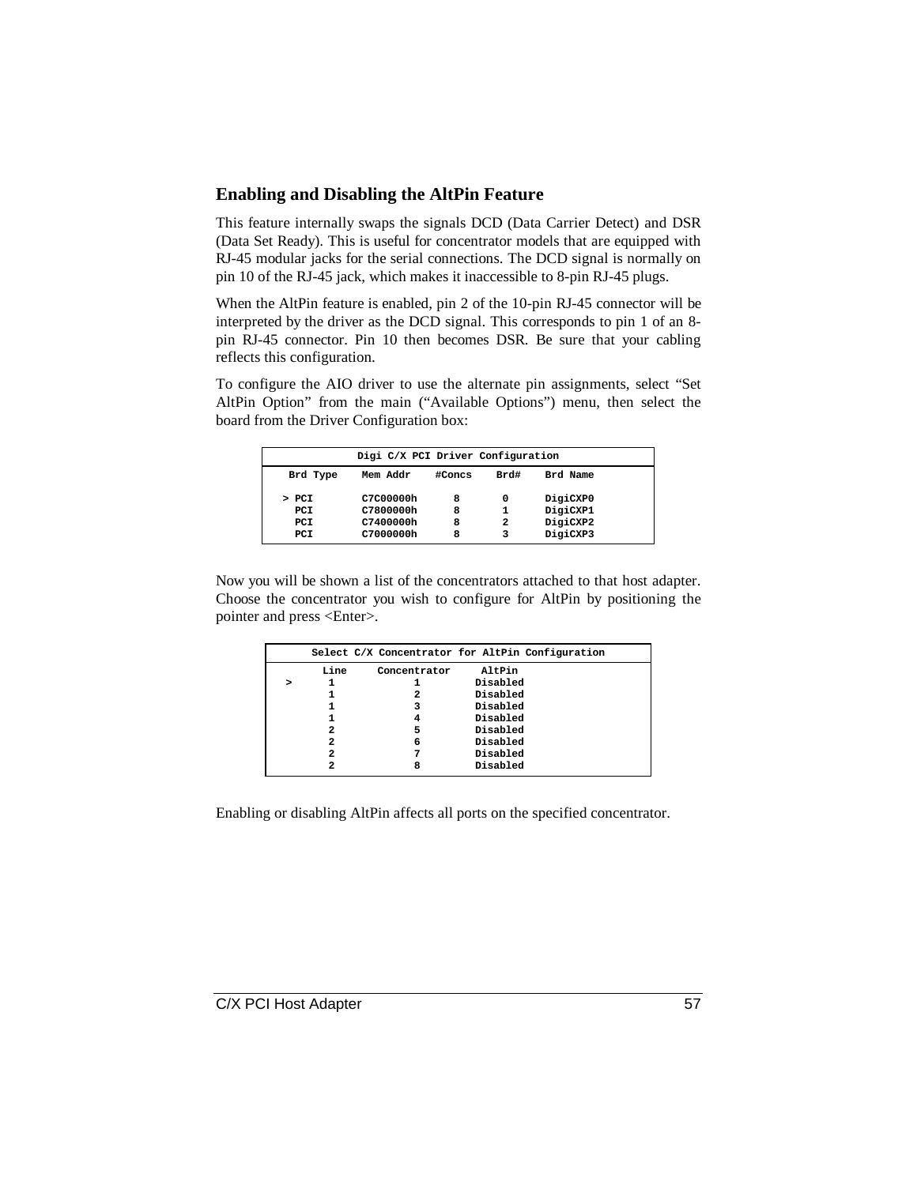## Enabling and Disabling the AltPin Feature

This feature internally swaps the signals DCD (Data Carrier Detect) and DSR (Data Set Ready). This is useful for concentrator models that are equipped with RJ-45 modular jacks for the serial connections. The DCD signal is normally on pin 10 of the RJ-45 jack, which makes it inaccessible to 8-pin RJ-45 plugs.

When the AltPin feature is enabled, pin 2 of the 10-pin RJ-45 connector will be interpreted by the driver as the DCD signal. This corresponds to pin 1 of an 8-pin RJ-45 connector. Pin 10 then becomes DSR. Be sure that your cabling reflects this configuration.

To configure the AIO driver to use the alternate pin assignments, select "Set AltPin Option" from the main ("Available Options") menu, then select the board from the Driver Configuration box:

```
                Digi C/X PCI Driver Configuration
  Brd Type    Mem Addr    #Concs    Brd#    Brd Name

> PCI         C7C00000h      8        0     DigiCXP0
  PCI         C7800000h      8        1     DigiCXP1
  PCI         C7400000h      8        2     DigiCXP2
  PCI         C7000000h      8        3     DigiCXP3
```

Now you will be shown a list of the concentrators attached to that host adapter. Choose the concentrator you wish to configure for AltPin by positioning the pointer and press <Enter>.

```
     Select C/X Concentrator for AltPin Configuration
        Line     Concentrator     AltPin
 >       1            1          Disabled
         1            2          Disabled
         1            3          Disabled
         1            4          Disabled
         2            5          Disabled
         2            6          Disabled
         2            7          Disabled
         2            8          Disabled
```

Enabling or disabling AltPin affects all ports on the specified concentrator.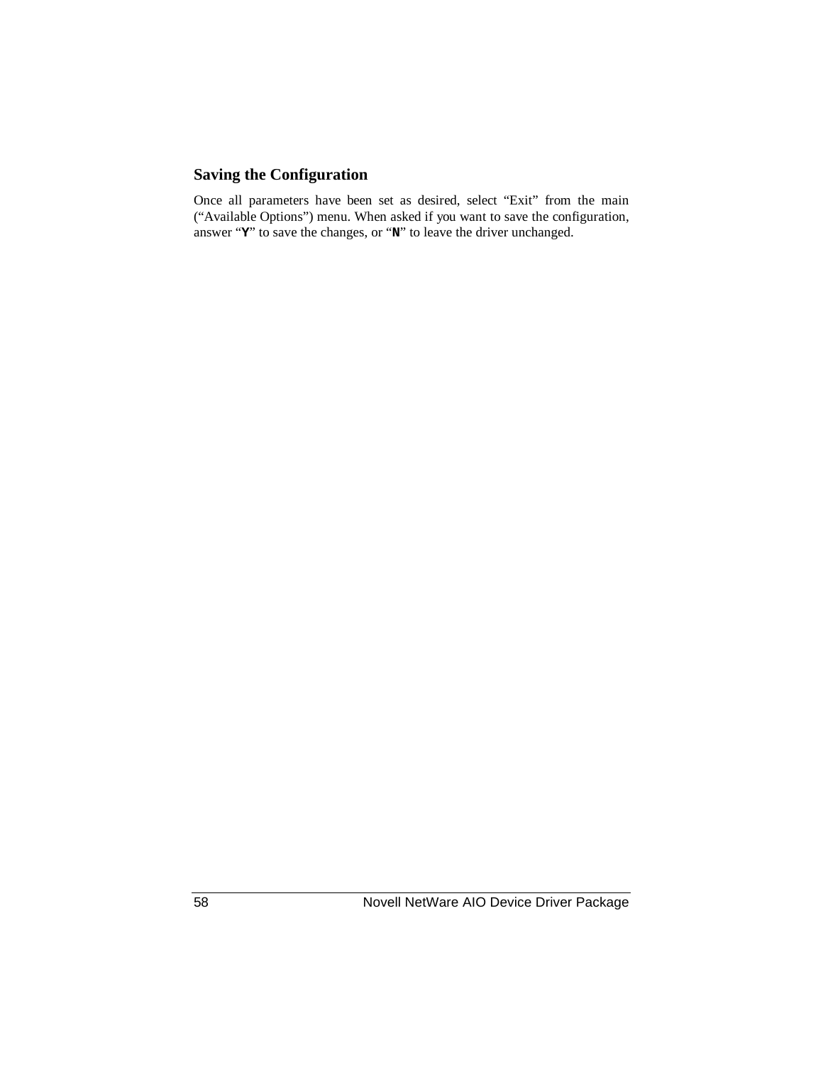### Saving the Configuration

Once all parameters have been set as desired, select “Exit” from the main (“Available Options”) menu. When asked if you want to save the configuration, answer “**Y**” to save the changes, or “**N**” to leave the driver unchanged.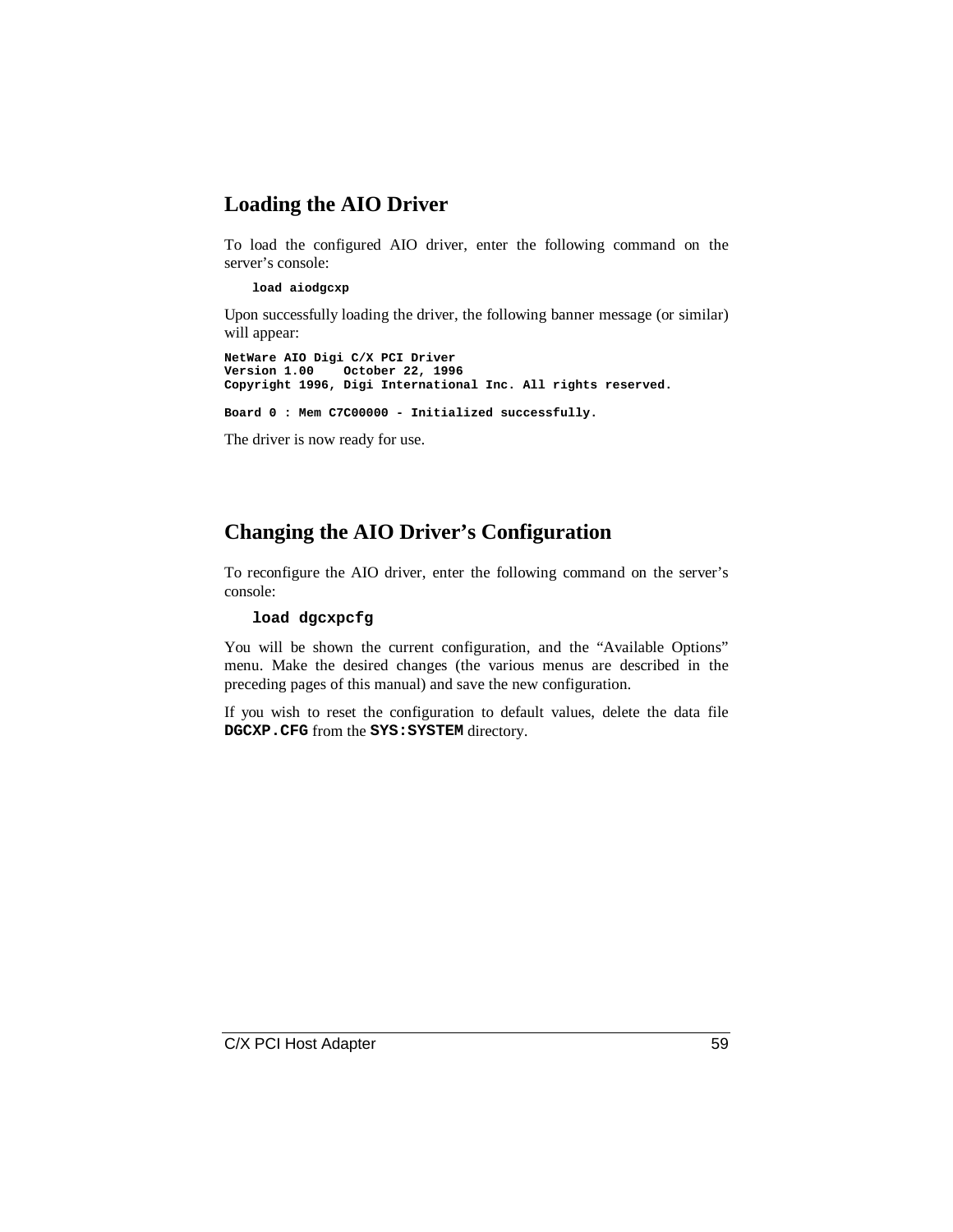## Loading the AIO Driver

To load the configured AIO driver, enter the following command on the server's console:

```
load aiodgcxp
```

Upon successfully loading the driver, the following banner message (or similar) will appear:

```
NetWare AIO Digi C/X PCI Driver
Version 1.00    October 22, 1996
Copyright 1996, Digi International Inc. All rights reserved.

Board 0 : Mem C7C00000 - Initialized successfully.
```

The driver is now ready for use.

## Changing the AIO Driver's Configuration

To reconfigure the AIO driver, enter the following command on the server's console:

```
load dgcxpcfg
```

You will be shown the current configuration, and the "Available Options" menu. Make the desired changes (the various menus are described in the preceding pages of this manual) and save the new configuration.

If you wish to reset the configuration to default values, delete the data file **DGCXP.CFG** from the **SYS:SYSTEM** directory.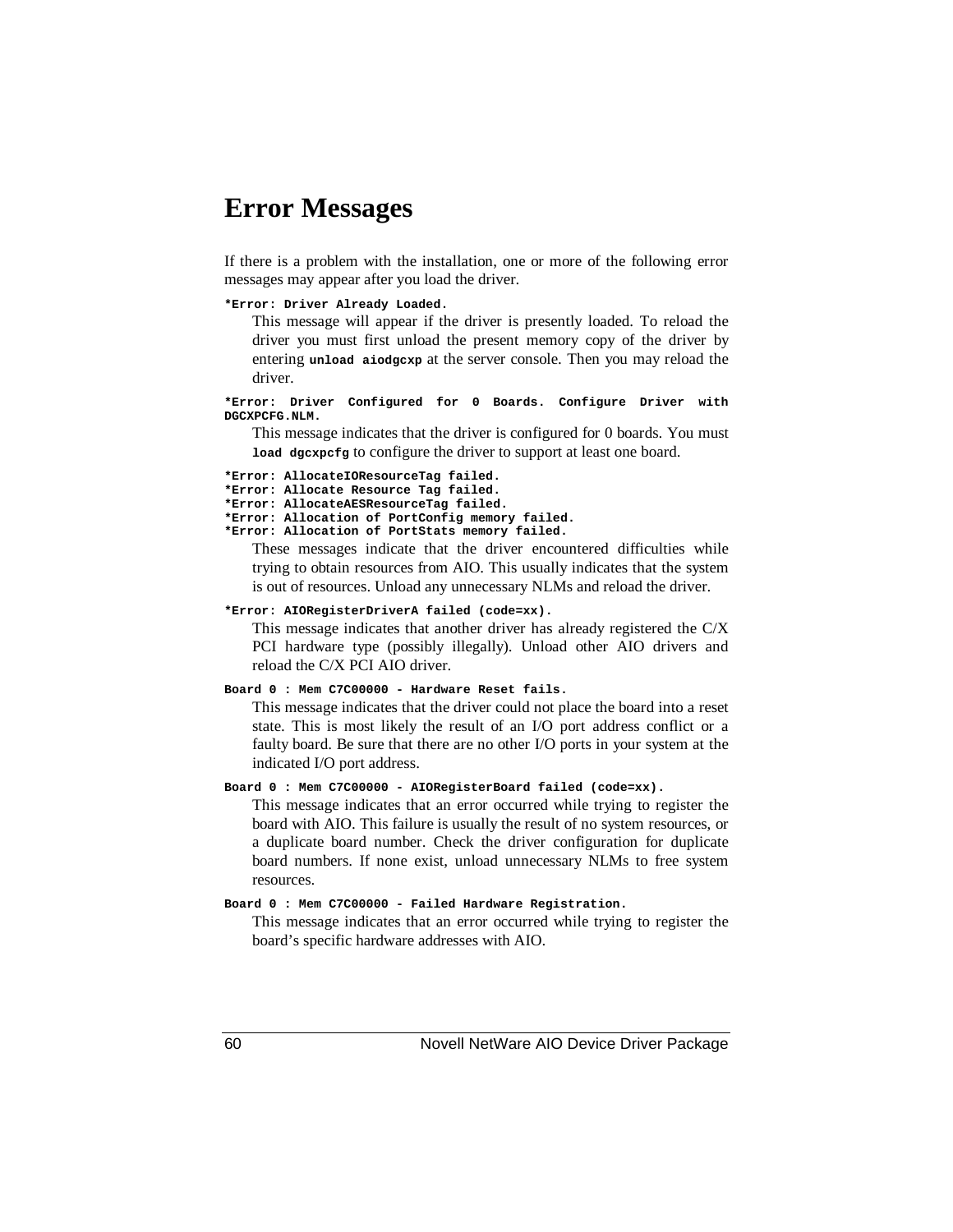# Error Messages

If there is a problem with the installation, one or more of the following error messages may appear after you load the driver.

**`*Error: Driver Already Loaded.`**

This message will appear if the driver is presently loaded. To reload the driver you must first unload the present memory copy of the driver by entering **`unload aiodgcxp`** at the server console. Then you may reload the driver.

**`*Error: Driver Configured for 0 Boards. Configure Driver with DGCXPCFG.NLM.`**

This message indicates that the driver is configured for 0 boards. You must **`load dgcxpcfg`** to configure the driver to support at least one board.

**`*Error: AllocateIOResourceTag failed.`**
**`*Error: Allocate Resource Tag failed.`**
**`*Error: AllocateAESResourceTag failed.`**
**`*Error: Allocation of PortConfig memory failed.`**
**`*Error: Allocation of PortStats memory failed.`**

These messages indicate that the driver encountered difficulties while trying to obtain resources from AIO. This usually indicates that the system is out of resources. Unload any unnecessary NLMs and reload the driver.

**`*Error: AIORegisterDriverA failed (code=xx).`**

This message indicates that another driver has already registered the C/X PCI hardware type (possibly illegally). Unload other AIO drivers and reload the C/X PCI AIO driver.

**`Board 0 : Mem C7C00000 - Hardware Reset fails.`**

This message indicates that the driver could not place the board into a reset state. This is most likely the result of an I/O port address conflict or a faulty board. Be sure that there are no other I/O ports in your system at the indicated I/O port address.

**`Board 0 : Mem C7C00000 - AIORegisterBoard failed (code=xx).`**

This message indicates that an error occurred while trying to register the board with AIO. This failure is usually the result of no system resources, or a duplicate board number. Check the driver configuration for duplicate board numbers. If none exist, unload unnecessary NLMs to free system resources.

**`Board 0 : Mem C7C00000 - Failed Hardware Registration.`**

This message indicates that an error occurred while trying to register the board's specific hardware addresses with AIO.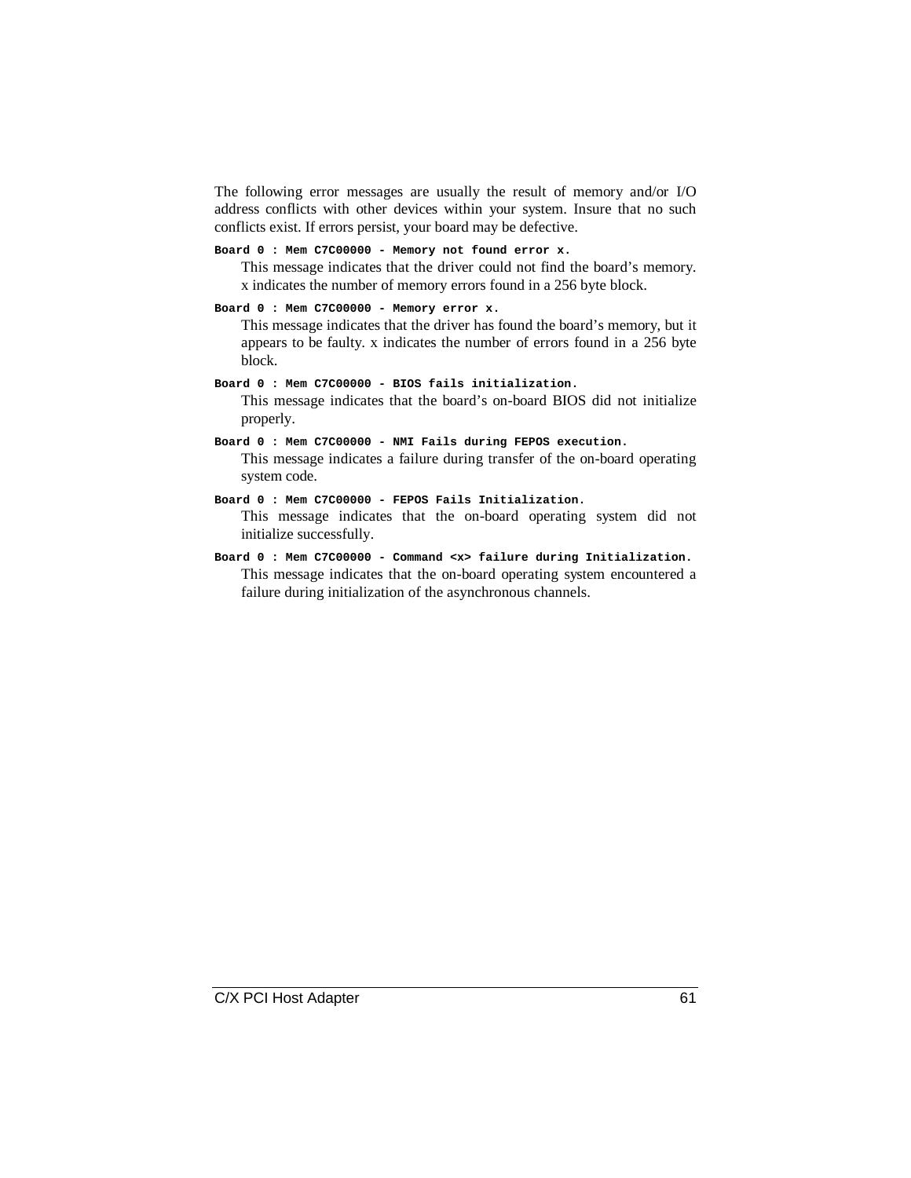The following error messages are usually the result of memory and/or I/O address conflicts with other devices within your system. Insure that no such conflicts exist. If errors persist, your board may be defective.

**`Board 0 : Mem C7C00000 - Memory not found error x.`**

This message indicates that the driver could not find the board's memory. x indicates the number of memory errors found in a 256 byte block.

**`Board 0 : Mem C7C00000 - Memory error x.`**

This message indicates that the driver has found the board's memory, but it appears to be faulty. x indicates the number of errors found in a 256 byte block.

**`Board 0 : Mem C7C00000 - BIOS fails initialization.`**

This message indicates that the board's on-board BIOS did not initialize properly.

**`Board 0 : Mem C7C00000 - NMI Fails during FEPOS execution.`**

This message indicates a failure during transfer of the on-board operating system code.

**`Board 0 : Mem C7C00000 - FEPOS Fails Initialization.`**

This message indicates that the on-board operating system did not initialize successfully.

**`Board 0 : Mem C7C00000 - Command <x> failure during Initialization.`**

This message indicates that the on-board operating system encountered a failure during initialization of the asynchronous channels.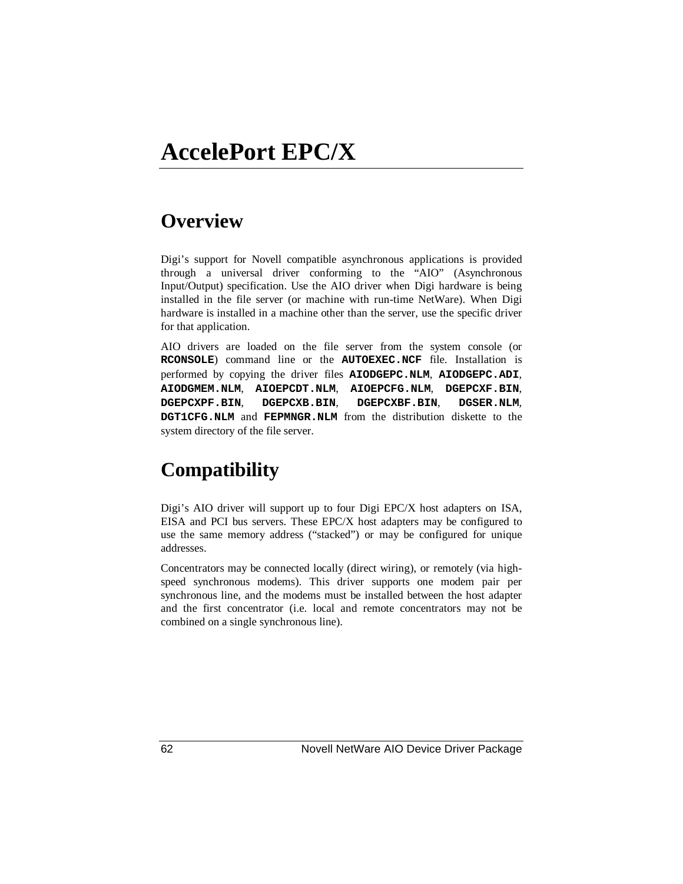# AccelePort EPC/X

## Overview

Digi's support for Novell compatible asynchronous applications is provided through a universal driver conforming to the "AIO" (Asynchronous Input/Output) specification. Use the AIO driver when Digi hardware is being installed in the file server (or machine with run-time NetWare). When Digi hardware is installed in a machine other than the server, use the specific driver for that application.

AIO drivers are loaded on the file server from the system console (or **RCONSOLE**) command line or the **AUTOEXEC.NCF** file. Installation is performed by copying the driver files **AIODGEPC.NLM**, **AIODGEPC.ADI**, **AIODGMEM.NLM**, **AIOEPCDT.NLM**, **AIOEPCFG.NLM**, **DGEPCXF.BIN**, **DGEPCXPF.BIN**, **DGEPCXB.BIN**, **DGEPCXBF.BIN**, **DGSER.NLM**, **DGT1CFG.NLM** and **FEPMNGR.NLM** from the distribution diskette to the system directory of the file server.

## Compatibility

Digi's AIO driver will support up to four Digi EPC/X host adapters on ISA, EISA and PCI bus servers. These EPC/X host adapters may be configured to use the same memory address ("stacked") or may be configured for unique addresses.

Concentrators may be connected locally (direct wiring), or remotely (via high-speed synchronous modems). This driver supports one modem pair per synchronous line, and the modems must be installed between the host adapter and the first concentrator (i.e. local and remote concentrators may not be combined on a single synchronous line).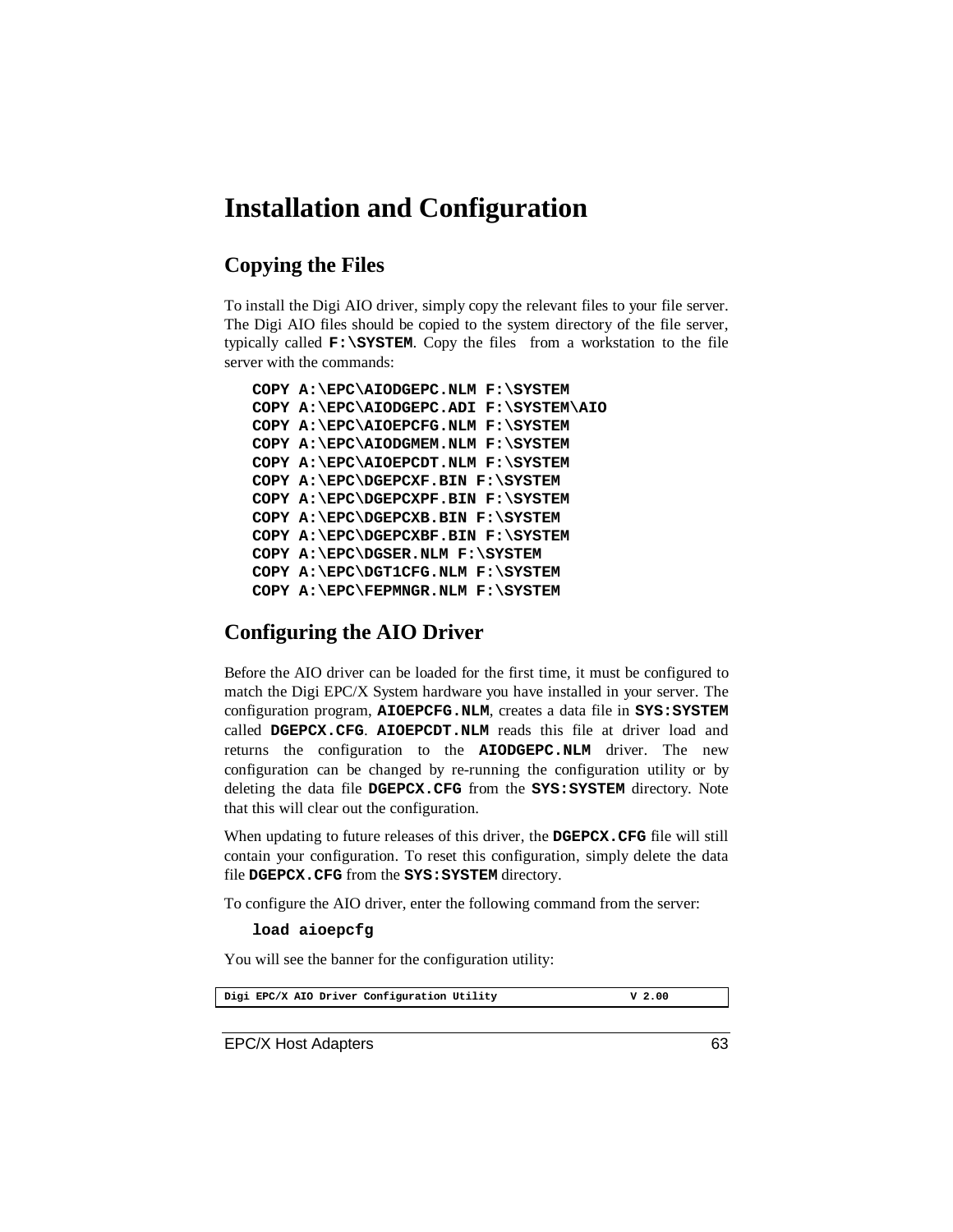# Installation and Configuration

## Copying the Files

To install the Digi AIO driver, simply copy the relevant files to your file server. The Digi AIO files should be copied to the system directory of the file server, typically called **F:\SYSTEM**. Copy the files from a workstation to the file server with the commands:

```
COPY A:\EPC\AIODGEPC.NLM F:\SYSTEM
COPY A:\EPC\AIODGEPC.ADI F:\SYSTEM\AIO
COPY A:\EPC\AIOEPCFG.NLM F:\SYSTEM
COPY A:\EPC\AIODGMEM.NLM F:\SYSTEM
COPY A:\EPC\AIOEPCDT.NLM F:\SYSTEM
COPY A:\EPC\DGEPCXF.BIN F:\SYSTEM
COPY A:\EPC\DGEPCXPF.BIN F:\SYSTEM
COPY A:\EPC\DGEPCXB.BIN F:\SYSTEM
COPY A:\EPC\DGEPCXBF.BIN F:\SYSTEM
COPY A:\EPC\DGSER.NLM F:\SYSTEM
COPY A:\EPC\DGT1CFG.NLM F:\SYSTEM
COPY A:\EPC\FEPMNGR.NLM F:\SYSTEM
```

## Configuring the AIO Driver

Before the AIO driver can be loaded for the first time, it must be configured to match the Digi EPC/X System hardware you have installed in your server. The configuration program, **AIOEPCFG.NLM**, creates a data file in **SYS:SYSTEM** called **DGEPCX.CFG**. **AIOEPCDT.NLM** reads this file at driver load and returns the configuration to the **AIODGEPC.NLM** driver. The new configuration can be changed by re-running the configuration utility or by deleting the data file **DGEPCX.CFG** from the **SYS:SYSTEM** directory. Note that this will clear out the configuration.

When updating to future releases of this driver, the **DGEPCX.CFG** file will still contain your configuration. To reset this configuration, simply delete the data file **DGEPCX.CFG** from the **SYS:SYSTEM** directory.

To configure the AIO driver, enter the following command from the server:

```
load aioepcfg
```

You will see the banner for the configuration utility:

```
Digi EPC/X AIO Driver Configuration Utility                V 2.00
```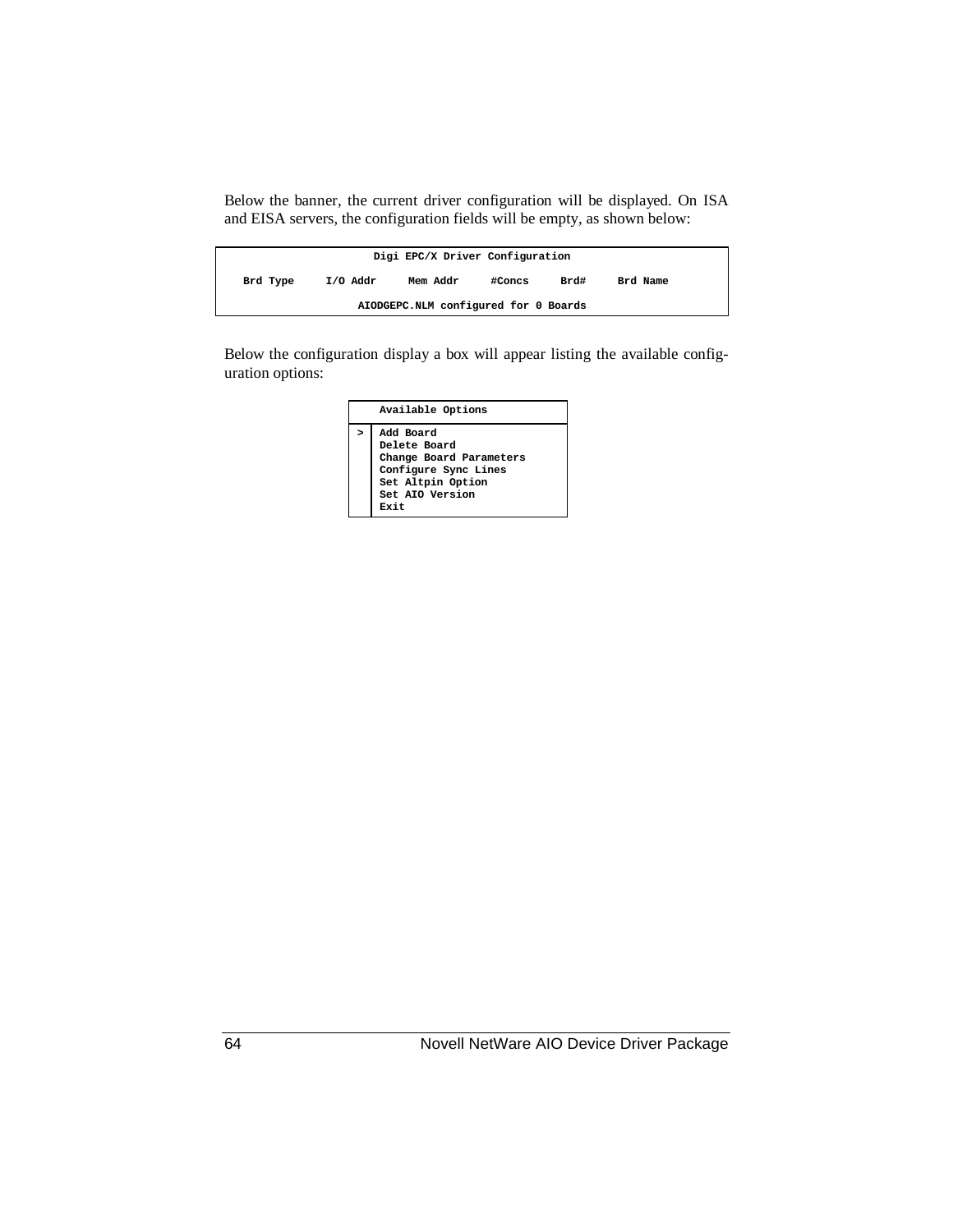Below the banner, the current driver configuration will be displayed. On ISA and EISA servers, the configuration fields will be empty, as shown below:

```
                    Digi EPC/X Driver Configuration

  Brd Type    I/O Addr    Mem Addr    #Concs    Brd#    Brd Name

                 AIODGEPC.NLM configured for 0 Boards
```

Below the configuration display a box will appear listing the available configuration options:

```
    Available Options

>   Add Board
    Delete Board
    Change Board Parameters
    Configure Sync Lines
    Set Altpin Option
    Set AIO Version
    Exit
```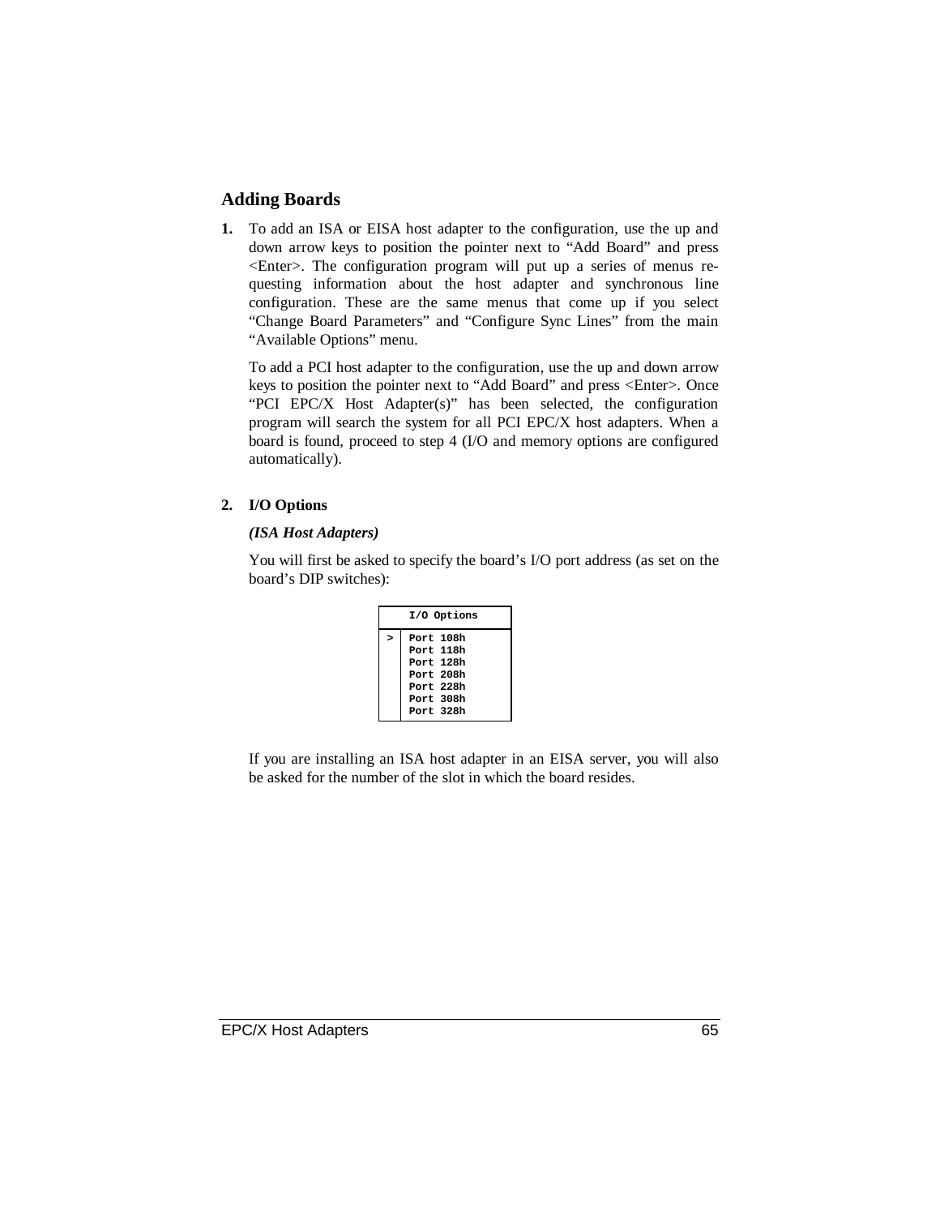## Adding Boards

**1.** To add an ISA or EISA host adapter to the configuration, use the up and down arrow keys to position the pointer next to “Add Board” and press <Enter>. The configuration program will put up a series of menus requesting information about the host adapter and synchronous line configuration. These are the same menus that come up if you select “Change Board Parameters” and “Configure Sync Lines” from the main “Available Options” menu.

To add a PCI host adapter to the configuration, use the up and down arrow keys to position the pointer next to “Add Board” and press <Enter>. Once “PCI EPC/X Host Adapter(s)” has been selected, the configuration program will search the system for all PCI EPC/X host adapters. When a board is found, proceed to step 4 (I/O and memory options are configured automatically).

**2. I/O Options**

***(ISA Host Adapters)***

You will first be asked to specify the board’s I/O port address (as set on the board’s DIP switches):

```
     I/O Options
>  Port 108h
   Port 118h
   Port 128h
   Port 208h
   Port 228h
   Port 308h
   Port 328h
```

If you are installing an ISA host adapter in an EISA server, you will also be asked for the number of the slot in which the board resides.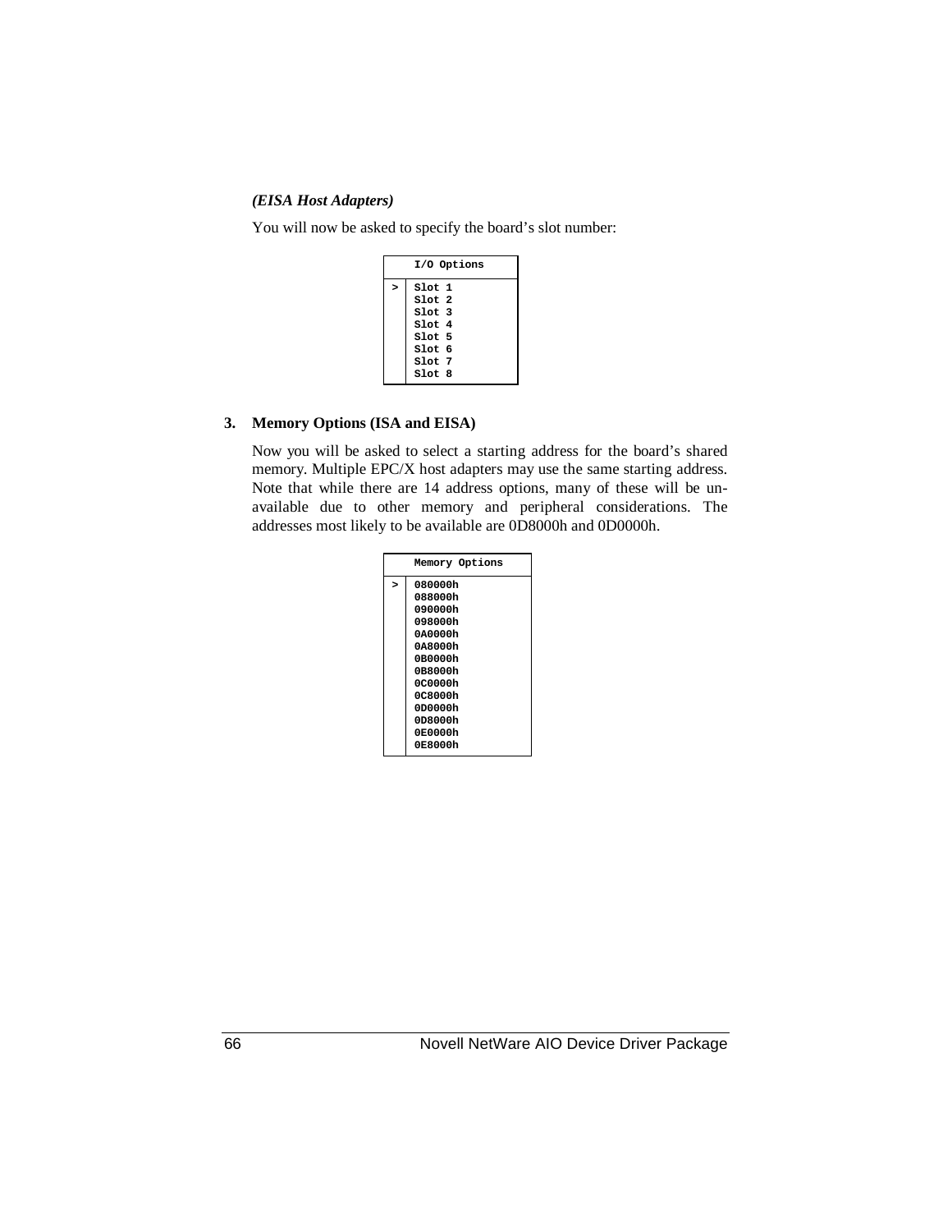***(EISA Host Adapters)***

You will now be asked to specify the board's slot number:

|   | I/O Options |
|---|---|
| > | Slot 1<br>Slot 2<br>Slot 3<br>Slot 4<br>Slot 5<br>Slot 6<br>Slot 7<br>Slot 8 |

**3. Memory Options (ISA and EISA)**

Now you will be asked to select a starting address for the board's shared memory. Multiple EPC/X host adapters may use the same starting address. Note that while there are 14 address options, many of these will be unavailable due to other memory and peripheral considerations. The addresses most likely to be available are 0D8000h and 0D0000h.

|   | Memory Options |
|---|---|
| > | 080000h<br>088000h<br>090000h<br>098000h<br>0A0000h<br>0A8000h<br>0B0000h<br>0B8000h<br>0C0000h<br>0C8000h<br>0D0000h<br>0D8000h<br>0E0000h<br>0E8000h |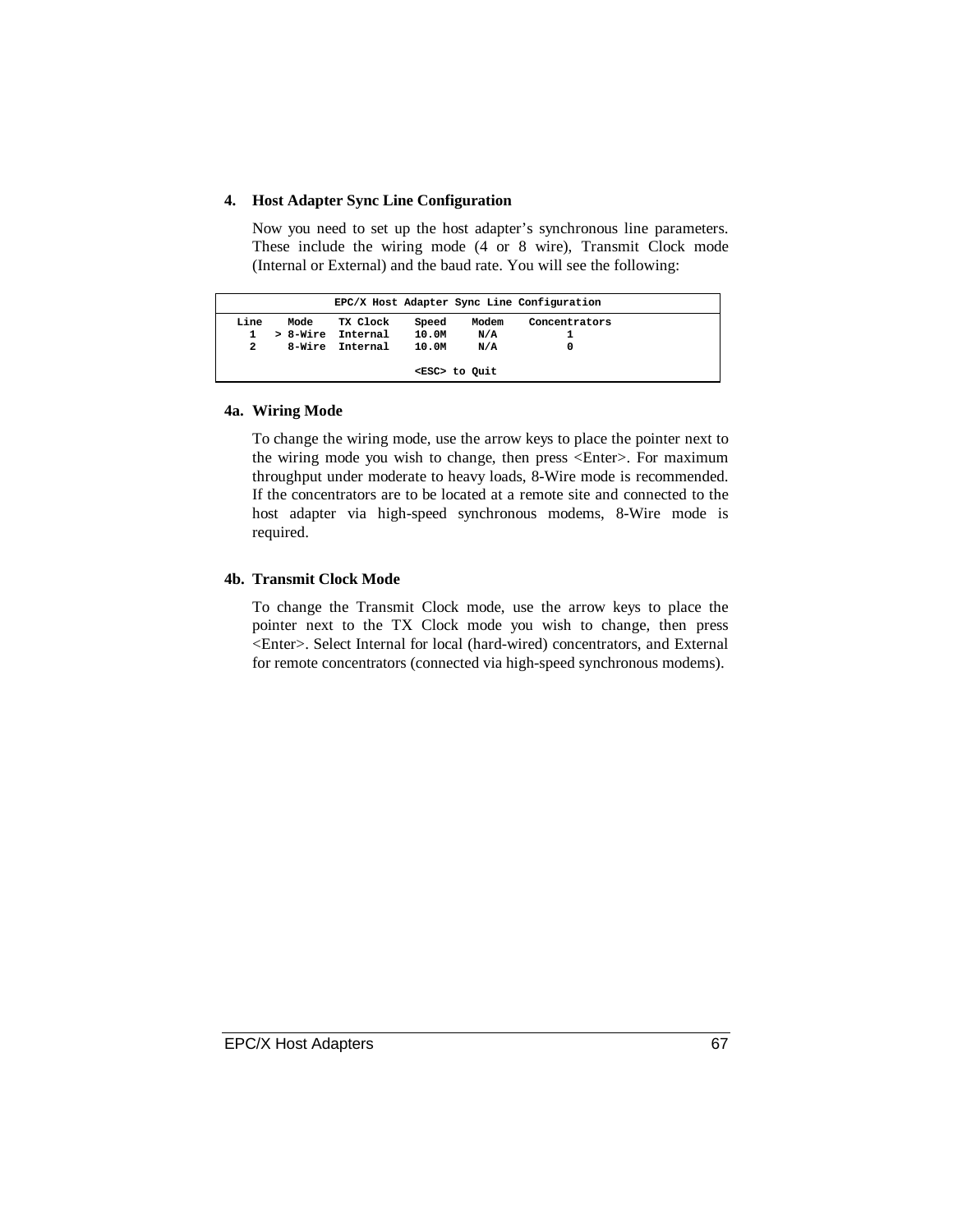## 4. Host Adapter Sync Line Configuration

Now you need to set up the host adapter's synchronous line parameters. These include the wiring mode (4 or 8 wire), Transmit Clock mode (Internal or External) and the baud rate. You will see the following:

```
                EPC/X Host Adapter Sync Line Configuration

 Line    Mode    TX Clock    Speed    Modem    Concentrators
   1   > 8-Wire  Internal    10.0M     N/A           1
   2     8-Wire  Internal    10.0M     N/A           0

                             <ESC> to Quit
```

### 4a. Wiring Mode

To change the wiring mode, use the arrow keys to place the pointer next to the wiring mode you wish to change, then press <Enter>. For maximum throughput under moderate to heavy loads, 8-Wire mode is recommended. If the concentrators are to be located at a remote site and connected to the host adapter via high-speed synchronous modems, 8-Wire mode is required.

### 4b. Transmit Clock Mode

To change the Transmit Clock mode, use the arrow keys to place the pointer next to the TX Clock mode you wish to change, then press <Enter>. Select Internal for local (hard-wired) concentrators, and External for remote concentrators (connected via high-speed synchronous modems).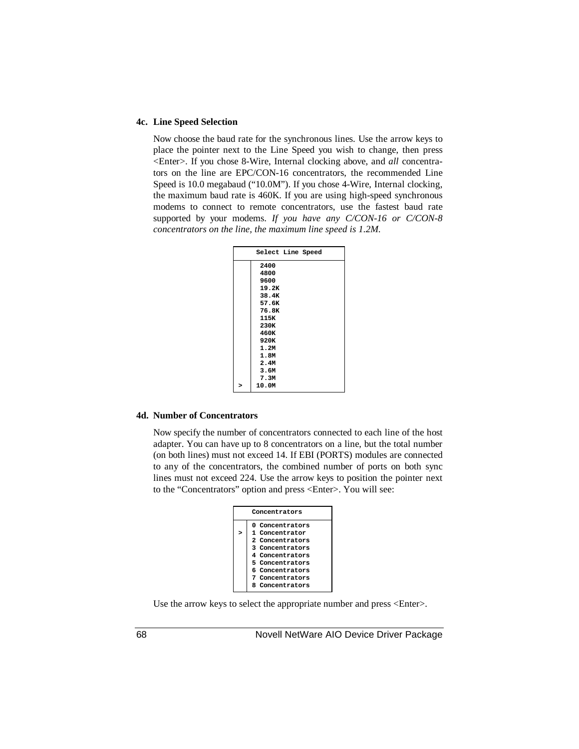### 4c. Line Speed Selection

Now choose the baud rate for the synchronous lines. Use the arrow keys to place the pointer next to the Line Speed you wish to change, then press <Enter>. If you chose 8-Wire, Internal clocking above, and *all* concentrators on the line are EPC/CON-16 concentrators, the recommended Line Speed is 10.0 megabaud ("10.0M"). If you chose 4-Wire, Internal clocking, the maximum baud rate is 460K. If you are using high-speed synchronous modems to connect to remote concentrators, use the fastest baud rate supported by your modems. *If you have any C/CON-16 or C/CON-8 concentrators on the line, the maximum line speed is 1.2M.*

```
Select Line Speed

    2400
    4800
    9600
    19.2K
    38.4K
    57.6K
    76.8K
    115K
    230K
    460K
    920K
    1.2M
    1.8M
    2.4M
    3.6M
    7.3M
>   10.0M
```

### 4d. Number of Concentrators

Now specify the number of concentrators connected to each line of the host adapter. You can have up to 8 concentrators on a line, but the total number (on both lines) must not exceed 14. If EBI (PORTS) modules are connected to any of the concentrators, the combined number of ports on both sync lines must not exceed 224. Use the arrow keys to position the pointer next to the "Concentrators" option and press <Enter>. You will see:

```
Concentrators

    0 Concentrators
>   1 Concentrator
    2 Concentrators
    3 Concentrators
    4 Concentrators
    5 Concentrators
    6 Concentrators
    7 Concentrators
    8 Concentrators
```

Use the arrow keys to select the appropriate number and press <Enter>.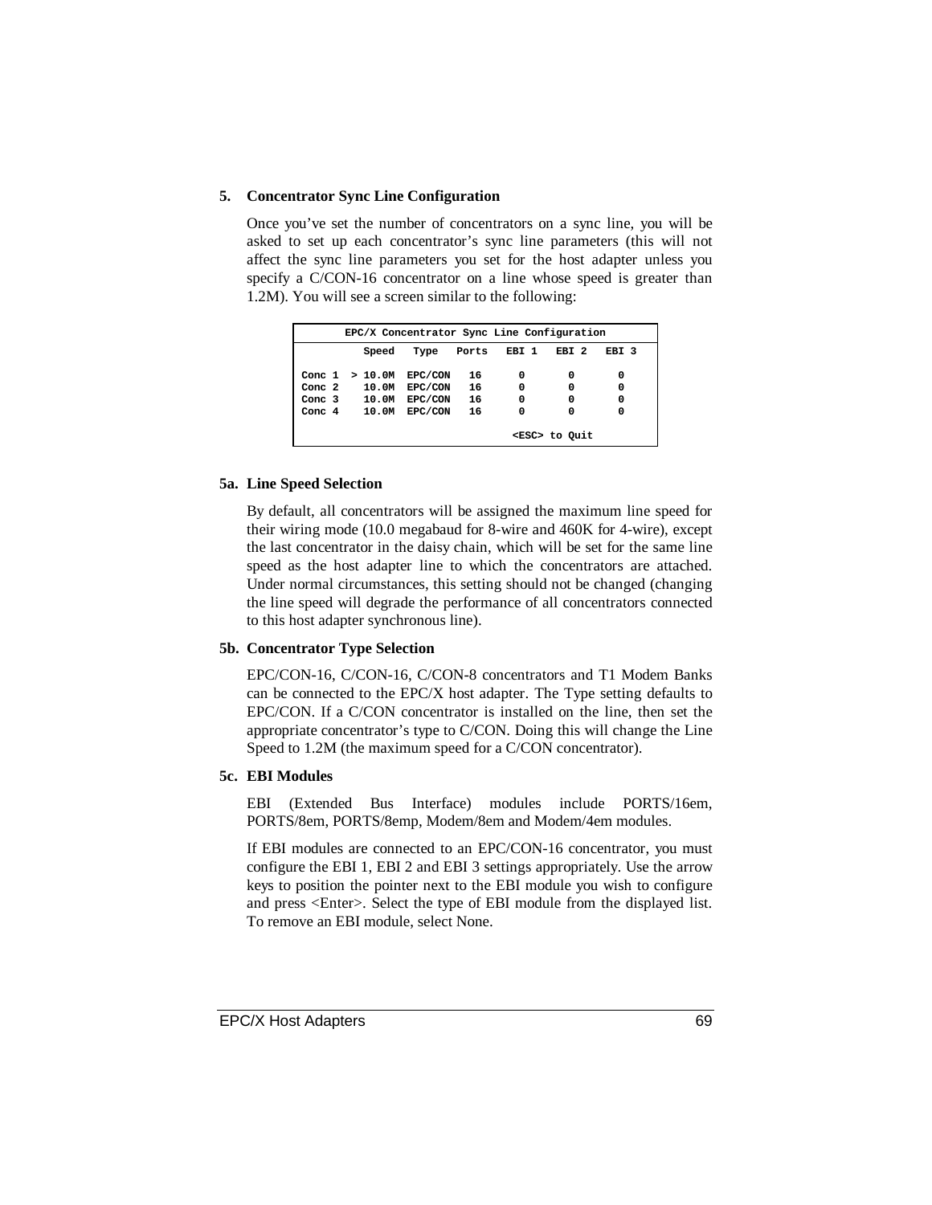### 5. Concentrator Sync Line Configuration

Once you've set the number of concentrators on a sync line, you will be asked to set up each concentrator's sync line parameters (this will not affect the sync line parameters you set for the host adapter unless you specify a C/CON-16 concentrator on a line whose speed is greater than 1.2M). You will see a screen similar to the following:

```
        EPC/X Concentrator Sync Line Configuration

           Speed   Type   Ports   EBI 1   EBI 2   EBI 3

Conc 1  > 10.0M  EPC/CON   16      0       0       0
Conc 2    10.0M  EPC/CON   16      0       0       0
Conc 3    10.0M  EPC/CON   16      0       0       0
Conc 4    10.0M  EPC/CON   16      0       0       0

                                     <ESC> to Quit
```

### 5a. Line Speed Selection

By default, all concentrators will be assigned the maximum line speed for their wiring mode (10.0 megabaud for 8-wire and 460K for 4-wire), except the last concentrator in the daisy chain, which will be set for the same line speed as the host adapter line to which the concentrators are attached. Under normal circumstances, this setting should not be changed (changing the line speed will degrade the performance of all concentrators connected to this host adapter synchronous line).

### 5b. Concentrator Type Selection

EPC/CON-16, C/CON-16, C/CON-8 concentrators and T1 Modem Banks can be connected to the EPC/X host adapter. The Type setting defaults to EPC/CON. If a C/CON concentrator is installed on the line, then set the appropriate concentrator's type to C/CON. Doing this will change the Line Speed to 1.2M (the maximum speed for a C/CON concentrator).

### 5c. EBI Modules

EBI (Extended Bus Interface) modules include PORTS/16em, PORTS/8em, PORTS/8emp, Modem/8em and Modem/4em modules.

If EBI modules are connected to an EPC/CON-16 concentrator, you must configure the EBI 1, EBI 2 and EBI 3 settings appropriately. Use the arrow keys to position the pointer next to the EBI module you wish to configure and press <Enter>. Select the type of EBI module from the displayed list. To remove an EBI module, select None.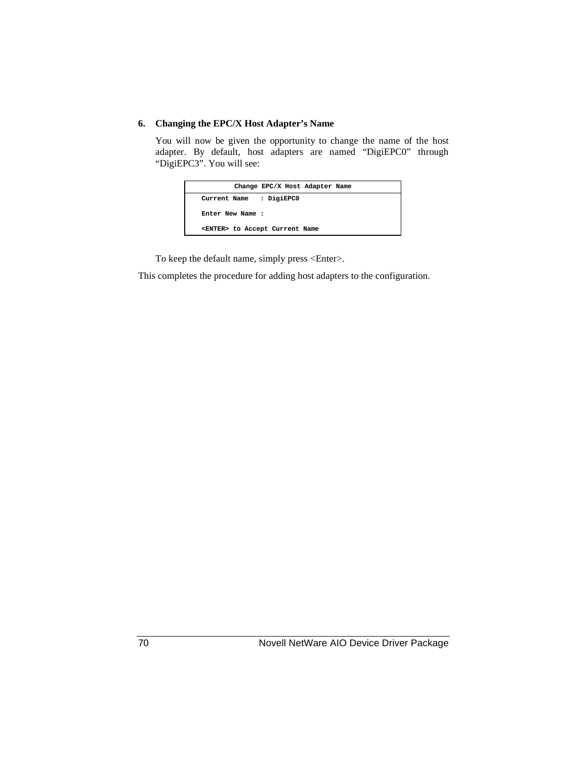**6. Changing the EPC/X Host Adapter's Name**

You will now be given the opportunity to change the name of the host adapter. By default, host adapters are named "DigiEPC0" through "DigiEPC3". You will see:

```
            Change EPC/X Host Adapter Name
   Current Name   : DigiEPC0

   Enter New Name :

   <ENTER> to Accept Current Name
```

To keep the default name, simply press <Enter>.

This completes the procedure for adding host adapters to the configuration.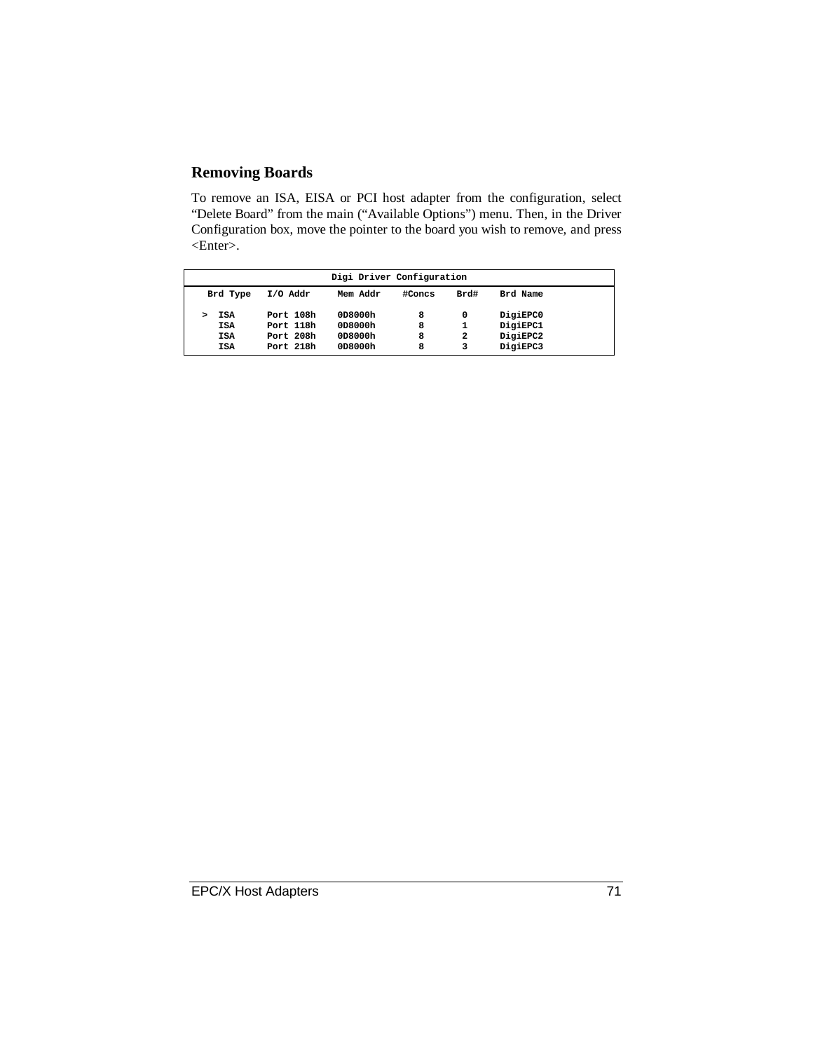## Removing Boards

To remove an ISA, EISA or PCI host adapter from the configuration, select "Delete Board" from the main ("Available Options") menu. Then, in the Driver Configuration box, move the pointer to the board you wish to remove, and press <Enter>.

```
                          Digi Driver Configuration

   Brd Type   I/O Addr     Mem Addr    #Concs    Brd#    Brd Name

 >  ISA       Port 108h    0D8000h       8        0      DigiEPC0
    ISA       Port 118h    0D8000h       8        1      DigiEPC1
    ISA       Port 208h    0D8000h       8        2      DigiEPC2
    ISA       Port 218h    0D8000h       8        3      DigiEPC3
```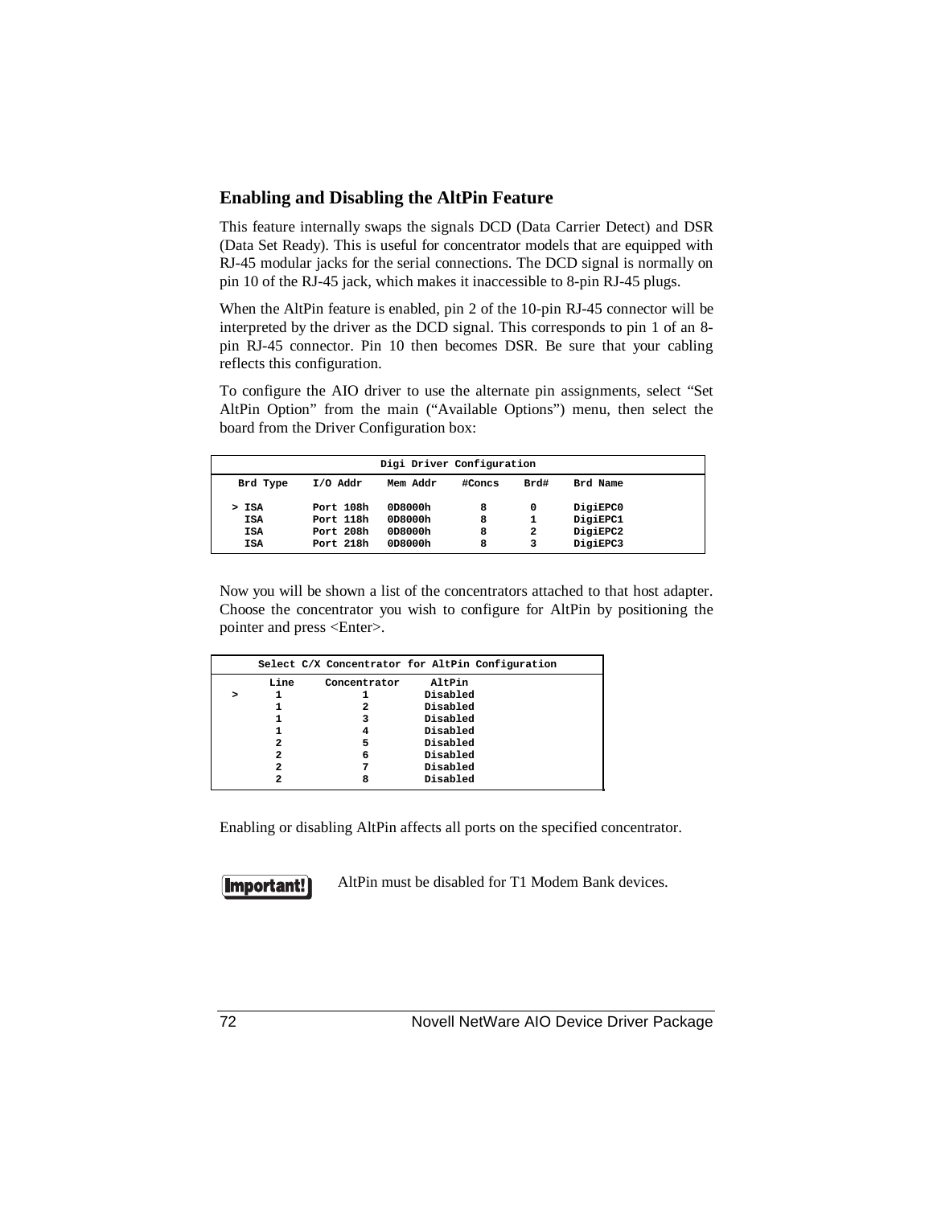## Enabling and Disabling the AltPin Feature

This feature internally swaps the signals DCD (Data Carrier Detect) and DSR (Data Set Ready). This is useful for concentrator models that are equipped with RJ-45 modular jacks for the serial connections. The DCD signal is normally on pin 10 of the RJ-45 jack, which makes it inaccessible to 8-pin RJ-45 plugs.

When the AltPin feature is enabled, pin 2 of the 10-pin RJ-45 connector will be interpreted by the driver as the DCD signal. This corresponds to pin 1 of an 8-pin RJ-45 connector. Pin 10 then becomes DSR. Be sure that your cabling reflects this configuration.

To configure the AIO driver to use the alternate pin assignments, select "Set AltPin Option" from the main ("Available Options") menu, then select the board from the Driver Configuration box:

```
                        Digi Driver Configuration
  Brd Type    I/O Addr    Mem Addr    #Concs    Brd#    Brd Name

 > ISA        Port 108h   0D8000h       8         0     DigiEPC0
   ISA        Port 118h   0D8000h       8         1     DigiEPC1
   ISA        Port 208h   0D8000h       8         2     DigiEPC2
   ISA        Port 218h   0D8000h       8         3     DigiEPC3
```

Now you will be shown a list of the concentrators attached to that host adapter. Choose the concentrator you wish to configure for AltPin by positioning the pointer and press <Enter>.

```
      Select C/X Concentrator for AltPin Configuration
        Line     Concentrator     AltPin
 >       1            1          Disabled
         1            2          Disabled
         1            3          Disabled
         1            4          Disabled
         2            5          Disabled
         2            6          Disabled
         2            7          Disabled
         2            8          Disabled
```

Enabling or disabling AltPin affects all ports on the specified concentrator.

**Important!** AltPin must be disabled for T1 Modem Bank devices.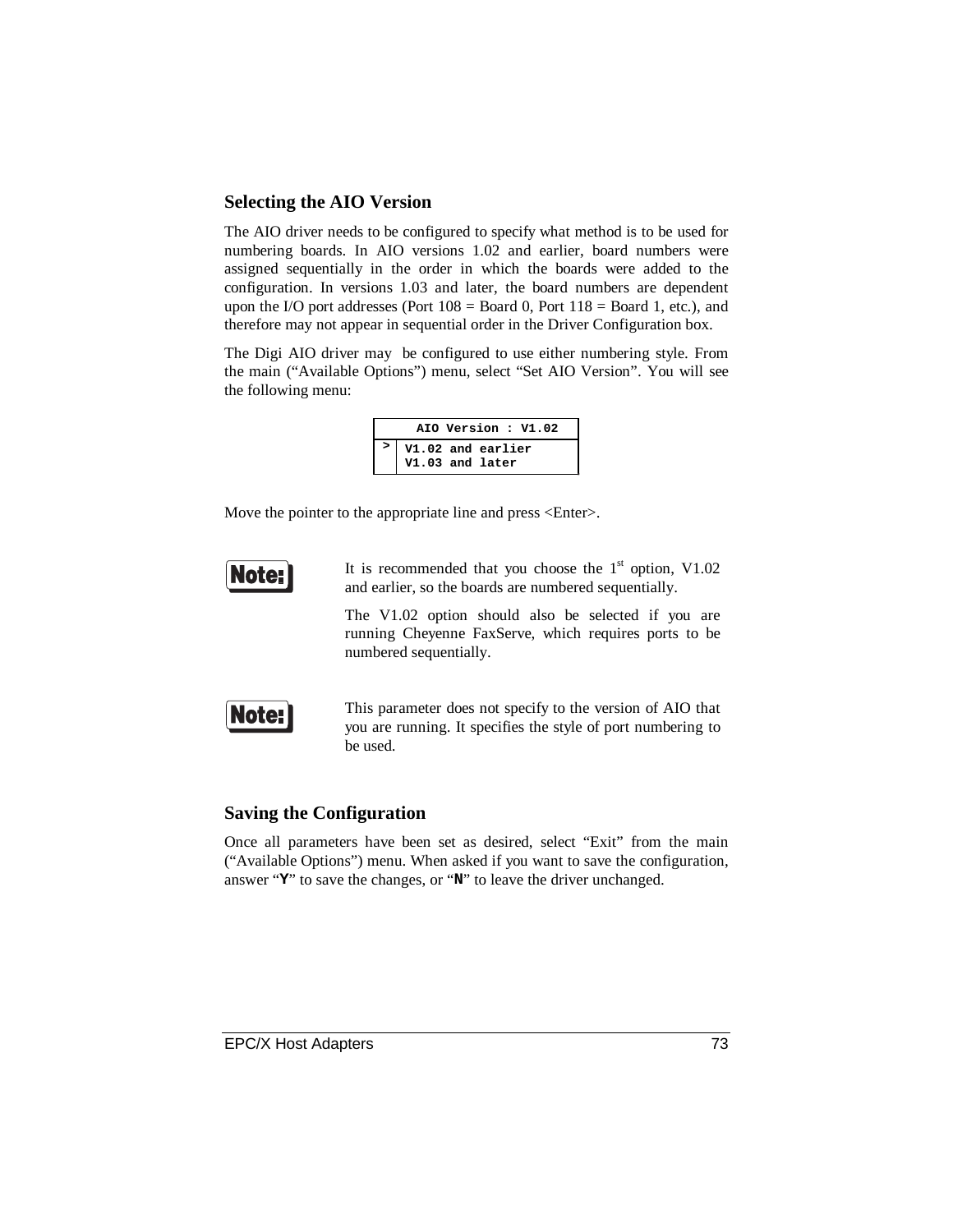### Selecting the AIO Version

The AIO driver needs to be configured to specify what method is to be used for numbering boards. In AIO versions 1.02 and earlier, board numbers were assigned sequentially in the order in which the boards were added to the configuration. In versions 1.03 and later, the board numbers are dependent upon the I/O port addresses (Port 108 = Board 0, Port 118 = Board 1, etc.), and therefore may not appear in sequential order in the Driver Configuration box.

The Digi AIO driver may  be configured to use either numbering style. From the main ("Available Options") menu, select "Set AIO Version". You will see the following menu:

```
     AIO Version : V1.02
>  V1.02 and earlier
   V1.03 and later
```

Move the pointer to the appropriate line and press <Enter>.

**Note:** It is recommended that you choose the 1st option, V1.02 and earlier, so the boards are numbered sequentially.

The V1.02 option should also be selected if you are running Cheyenne FaxServe, which requires ports to be numbered sequentially.

**Note:** This parameter does not specify to the version of AIO that you are running. It specifies the style of port numbering to be used.

### Saving the Configuration

Once all parameters have been set as desired, select "Exit" from the main ("Available Options") menu. When asked if you want to save the configuration, answer "**Y**" to save the changes, or "**N**" to leave the driver unchanged.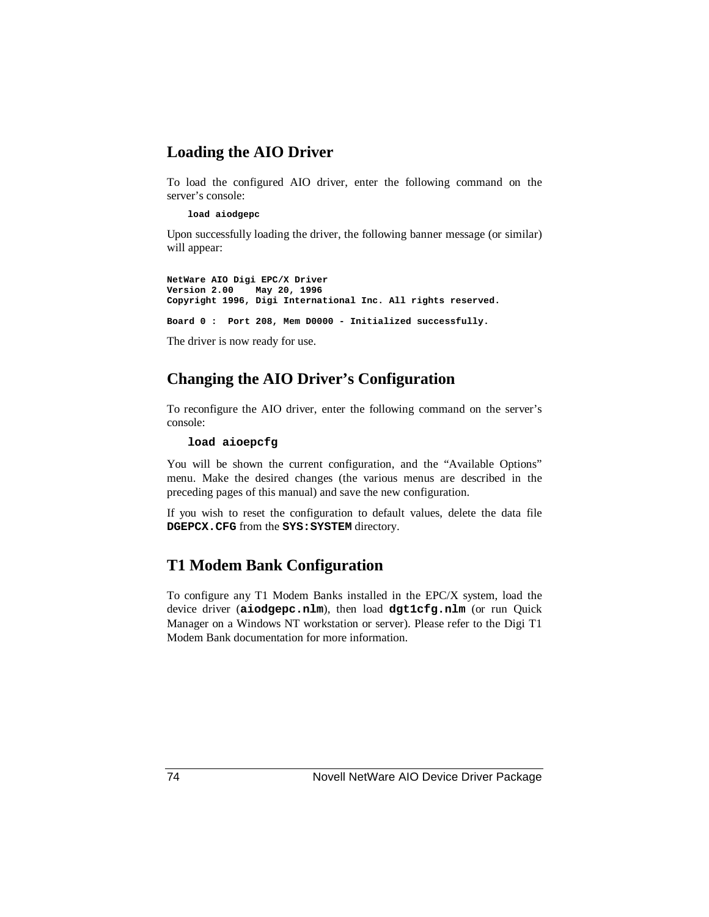## Loading the AIO Driver

To load the configured AIO driver, enter the following command on the server's console:

```
load aiodgepc
```

Upon successfully loading the driver, the following banner message (or similar) will appear:

```
NetWare AIO Digi EPC/X Driver
Version 2.00    May 20, 1996
Copyright 1996, Digi International Inc. All rights reserved.

Board 0 :  Port 208, Mem D0000 - Initialized successfully.
```

The driver is now ready for use.

## Changing the AIO Driver's Configuration

To reconfigure the AIO driver, enter the following command on the server's console:

```
load aioepcfg
```

You will be shown the current configuration, and the "Available Options" menu. Make the desired changes (the various menus are described in the preceding pages of this manual) and save the new configuration.

If you wish to reset the configuration to default values, delete the data file **DGEPCX.CFG** from the **SYS:SYSTEM** directory.

## T1 Modem Bank Configuration

To configure any T1 Modem Banks installed in the EPC/X system, load the device driver (**aiodgepc.nlm**), then load **dgt1cfg.nlm** (or run Quick Manager on a Windows NT workstation or server). Please refer to the Digi T1 Modem Bank documentation for more information.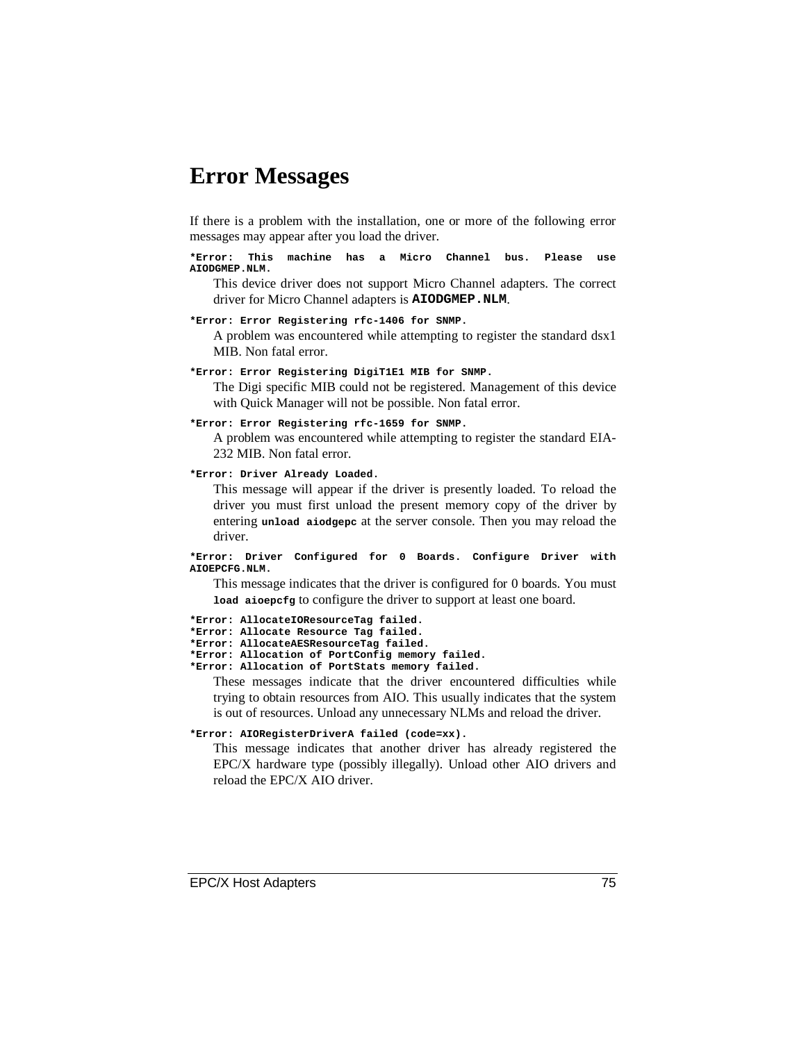# Error Messages

If there is a problem with the installation, one or more of the following error messages may appear after you load the driver.

**`*Error: This machine has a Micro Channel bus. Please use AIODGMEP.NLM.`**

This device driver does not support Micro Channel adapters. The correct driver for Micro Channel adapters is **`AIODGMEP.NLM`**.

**`*Error: Error Registering rfc-1406 for SNMP.`**

A problem was encountered while attempting to register the standard dsx1 MIB. Non fatal error.

**`*Error: Error Registering DigiT1E1 MIB for SNMP.`**

The Digi specific MIB could not be registered. Management of this device with Quick Manager will not be possible. Non fatal error.

**`*Error: Error Registering rfc-1659 for SNMP.`**

A problem was encountered while attempting to register the standard EIA-232 MIB. Non fatal error.

**`*Error: Driver Already Loaded.`**

This message will appear if the driver is presently loaded. To reload the driver you must first unload the present memory copy of the driver by entering **`unload aiodgepc`** at the server console. Then you may reload the driver.

**`*Error: Driver Configured for 0 Boards. Configure Driver with AIOEPCFG.NLM.`**

This message indicates that the driver is configured for 0 boards. You must **`load aioepcfg`** to configure the driver to support at least one board.

**`*Error: AllocateIOResourceTag failed.`**
**`*Error: Allocate Resource Tag failed.`**
**`*Error: AllocateAESResourceTag failed.`**
**`*Error: Allocation of PortConfig memory failed.`**
**`*Error: Allocation of PortStats memory failed.`**

These messages indicate that the driver encountered difficulties while trying to obtain resources from AIO. This usually indicates that the system is out of resources. Unload any unnecessary NLMs and reload the driver.

**`*Error: AIORegisterDriverA failed (code=xx).`**

This message indicates that another driver has already registered the EPC/X hardware type (possibly illegally). Unload other AIO drivers and reload the EPC/X AIO driver.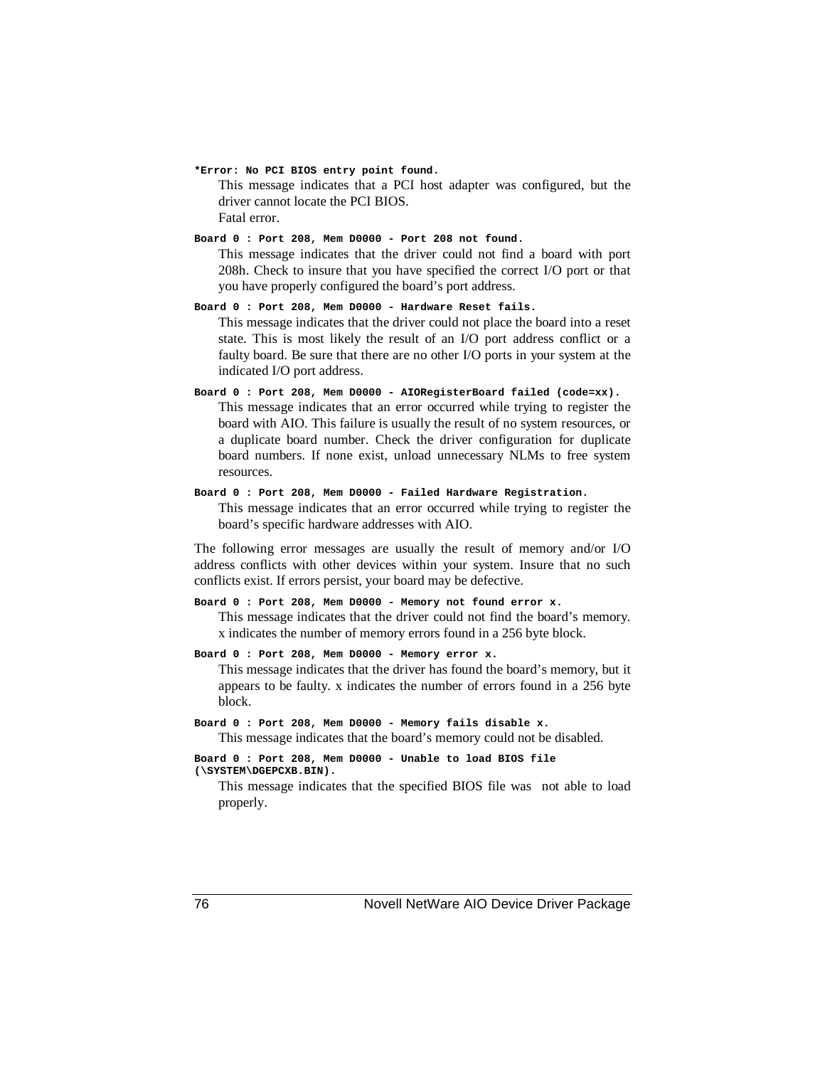**`*Error: No PCI BIOS entry point found.`**

This message indicates that a PCI host adapter was configured, but the driver cannot locate the PCI BIOS.
Fatal error.

**`Board 0 : Port 208, Mem D0000 - Port 208 not found.`**

This message indicates that the driver could not find a board with port 208h. Check to insure that you have specified the correct I/O port or that you have properly configured the board's port address.

**`Board 0 : Port 208, Mem D0000 - Hardware Reset fails.`**

This message indicates that the driver could not place the board into a reset state. This is most likely the result of an I/O port address conflict or a faulty board. Be sure that there are no other I/O ports in your system at the indicated I/O port address.

**`Board 0 : Port 208, Mem D0000 - AIORegisterBoard failed (code=xx).`**

This message indicates that an error occurred while trying to register the board with AIO. This failure is usually the result of no system resources, or a duplicate board number. Check the driver configuration for duplicate board numbers. If none exist, unload unnecessary NLMs to free system resources.

**`Board 0 : Port 208, Mem D0000 - Failed Hardware Registration.`**

This message indicates that an error occurred while trying to register the board's specific hardware addresses with AIO.

The following error messages are usually the result of memory and/or I/O address conflicts with other devices within your system. Insure that no such conflicts exist. If errors persist, your board may be defective.

**`Board 0 : Port 208, Mem D0000 - Memory not found error x.`**

This message indicates that the driver could not find the board's memory. x indicates the number of memory errors found in a 256 byte block.

**`Board 0 : Port 208, Mem D0000 - Memory error x.`**

This message indicates that the driver has found the board's memory, but it appears to be faulty. x indicates the number of errors found in a 256 byte block.

**`Board 0 : Port 208, Mem D0000 - Memory fails disable x.`**

This message indicates that the board's memory could not be disabled.

**`Board 0 : Port 208, Mem D0000 - Unable to load BIOS file (\SYSTEM\DGEPCXB.BIN).`**

This message indicates that the specified BIOS file was not able to load properly.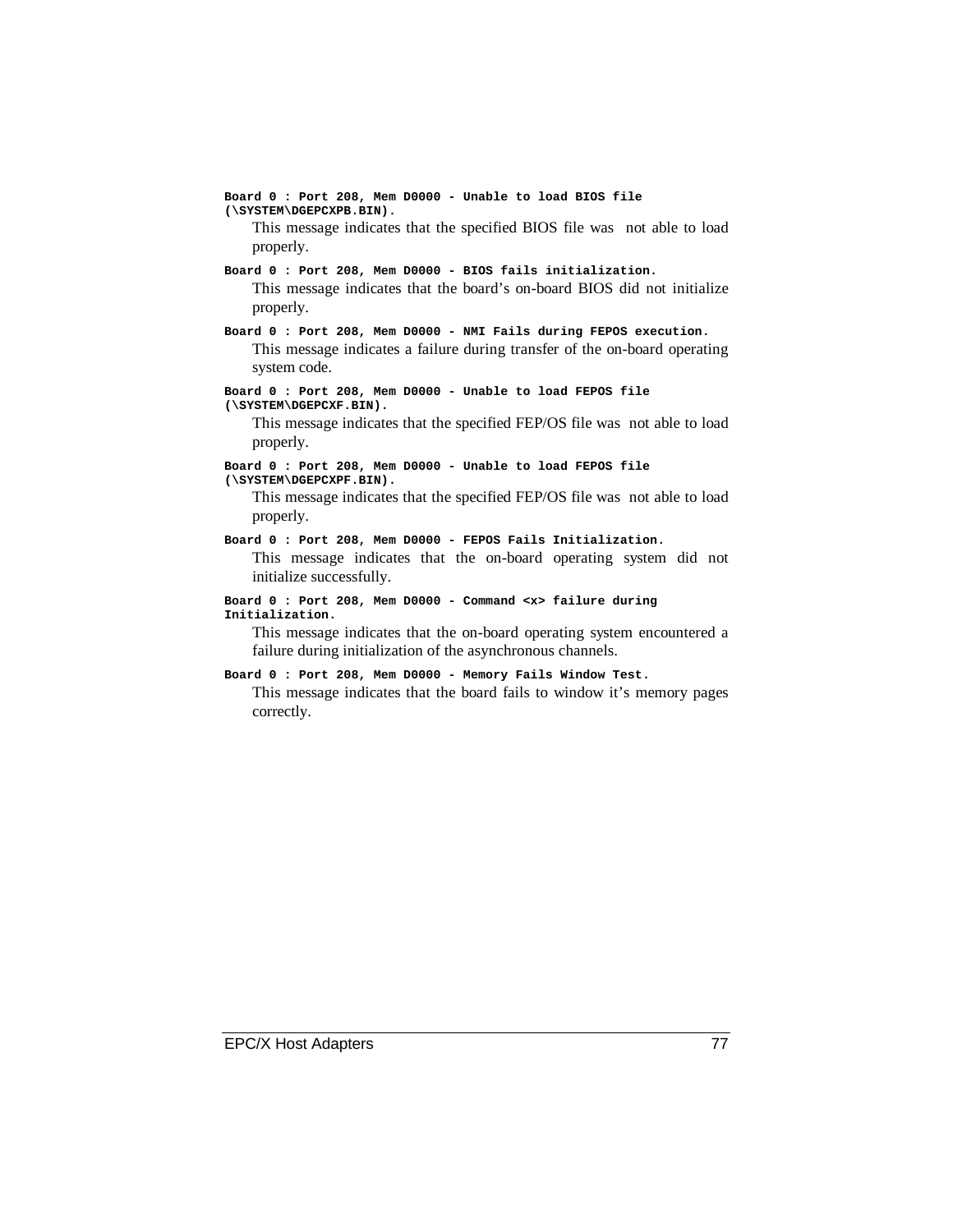**Board 0 : Port 208, Mem D0000 - Unable to load BIOS file (\SYSTEM\DGEPCXPB.BIN).**

This message indicates that the specified BIOS file was not able to load properly.

**Board 0 : Port 208, Mem D0000 - BIOS fails initialization.**

This message indicates that the board's on-board BIOS did not initialize properly.

**Board 0 : Port 208, Mem D0000 - NMI Fails during FEPOS execution.**

This message indicates a failure during transfer of the on-board operating system code.

**Board 0 : Port 208, Mem D0000 - Unable to load FEPOS file (\SYSTEM\DGEPCXF.BIN).**

This message indicates that the specified FEP/OS file was not able to load properly.

**Board 0 : Port 208, Mem D0000 - Unable to load FEPOS file (\SYSTEM\DGEPCXPF.BIN).**

This message indicates that the specified FEP/OS file was not able to load properly.

**Board 0 : Port 208, Mem D0000 - FEPOS Fails Initialization.**

This message indicates that the on-board operating system did not initialize successfully.

**Board 0 : Port 208, Mem D0000 - Command <x> failure during Initialization.**

This message indicates that the on-board operating system encountered a failure during initialization of the asynchronous channels.

**Board 0 : Port 208, Mem D0000 - Memory Fails Window Test.**

This message indicates that the board fails to window it's memory pages correctly.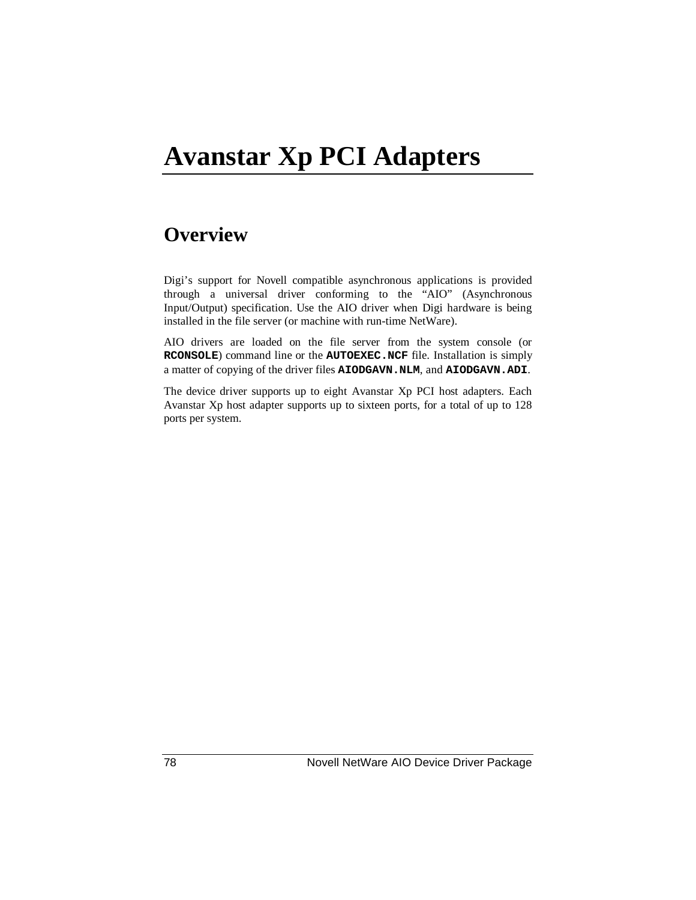# Avanstar Xp PCI Adapters

## Overview

Digi's support for Novell compatible asynchronous applications is provided through a universal driver conforming to the "AIO" (Asynchronous Input/Output) specification. Use the AIO driver when Digi hardware is being installed in the file server (or machine with run-time NetWare).

AIO drivers are loaded on the file server from the system console (or **`RCONSOLE`**) command line or the **`AUTOEXEC.NCF`** file. Installation is simply a matter of copying of the driver files **`AIODGAVN.NLM`**, and **`AIODGAVN.ADI`**.

The device driver supports up to eight Avanstar Xp PCI host adapters. Each Avanstar Xp host adapter supports up to sixteen ports, for a total of up to 128 ports per system.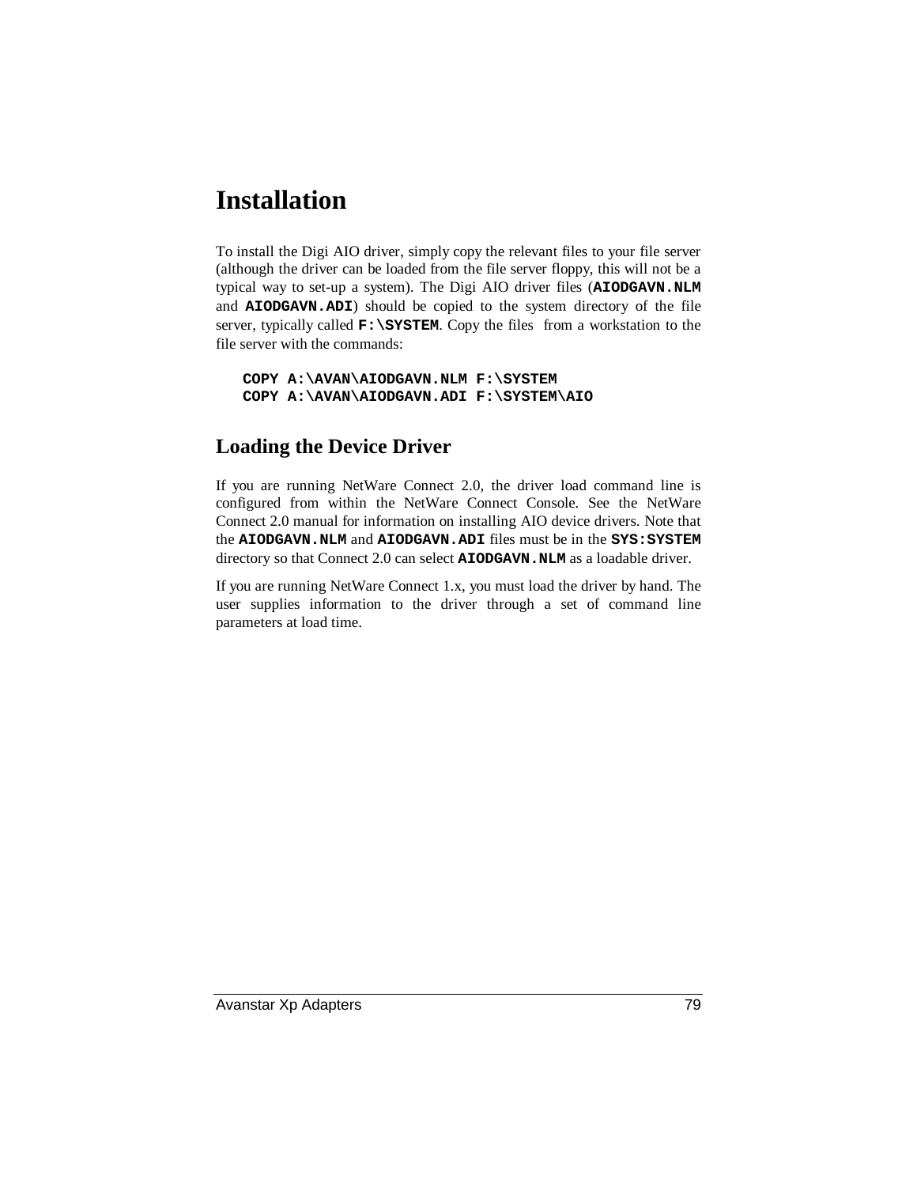# Installation

To install the Digi AIO driver, simply copy the relevant files to your file server (although the driver can be loaded from the file server floppy, this will not be a typical way to set-up a system). The Digi AIO driver files (**AIODGAVN.NLM** and **AIODGAVN.ADI**) should be copied to the system directory of the file server, typically called **F:\SYSTEM**. Copy the files from a workstation to the file server with the commands:

```
COPY A:\AVAN\AIODGAVN.NLM F:\SYSTEM
COPY A:\AVAN\AIODGAVN.ADI F:\SYSTEM\AIO
```

## Loading the Device Driver

If you are running NetWare Connect 2.0, the driver load command line is configured from within the NetWare Connect Console. See the NetWare Connect 2.0 manual for information on installing AIO device drivers. Note that the **AIODGAVN.NLM** and **AIODGAVN.ADI** files must be in the **SYS:SYSTEM** directory so that Connect 2.0 can select **AIODGAVN.NLM** as a loadable driver.

If you are running NetWare Connect 1.x, you must load the driver by hand. The user supplies information to the driver through a set of command line parameters at load time.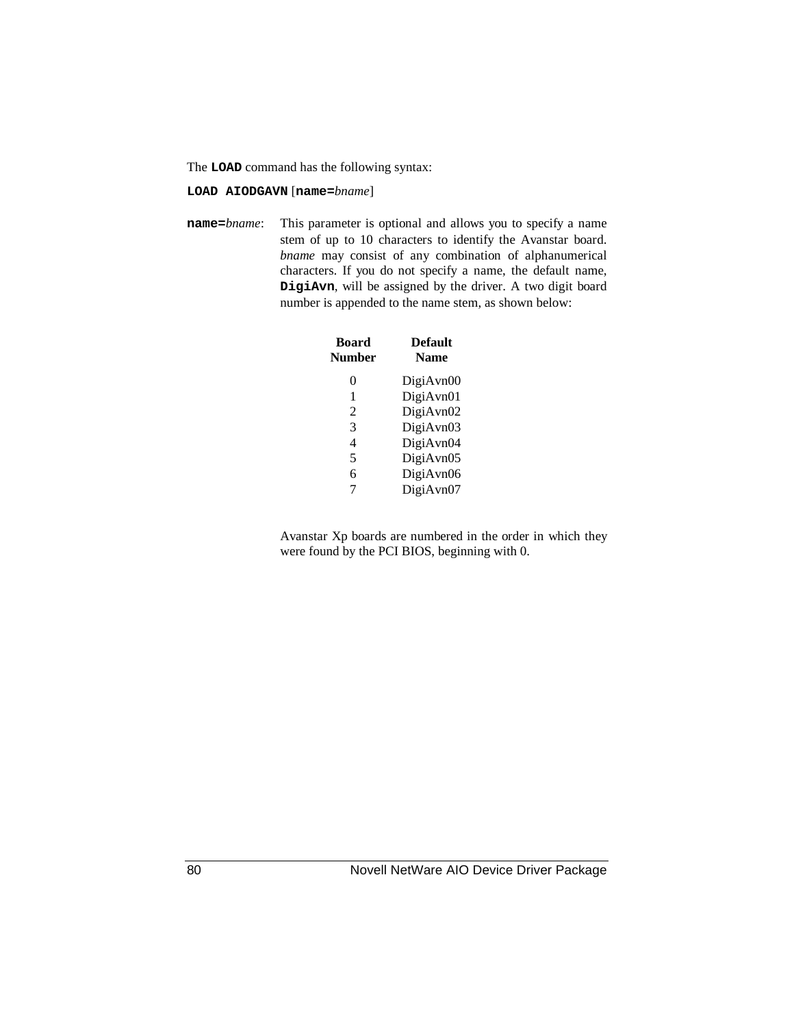The **`LOAD`** command has the following syntax:

**`LOAD AIODGAVN`** [**`name=`***bname*]

**`name=`***bname*: This parameter is optional and allows you to specify a name stem of up to 10 characters to identify the Avanstar board. *bname* may consist of any combination of alphanumerical characters. If you do not specify a name, the default name, **`DigiAvn`**, will be assigned by the driver. A two digit board number is appended to the name stem, as shown below:

| Board Number | Default Name |
|---|---|
| 0 | DigiAvn00 |
| 1 | DigiAvn01 |
| 2 | DigiAvn02 |
| 3 | DigiAvn03 |
| 4 | DigiAvn04 |
| 5 | DigiAvn05 |
| 6 | DigiAvn06 |
| 7 | DigiAvn07 |

Avanstar Xp boards are numbered in the order in which they were found by the PCI BIOS, beginning with 0.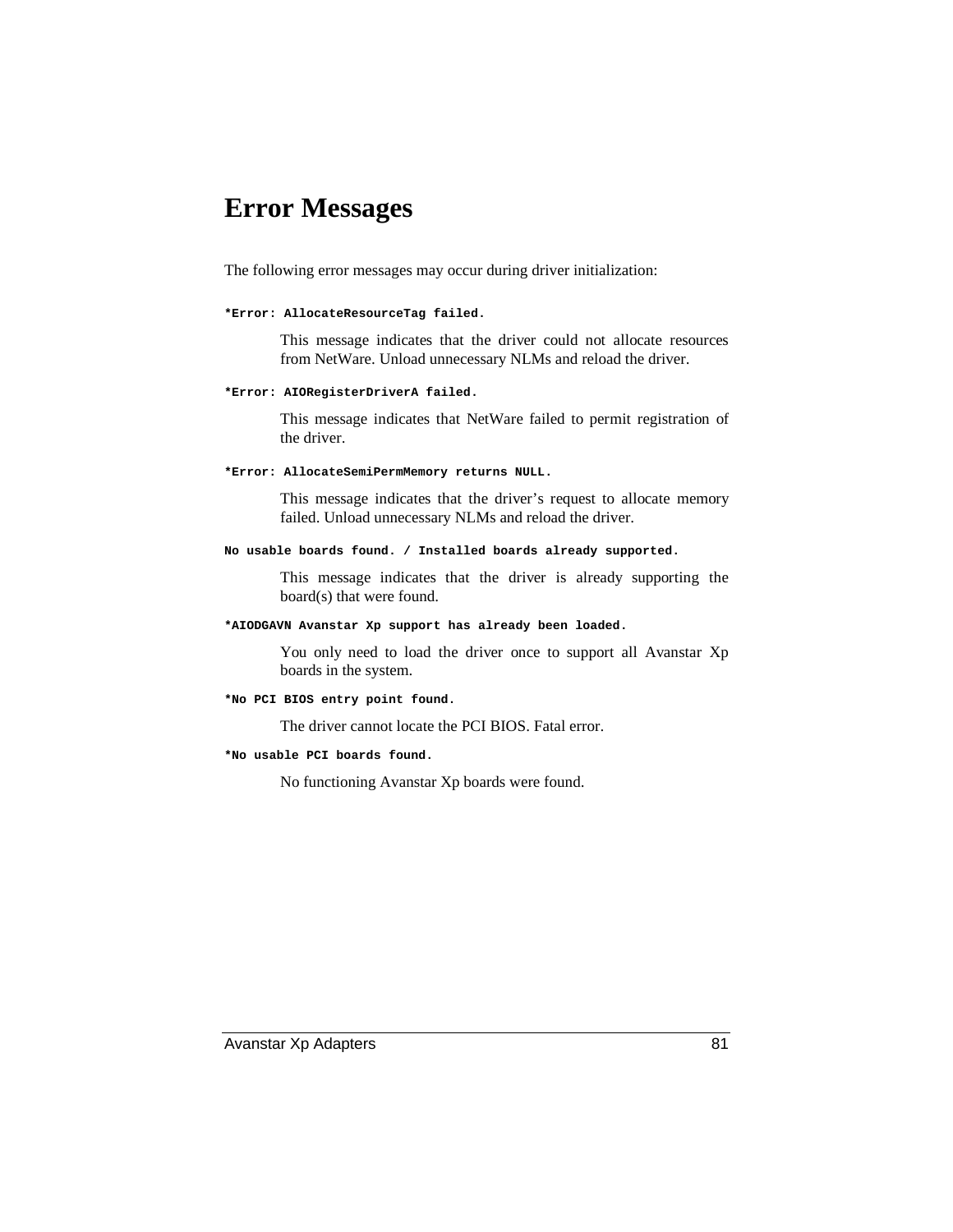# Error Messages

The following error messages may occur during driver initialization:

**`*Error: AllocateResourceTag failed.`**

> This message indicates that the driver could not allocate resources from NetWare. Unload unnecessary NLMs and reload the driver.

**`*Error: AIORegisterDriverA failed.`**

> This message indicates that NetWare failed to permit registration of the driver.

**`*Error: AllocateSemiPermMemory returns NULL.`**

> This message indicates that the driver's request to allocate memory failed. Unload unnecessary NLMs and reload the driver.

**`No usable boards found. / Installed boards already supported.`**

> This message indicates that the driver is already supporting the board(s) that were found.

**`*AIODGAVN Avanstar Xp support has already been loaded.`**

> You only need to load the driver once to support all Avanstar Xp boards in the system.

**`*No PCI BIOS entry point found.`**

> The driver cannot locate the PCI BIOS. Fatal error.

**`*No usable PCI boards found.`**

> No functioning Avanstar Xp boards were found.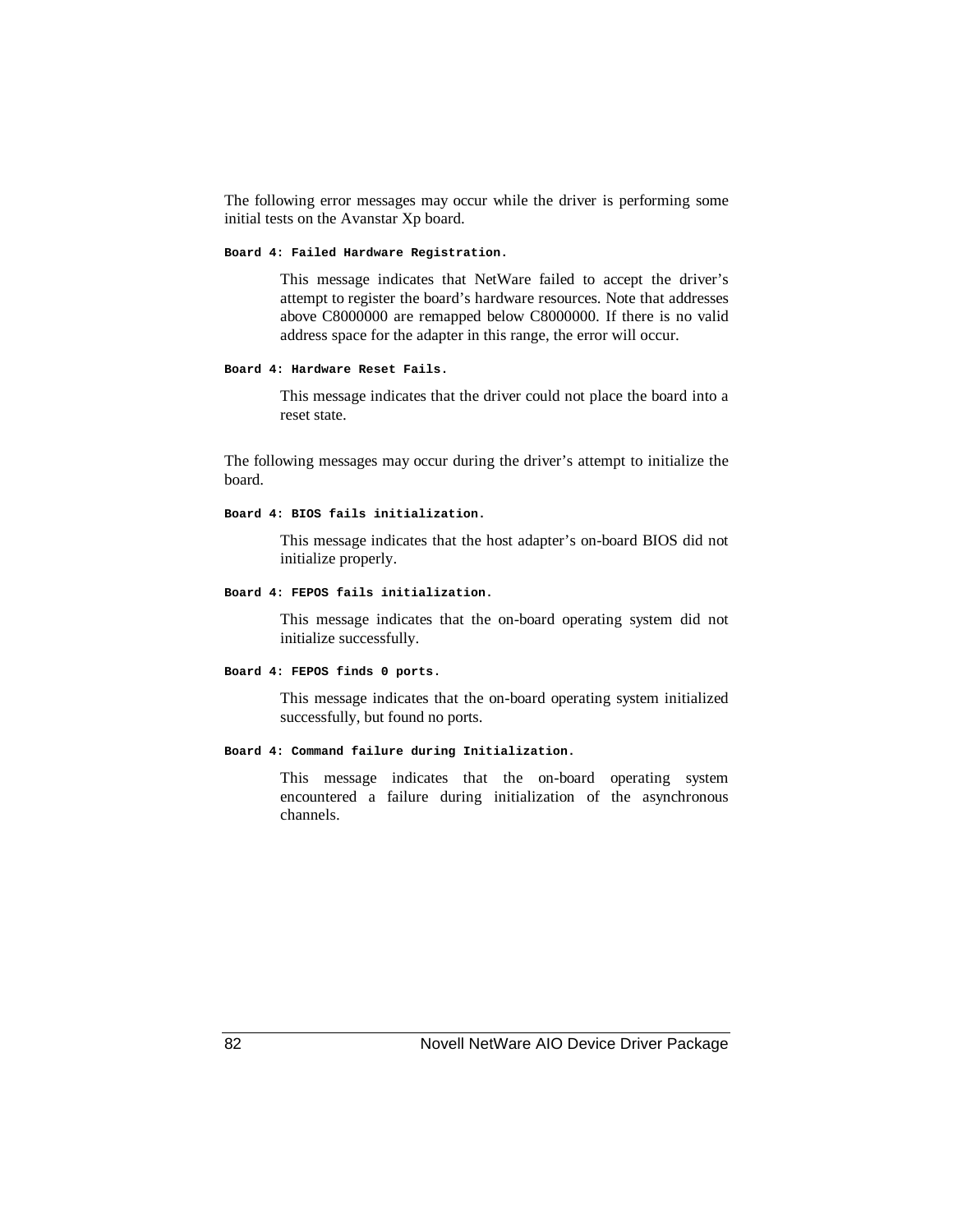The following error messages may occur while the driver is performing some initial tests on the Avanstar Xp board.

**`Board 4: Failed Hardware Registration.`**

> This message indicates that NetWare failed to accept the driver's attempt to register the board's hardware resources. Note that addresses above C8000000 are remapped below C8000000. If there is no valid address space for the adapter in this range, the error will occur.

**`Board 4: Hardware Reset Fails.`**

> This message indicates that the driver could not place the board into a reset state.

The following messages may occur during the driver's attempt to initialize the board.

**`Board 4: BIOS fails initialization.`**

> This message indicates that the host adapter's on-board BIOS did not initialize properly.

**`Board 4: FEPOS fails initialization.`**

> This message indicates that the on-board operating system did not initialize successfully.

**`Board 4: FEPOS finds 0 ports.`**

> This message indicates that the on-board operating system initialized successfully, but found no ports.

**`Board 4: Command failure during Initialization.`**

> This message indicates that the on-board operating system encountered a failure during initialization of the asynchronous channels.